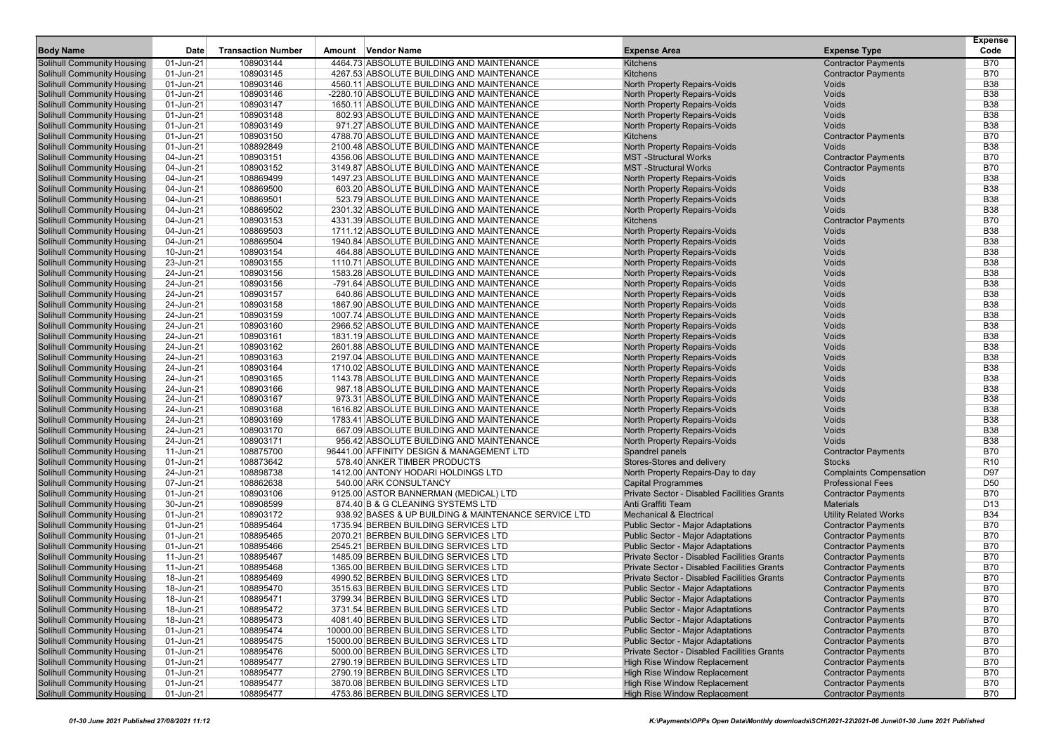| Body Name | Date | Transaction Number | Amount | Vendor Name | Expense Area | Expense Type | Expense Code |
|---|---|---|---|---|---|---|---|
| Solihull Community Housing | 01-Jun-21 | 108903144 | 4464.73 | ABSOLUTE BUILDING AND MAINTENANCE | Kitchens | Contractor Payments | B70 |
| Solihull Community Housing | 01-Jun-21 | 108903145 | 4267.53 | ABSOLUTE BUILDING AND MAINTENANCE | Kitchens | Contractor Payments | B70 |
| Solihull Community Housing | 01-Jun-21 | 108903146 | 4560.11 | ABSOLUTE BUILDING AND MAINTENANCE | North Property Repairs-Voids | Voids | B38 |
| Solihull Community Housing | 01-Jun-21 | 108903146 | -2280.10 | ABSOLUTE BUILDING AND MAINTENANCE | North Property Repairs-Voids | Voids | B38 |
| Solihull Community Housing | 01-Jun-21 | 108903147 | 1650.11 | ABSOLUTE BUILDING AND MAINTENANCE | North Property Repairs-Voids | Voids | B38 |
| Solihull Community Housing | 01-Jun-21 | 108903148 | 802.93 | ABSOLUTE BUILDING AND MAINTENANCE | North Property Repairs-Voids | Voids | B38 |
| Solihull Community Housing | 01-Jun-21 | 108903149 | 971.27 | ABSOLUTE BUILDING AND MAINTENANCE | North Property Repairs-Voids | Voids | B38 |
| Solihull Community Housing | 01-Jun-21 | 108903150 | 4788.70 | ABSOLUTE BUILDING AND MAINTENANCE | Kitchens | Contractor Payments | B70 |
| Solihull Community Housing | 01-Jun-21 | 108892849 | 2100.48 | ABSOLUTE BUILDING AND MAINTENANCE | North Property Repairs-Voids | Voids | B38 |
| Solihull Community Housing | 04-Jun-21 | 108903151 | 4356.06 | ABSOLUTE BUILDING AND MAINTENANCE | MST -Structural Works | Contractor Payments | B70 |
| Solihull Community Housing | 04-Jun-21 | 108903152 | 3149.87 | ABSOLUTE BUILDING AND MAINTENANCE | MST -Structural Works | Contractor Payments | B70 |
| Solihull Community Housing | 04-Jun-21 | 108869499 | 1497.23 | ABSOLUTE BUILDING AND MAINTENANCE | North Property Repairs-Voids | Voids | B38 |
| Solihull Community Housing | 04-Jun-21 | 108869500 | 603.20 | ABSOLUTE BUILDING AND MAINTENANCE | North Property Repairs-Voids | Voids | B38 |
| Solihull Community Housing | 04-Jun-21 | 108869501 | 523.79 | ABSOLUTE BUILDING AND MAINTENANCE | North Property Repairs-Voids | Voids | B38 |
| Solihull Community Housing | 04-Jun-21 | 108869502 | 2301.32 | ABSOLUTE BUILDING AND MAINTENANCE | North Property Repairs-Voids | Voids | B38 |
| Solihull Community Housing | 04-Jun-21 | 108903153 | 4331.39 | ABSOLUTE BUILDING AND MAINTENANCE | Kitchens | Contractor Payments | B70 |
| Solihull Community Housing | 04-Jun-21 | 108869503 | 1711.12 | ABSOLUTE BUILDING AND MAINTENANCE | North Property Repairs-Voids | Voids | B38 |
| Solihull Community Housing | 04-Jun-21 | 108869504 | 1940.84 | ABSOLUTE BUILDING AND MAINTENANCE | North Property Repairs-Voids | Voids | B38 |
| Solihull Community Housing | 10-Jun-21 | 108903154 | 464.88 | ABSOLUTE BUILDING AND MAINTENANCE | North Property Repairs-Voids | Voids | B38 |
| Solihull Community Housing | 23-Jun-21 | 108903155 | 1110.71 | ABSOLUTE BUILDING AND MAINTENANCE | North Property Repairs-Voids | Voids | B38 |
| Solihull Community Housing | 24-Jun-21 | 108903156 | 1583.28 | ABSOLUTE BUILDING AND MAINTENANCE | North Property Repairs-Voids | Voids | B38 |
| Solihull Community Housing | 24-Jun-21 | 108903156 | -791.64 | ABSOLUTE BUILDING AND MAINTENANCE | North Property Repairs-Voids | Voids | B38 |
| Solihull Community Housing | 24-Jun-21 | 108903157 | 640.86 | ABSOLUTE BUILDING AND MAINTENANCE | North Property Repairs-Voids | Voids | B38 |
| Solihull Community Housing | 24-Jun-21 | 108903158 | 1867.90 | ABSOLUTE BUILDING AND MAINTENANCE | North Property Repairs-Voids | Voids | B38 |
| Solihull Community Housing | 24-Jun-21 | 108903159 | 1007.74 | ABSOLUTE BUILDING AND MAINTENANCE | North Property Repairs-Voids | Voids | B38 |
| Solihull Community Housing | 24-Jun-21 | 108903160 | 2966.52 | ABSOLUTE BUILDING AND MAINTENANCE | North Property Repairs-Voids | Voids | B38 |
| Solihull Community Housing | 24-Jun-21 | 108903161 | 1831.19 | ABSOLUTE BUILDING AND MAINTENANCE | North Property Repairs-Voids | Voids | B38 |
| Solihull Community Housing | 24-Jun-21 | 108903162 | 2601.88 | ABSOLUTE BUILDING AND MAINTENANCE | North Property Repairs-Voids | Voids | B38 |
| Solihull Community Housing | 24-Jun-21 | 108903163 | 2197.04 | ABSOLUTE BUILDING AND MAINTENANCE | North Property Repairs-Voids | Voids | B38 |
| Solihull Community Housing | 24-Jun-21 | 108903164 | 1710.02 | ABSOLUTE BUILDING AND MAINTENANCE | North Property Repairs-Voids | Voids | B38 |
| Solihull Community Housing | 24-Jun-21 | 108903165 | 1143.78 | ABSOLUTE BUILDING AND MAINTENANCE | North Property Repairs-Voids | Voids | B38 |
| Solihull Community Housing | 24-Jun-21 | 108903166 | 987.18 | ABSOLUTE BUILDING AND MAINTENANCE | North Property Repairs-Voids | Voids | B38 |
| Solihull Community Housing | 24-Jun-21 | 108903167 | 973.31 | ABSOLUTE BUILDING AND MAINTENANCE | North Property Repairs-Voids | Voids | B38 |
| Solihull Community Housing | 24-Jun-21 | 108903168 | 1616.82 | ABSOLUTE BUILDING AND MAINTENANCE | North Property Repairs-Voids | Voids | B38 |
| Solihull Community Housing | 24-Jun-21 | 108903169 | 1783.41 | ABSOLUTE BUILDING AND MAINTENANCE | North Property Repairs-Voids | Voids | B38 |
| Solihull Community Housing | 24-Jun-21 | 108903170 | 667.09 | ABSOLUTE BUILDING AND MAINTENANCE | North Property Repairs-Voids | Voids | B38 |
| Solihull Community Housing | 24-Jun-21 | 108903171 | 956.42 | ABSOLUTE BUILDING AND MAINTENANCE | North Property Repairs-Voids | Voids | B38 |
| Solihull Community Housing | 11-Jun-21 | 108875700 | 96441.00 | AFFINITY DESIGN & MANAGEMENT LTD | Spandrel panels | Contractor Payments | B70 |
| Solihull Community Housing | 01-Jun-21 | 108873642 | 578.40 | ANKER TIMBER PRODUCTS | Stores-Stores and delivery | Stocks | R10 |
| Solihull Community Housing | 24-Jun-21 | 108898738 | 1412.00 | ANTONY HODARI HOLDINGS LTD | North Property Repairs-Day to day | Complaints Compensation | D97 |
| Solihull Community Housing | 07-Jun-21 | 108862638 | 540.00 | ARK CONSULTANCY | Capital Programmes | Professional Fees | D50 |
| Solihull Community Housing | 01-Jun-21 | 108903106 | 9125.00 | ASTOR BANNERMAN (MEDICAL) LTD | Private Sector - Disabled Facilities Grants | Contractor Payments | B70 |
| Solihull Community Housing | 30-Jun-21 | 108908599 | 874.40 | B & G CLEANING SYSTEMS LTD | Anti Graffiti Team | Materials | D13 |
| Solihull Community Housing | 01-Jun-21 | 108903172 | 938.92 | BASES & UP BUILDING & MAINTENANCE SERVICE LTD | Mechanical & Electrical | Utility Related Works | B34 |
| Solihull Community Housing | 01-Jun-21 | 108895464 | 1735.94 | BERBEN BUILDING SERVICES LTD | Public Sector - Major Adaptations | Contractor Payments | B70 |
| Solihull Community Housing | 01-Jun-21 | 108895465 | 2070.21 | BERBEN BUILDING SERVICES LTD | Public Sector - Major Adaptations | Contractor Payments | B70 |
| Solihull Community Housing | 01-Jun-21 | 108895466 | 2545.21 | BERBEN BUILDING SERVICES LTD | Public Sector - Major Adaptations | Contractor Payments | B70 |
| Solihull Community Housing | 11-Jun-21 | 108895467 | 1485.09 | BERBEN BUILDING SERVICES LTD | Private Sector - Disabled Facilities Grants | Contractor Payments | B70 |
| Solihull Community Housing | 11-Jun-21 | 108895468 | 1365.00 | BERBEN BUILDING SERVICES LTD | Private Sector - Disabled Facilities Grants | Contractor Payments | B70 |
| Solihull Community Housing | 18-Jun-21 | 108895469 | 4990.52 | BERBEN BUILDING SERVICES LTD | Private Sector - Disabled Facilities Grants | Contractor Payments | B70 |
| Solihull Community Housing | 18-Jun-21 | 108895470 | 3515.63 | BERBEN BUILDING SERVICES LTD | Public Sector - Major Adaptations | Contractor Payments | B70 |
| Solihull Community Housing | 18-Jun-21 | 108895471 | 3799.34 | BERBEN BUILDING SERVICES LTD | Public Sector - Major Adaptations | Contractor Payments | B70 |
| Solihull Community Housing | 18-Jun-21 | 108895472 | 3731.54 | BERBEN BUILDING SERVICES LTD | Public Sector - Major Adaptations | Contractor Payments | B70 |
| Solihull Community Housing | 18-Jun-21 | 108895473 | 4081.40 | BERBEN BUILDING SERVICES LTD | Public Sector - Major Adaptations | Contractor Payments | B70 |
| Solihull Community Housing | 01-Jun-21 | 108895474 | 10000.00 | BERBEN BUILDING SERVICES LTD | Public Sector - Major Adaptations | Contractor Payments | B70 |
| Solihull Community Housing | 01-Jun-21 | 108895475 | 15000.00 | BERBEN BUILDING SERVICES LTD | Public Sector - Major Adaptations | Contractor Payments | B70 |
| Solihull Community Housing | 01-Jun-21 | 108895476 | 5000.00 | BERBEN BUILDING SERVICES LTD | Private Sector - Disabled Facilities Grants | Contractor Payments | B70 |
| Solihull Community Housing | 01-Jun-21 | 108895477 | 2790.19 | BERBEN BUILDING SERVICES LTD | High Rise Window Replacement | Contractor Payments | B70 |
| Solihull Community Housing | 01-Jun-21 | 108895477 | 2790.19 | BERBEN BUILDING SERVICES LTD | High Rise Window Replacement | Contractor Payments | B70 |
| Solihull Community Housing | 01-Jun-21 | 108895477 | 3870.08 | BERBEN BUILDING SERVICES LTD | High Rise Window Replacement | Contractor Payments | B70 |
| Solihull Community Housing | 01-Jun-21 | 108895477 | 4753.86 | BERBEN BUILDING SERVICES LTD | High Rise Window Replacement | Contractor Payments | B70 |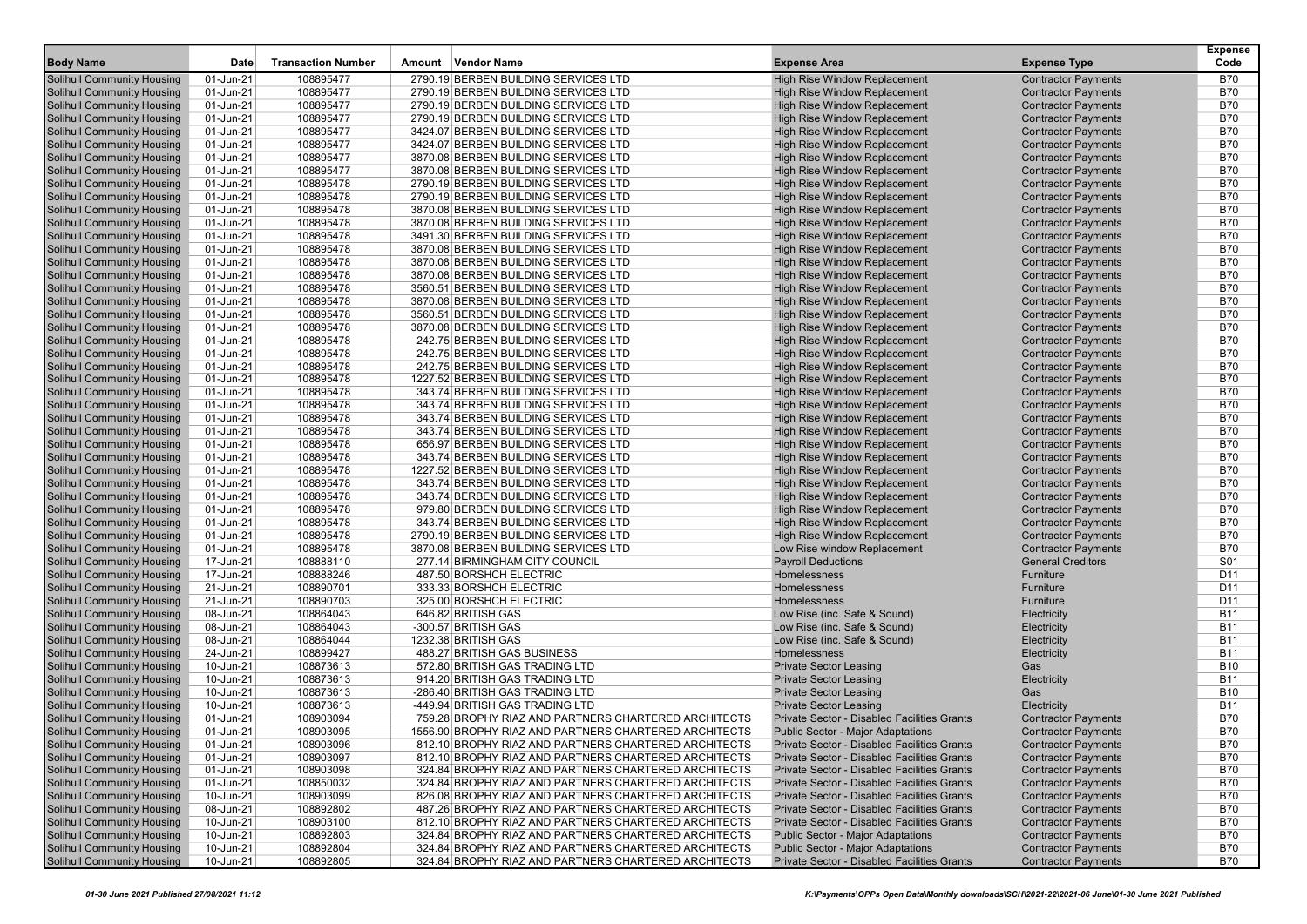| Body Name | Date | Transaction Number | Amount | Vendor Name | Expense Area | Expense Type | Expense Code |
|---|---|---|---|---|---|---|---|
| Solihull Community Housing | 01-Jun-21 | 108895477 | 2790.19 | BERBEN BUILDING SERVICES LTD | High Rise Window Replacement | Contractor Payments | B70 |
| Solihull Community Housing | 01-Jun-21 | 108895477 | 2790.19 | BERBEN BUILDING SERVICES LTD | High Rise Window Replacement | Contractor Payments | B70 |
| Solihull Community Housing | 01-Jun-21 | 108895477 | 2790.19 | BERBEN BUILDING SERVICES LTD | High Rise Window Replacement | Contractor Payments | B70 |
| Solihull Community Housing | 01-Jun-21 | 108895477 | 2790.19 | BERBEN BUILDING SERVICES LTD | High Rise Window Replacement | Contractor Payments | B70 |
| Solihull Community Housing | 01-Jun-21 | 108895477 | 3424.07 | BERBEN BUILDING SERVICES LTD | High Rise Window Replacement | Contractor Payments | B70 |
| Solihull Community Housing | 01-Jun-21 | 108895477 | 3424.07 | BERBEN BUILDING SERVICES LTD | High Rise Window Replacement | Contractor Payments | B70 |
| Solihull Community Housing | 01-Jun-21 | 108895477 | 3870.08 | BERBEN BUILDING SERVICES LTD | High Rise Window Replacement | Contractor Payments | B70 |
| Solihull Community Housing | 01-Jun-21 | 108895477 | 3870.08 | BERBEN BUILDING SERVICES LTD | High Rise Window Replacement | Contractor Payments | B70 |
| Solihull Community Housing | 01-Jun-21 | 108895478 | 2790.19 | BERBEN BUILDING SERVICES LTD | High Rise Window Replacement | Contractor Payments | B70 |
| Solihull Community Housing | 01-Jun-21 | 108895478 | 2790.19 | BERBEN BUILDING SERVICES LTD | High Rise Window Replacement | Contractor Payments | B70 |
| Solihull Community Housing | 01-Jun-21 | 108895478 | 3870.08 | BERBEN BUILDING SERVICES LTD | High Rise Window Replacement | Contractor Payments | B70 |
| Solihull Community Housing | 01-Jun-21 | 108895478 | 3870.08 | BERBEN BUILDING SERVICES LTD | High Rise Window Replacement | Contractor Payments | B70 |
| Solihull Community Housing | 01-Jun-21 | 108895478 | 3491.30 | BERBEN BUILDING SERVICES LTD | High Rise Window Replacement | Contractor Payments | B70 |
| Solihull Community Housing | 01-Jun-21 | 108895478 | 3870.08 | BERBEN BUILDING SERVICES LTD | High Rise Window Replacement | Contractor Payments | B70 |
| Solihull Community Housing | 01-Jun-21 | 108895478 | 3870.08 | BERBEN BUILDING SERVICES LTD | High Rise Window Replacement | Contractor Payments | B70 |
| Solihull Community Housing | 01-Jun-21 | 108895478 | 3870.08 | BERBEN BUILDING SERVICES LTD | High Rise Window Replacement | Contractor Payments | B70 |
| Solihull Community Housing | 01-Jun-21 | 108895478 | 3560.51 | BERBEN BUILDING SERVICES LTD | High Rise Window Replacement | Contractor Payments | B70 |
| Solihull Community Housing | 01-Jun-21 | 108895478 | 3870.08 | BERBEN BUILDING SERVICES LTD | High Rise Window Replacement | Contractor Payments | B70 |
| Solihull Community Housing | 01-Jun-21 | 108895478 | 3560.51 | BERBEN BUILDING SERVICES LTD | High Rise Window Replacement | Contractor Payments | B70 |
| Solihull Community Housing | 01-Jun-21 | 108895478 | 3870.08 | BERBEN BUILDING SERVICES LTD | High Rise Window Replacement | Contractor Payments | B70 |
| Solihull Community Housing | 01-Jun-21 | 108895478 | 242.75 | BERBEN BUILDING SERVICES LTD | High Rise Window Replacement | Contractor Payments | B70 |
| Solihull Community Housing | 01-Jun-21 | 108895478 | 242.75 | BERBEN BUILDING SERVICES LTD | High Rise Window Replacement | Contractor Payments | B70 |
| Solihull Community Housing | 01-Jun-21 | 108895478 | 242.75 | BERBEN BUILDING SERVICES LTD | High Rise Window Replacement | Contractor Payments | B70 |
| Solihull Community Housing | 01-Jun-21 | 108895478 | 1227.52 | BERBEN BUILDING SERVICES LTD | High Rise Window Replacement | Contractor Payments | B70 |
| Solihull Community Housing | 01-Jun-21 | 108895478 | 343.74 | BERBEN BUILDING SERVICES LTD | High Rise Window Replacement | Contractor Payments | B70 |
| Solihull Community Housing | 01-Jun-21 | 108895478 | 343.74 | BERBEN BUILDING SERVICES LTD | High Rise Window Replacement | Contractor Payments | B70 |
| Solihull Community Housing | 01-Jun-21 | 108895478 | 343.74 | BERBEN BUILDING SERVICES LTD | High Rise Window Replacement | Contractor Payments | B70 |
| Solihull Community Housing | 01-Jun-21 | 108895478 | 343.74 | BERBEN BUILDING SERVICES LTD | High Rise Window Replacement | Contractor Payments | B70 |
| Solihull Community Housing | 01-Jun-21 | 108895478 | 656.97 | BERBEN BUILDING SERVICES LTD | High Rise Window Replacement | Contractor Payments | B70 |
| Solihull Community Housing | 01-Jun-21 | 108895478 | 343.74 | BERBEN BUILDING SERVICES LTD | High Rise Window Replacement | Contractor Payments | B70 |
| Solihull Community Housing | 01-Jun-21 | 108895478 | 1227.52 | BERBEN BUILDING SERVICES LTD | High Rise Window Replacement | Contractor Payments | B70 |
| Solihull Community Housing | 01-Jun-21 | 108895478 | 343.74 | BERBEN BUILDING SERVICES LTD | High Rise Window Replacement | Contractor Payments | B70 |
| Solihull Community Housing | 01-Jun-21 | 108895478 | 343.74 | BERBEN BUILDING SERVICES LTD | High Rise Window Replacement | Contractor Payments | B70 |
| Solihull Community Housing | 01-Jun-21 | 108895478 | 979.80 | BERBEN BUILDING SERVICES LTD | High Rise Window Replacement | Contractor Payments | B70 |
| Solihull Community Housing | 01-Jun-21 | 108895478 | 343.74 | BERBEN BUILDING SERVICES LTD | High Rise Window Replacement | Contractor Payments | B70 |
| Solihull Community Housing | 01-Jun-21 | 108895478 | 2790.19 | BERBEN BUILDING SERVICES LTD | High Rise Window Replacement | Contractor Payments | B70 |
| Solihull Community Housing | 01-Jun-21 | 108895478 | 3870.08 | BERBEN BUILDING SERVICES LTD | Low Rise window Replacement | Contractor Payments | B70 |
| Solihull Community Housing | 17-Jun-21 | 108888110 | 277.14 | BIRMINGHAM CITY COUNCIL | Payroll Deductions | General Creditors | S01 |
| Solihull Community Housing | 17-Jun-21 | 108888246 | 487.50 | BORSHCH ELECTRIC | Homelessness | Furniture | D11 |
| Solihull Community Housing | 21-Jun-21 | 108890701 | 333.33 | BORSHCH ELECTRIC | Homelessness | Furniture | D11 |
| Solihull Community Housing | 21-Jun-21 | 108890703 | 325.00 | BORSHCH ELECTRIC | Homelessness | Furniture | D11 |
| Solihull Community Housing | 08-Jun-21 | 108864043 | 646.82 | BRITISH GAS | Low Rise (inc. Safe & Sound) | Electricity | B11 |
| Solihull Community Housing | 08-Jun-21 | 108864043 | -300.57 | BRITISH GAS | Low Rise (inc. Safe & Sound) | Electricity | B11 |
| Solihull Community Housing | 08-Jun-21 | 108864044 | 1232.38 | BRITISH GAS | Low Rise (inc. Safe & Sound) | Electricity | B11 |
| Solihull Community Housing | 24-Jun-21 | 108899427 | 488.27 | BRITISH GAS BUSINESS | Homelessness | Electricity | B11 |
| Solihull Community Housing | 10-Jun-21 | 108873613 | 572.80 | BRITISH GAS TRADING LTD | Private Sector Leasing | Gas | B10 |
| Solihull Community Housing | 10-Jun-21 | 108873613 | 914.20 | BRITISH GAS TRADING LTD | Private Sector Leasing | Electricity | B11 |
| Solihull Community Housing | 10-Jun-21 | 108873613 | -286.40 | BRITISH GAS TRADING LTD | Private Sector Leasing | Gas | B10 |
| Solihull Community Housing | 10-Jun-21 | 108873613 | -449.94 | BRITISH GAS TRADING LTD | Private Sector Leasing | Electricity | B11 |
| Solihull Community Housing | 01-Jun-21 | 108903094 | 759.28 | BROPHY RIAZ AND PARTNERS CHARTERED ARCHITECTS | Private Sector - Disabled Facilities Grants | Contractor Payments | B70 |
| Solihull Community Housing | 01-Jun-21 | 108903095 | 1556.90 | BROPHY RIAZ AND PARTNERS CHARTERED ARCHITECTS | Public Sector - Major Adaptations | Contractor Payments | B70 |
| Solihull Community Housing | 01-Jun-21 | 108903096 | 812.10 | BROPHY RIAZ AND PARTNERS CHARTERED ARCHITECTS | Private Sector - Disabled Facilities Grants | Contractor Payments | B70 |
| Solihull Community Housing | 01-Jun-21 | 108903097 | 812.10 | BROPHY RIAZ AND PARTNERS CHARTERED ARCHITECTS | Private Sector - Disabled Facilities Grants | Contractor Payments | B70 |
| Solihull Community Housing | 01-Jun-21 | 108903098 | 324.84 | BROPHY RIAZ AND PARTNERS CHARTERED ARCHITECTS | Private Sector - Disabled Facilities Grants | Contractor Payments | B70 |
| Solihull Community Housing | 01-Jun-21 | 108850032 | 324.84 | BROPHY RIAZ AND PARTNERS CHARTERED ARCHITECTS | Private Sector - Disabled Facilities Grants | Contractor Payments | B70 |
| Solihull Community Housing | 10-Jun-21 | 108903099 | 826.08 | BROPHY RIAZ AND PARTNERS CHARTERED ARCHITECTS | Private Sector - Disabled Facilities Grants | Contractor Payments | B70 |
| Solihull Community Housing | 08-Jun-21 | 108892802 | 487.26 | BROPHY RIAZ AND PARTNERS CHARTERED ARCHITECTS | Private Sector - Disabled Facilities Grants | Contractor Payments | B70 |
| Solihull Community Housing | 10-Jun-21 | 108903100 | 812.10 | BROPHY RIAZ AND PARTNERS CHARTERED ARCHITECTS | Private Sector - Disabled Facilities Grants | Contractor Payments | B70 |
| Solihull Community Housing | 10-Jun-21 | 108892803 | 324.84 | BROPHY RIAZ AND PARTNERS CHARTERED ARCHITECTS | Public Sector - Major Adaptations | Contractor Payments | B70 |
| Solihull Community Housing | 10-Jun-21 | 108892804 | 324.84 | BROPHY RIAZ AND PARTNERS CHARTERED ARCHITECTS | Public Sector - Major Adaptations | Contractor Payments | B70 |
| Solihull Community Housing | 10-Jun-21 | 108892805 | 324.84 | BROPHY RIAZ AND PARTNERS CHARTERED ARCHITECTS | Private Sector - Disabled Facilities Grants | Contractor Payments | B70 |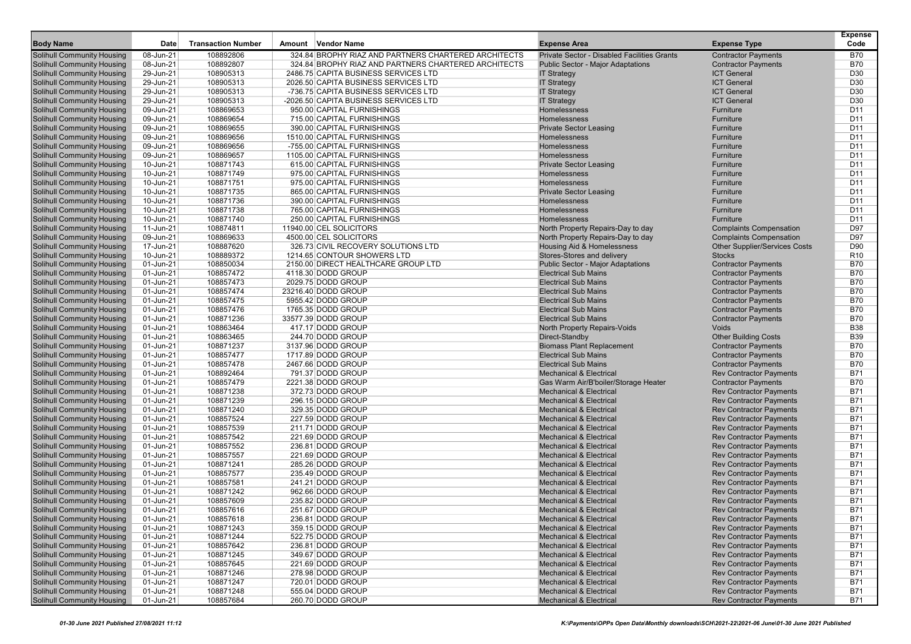| Body Name | Date | Transaction Number | Amount | Vendor Name | Expense Area | Expense Type | Expense Code |
|---|---|---|---|---|---|---|---|
| Solihull Community Housing | 08-Jun-21 | 108892806 | 324.84 | BROPHY RIAZ AND PARTNERS CHARTERED ARCHITECTS | Private Sector - Disabled Facilities Grants | Contractor Payments | B70 |
| Solihull Community Housing | 08-Jun-21 | 108892807 | 324.84 | BROPHY RIAZ AND PARTNERS CHARTERED ARCHITECTS | Public Sector - Major Adaptations | Contractor Payments | B70 |
| Solihull Community Housing | 29-Jun-21 | 108905313 | 2486.75 | CAPITA BUSINESS SERVICES LTD | IT Strategy | ICT General | D30 |
| Solihull Community Housing | 29-Jun-21 | 108905313 | 2026.50 | CAPITA BUSINESS SERVICES LTD | IT Strategy | ICT General | D30 |
| Solihull Community Housing | 29-Jun-21 | 108905313 | -736.75 | CAPITA BUSINESS SERVICES LTD | IT Strategy | ICT General | D30 |
| Solihull Community Housing | 29-Jun-21 | 108905313 | -2026.50 | CAPITA BUSINESS SERVICES LTD | IT Strategy | ICT General | D30 |
| Solihull Community Housing | 09-Jun-21 | 108869653 | 950.00 | CAPITAL FURNISHINGS | Homelessness | Furniture | D11 |
| Solihull Community Housing | 09-Jun-21 | 108869654 | 715.00 | CAPITAL FURNISHINGS | Homelessness | Furniture | D11 |
| Solihull Community Housing | 09-Jun-21 | 108869655 | 390.00 | CAPITAL FURNISHINGS | Private Sector Leasing | Furniture | D11 |
| Solihull Community Housing | 09-Jun-21 | 108869656 | 1510.00 | CAPITAL FURNISHINGS | Homelessness | Furniture | D11 |
| Solihull Community Housing | 09-Jun-21 | 108869656 | -755.00 | CAPITAL FURNISHINGS | Homelessness | Furniture | D11 |
| Solihull Community Housing | 09-Jun-21 | 108869657 | 1105.00 | CAPITAL FURNISHINGS | Homelessness | Furniture | D11 |
| Solihull Community Housing | 10-Jun-21 | 108871743 | 615.00 | CAPITAL FURNISHINGS | Private Sector Leasing | Furniture | D11 |
| Solihull Community Housing | 10-Jun-21 | 108871749 | 975.00 | CAPITAL FURNISHINGS | Homelessness | Furniture | D11 |
| Solihull Community Housing | 10-Jun-21 | 108871751 | 975.00 | CAPITAL FURNISHINGS | Homelessness | Furniture | D11 |
| Solihull Community Housing | 10-Jun-21 | 108871735 | 865.00 | CAPITAL FURNISHINGS | Private Sector Leasing | Furniture | D11 |
| Solihull Community Housing | 10-Jun-21 | 108871736 | 390.00 | CAPITAL FURNISHINGS | Homelessness | Furniture | D11 |
| Solihull Community Housing | 10-Jun-21 | 108871738 | 765.00 | CAPITAL FURNISHINGS | Homelessness | Furniture | D11 |
| Solihull Community Housing | 10-Jun-21 | 108871740 | 250.00 | CAPITAL FURNISHINGS | Homelessness | Furniture | D11 |
| Solihull Community Housing | 11-Jun-21 | 108874811 | 11940.00 | CEL SOLICITORS | North Property Repairs-Day to day | Complaints Compensation | D97 |
| Solihull Community Housing | 09-Jun-21 | 108869633 | 4500.00 | CEL SOLICITORS | North Property Repairs-Day to day | Complaints Compensation | D97 |
| Solihull Community Housing | 17-Jun-21 | 108887620 | 326.73 | CIVIL RECOVERY SOLUTIONS LTD | Housing Aid & Homelessness | Other Supplier/Services Costs | D90 |
| Solihull Community Housing | 10-Jun-21 | 108889372 | 1214.65 | CONTOUR SHOWERS LTD | Stores-Stores and delivery | Stocks | R10 |
| Solihull Community Housing | 01-Jun-21 | 108850034 | 2150.00 | DIRECT HEALTHCARE GROUP LTD | Public Sector - Major Adaptations | Contractor Payments | B70 |
| Solihull Community Housing | 01-Jun-21 | 108857472 | 4118.30 | DODD GROUP | Electrical Sub Mains | Contractor Payments | B70 |
| Solihull Community Housing | 01-Jun-21 | 108857473 | 2029.75 | DODD GROUP | Electrical Sub Mains | Contractor Payments | B70 |
| Solihull Community Housing | 01-Jun-21 | 108857474 | 23216.40 | DODD GROUP | Electrical Sub Mains | Contractor Payments | B70 |
| Solihull Community Housing | 01-Jun-21 | 108857475 | 5955.42 | DODD GROUP | Electrical Sub Mains | Contractor Payments | B70 |
| Solihull Community Housing | 01-Jun-21 | 108857476 | 1765.35 | DODD GROUP | Electrical Sub Mains | Contractor Payments | B70 |
| Solihull Community Housing | 01-Jun-21 | 108871236 | 33577.39 | DODD GROUP | Electrical Sub Mains | Contractor Payments | B70 |
| Solihull Community Housing | 01-Jun-21 | 108863464 | 417.17 | DODD GROUP | North Property Repairs-Voids | Voids | B38 |
| Solihull Community Housing | 01-Jun-21 | 108863465 | 244.70 | DODD GROUP | Direct-Standby | Other Building Costs | B39 |
| Solihull Community Housing | 01-Jun-21 | 108871237 | 3137.96 | DODD GROUP | Biomass Plant Replacement | Contractor Payments | B70 |
| Solihull Community Housing | 01-Jun-21 | 108857477 | 1717.89 | DODD GROUP | Electrical Sub Mains | Contractor Payments | B70 |
| Solihull Community Housing | 01-Jun-21 | 108857478 | 2467.66 | DODD GROUP | Electrical Sub Mains | Contractor Payments | B70 |
| Solihull Community Housing | 01-Jun-21 | 108892464 | 791.37 | DODD GROUP | Mechanical & Electrical | Rev Contractor Payments | B71 |
| Solihull Community Housing | 01-Jun-21 | 108857479 | 2221.38 | DODD GROUP | Gas Warm Air/B'boiler/Storage Heater | Contractor Payments | B70 |
| Solihull Community Housing | 01-Jun-21 | 108871238 | 372.73 | DODD GROUP | Mechanical & Electrical | Rev Contractor Payments | B71 |
| Solihull Community Housing | 01-Jun-21 | 108871239 | 296.15 | DODD GROUP | Mechanical & Electrical | Rev Contractor Payments | B71 |
| Solihull Community Housing | 01-Jun-21 | 108871240 | 329.35 | DODD GROUP | Mechanical & Electrical | Rev Contractor Payments | B71 |
| Solihull Community Housing | 01-Jun-21 | 108857524 | 227.59 | DODD GROUP | Mechanical & Electrical | Rev Contractor Payments | B71 |
| Solihull Community Housing | 01-Jun-21 | 108857539 | 211.71 | DODD GROUP | Mechanical & Electrical | Rev Contractor Payments | B71 |
| Solihull Community Housing | 01-Jun-21 | 108857542 | 221.69 | DODD GROUP | Mechanical & Electrical | Rev Contractor Payments | B71 |
| Solihull Community Housing | 01-Jun-21 | 108857552 | 236.81 | DODD GROUP | Mechanical & Electrical | Rev Contractor Payments | B71 |
| Solihull Community Housing | 01-Jun-21 | 108857557 | 221.69 | DODD GROUP | Mechanical & Electrical | Rev Contractor Payments | B71 |
| Solihull Community Housing | 01-Jun-21 | 108871241 | 285.26 | DODD GROUP | Mechanical & Electrical | Rev Contractor Payments | B71 |
| Solihull Community Housing | 01-Jun-21 | 108857577 | 235.49 | DODD GROUP | Mechanical & Electrical | Rev Contractor Payments | B71 |
| Solihull Community Housing | 01-Jun-21 | 108857581 | 241.21 | DODD GROUP | Mechanical & Electrical | Rev Contractor Payments | B71 |
| Solihull Community Housing | 01-Jun-21 | 108871242 | 962.66 | DODD GROUP | Mechanical & Electrical | Rev Contractor Payments | B71 |
| Solihull Community Housing | 01-Jun-21 | 108857609 | 235.82 | DODD GROUP | Mechanical & Electrical | Rev Contractor Payments | B71 |
| Solihull Community Housing | 01-Jun-21 | 108857616 | 251.67 | DODD GROUP | Mechanical & Electrical | Rev Contractor Payments | B71 |
| Solihull Community Housing | 01-Jun-21 | 108857618 | 236.81 | DODD GROUP | Mechanical & Electrical | Rev Contractor Payments | B71 |
| Solihull Community Housing | 01-Jun-21 | 108871243 | 359.15 | DODD GROUP | Mechanical & Electrical | Rev Contractor Payments | B71 |
| Solihull Community Housing | 01-Jun-21 | 108871244 | 522.75 | DODD GROUP | Mechanical & Electrical | Rev Contractor Payments | B71 |
| Solihull Community Housing | 01-Jun-21 | 108857642 | 236.81 | DODD GROUP | Mechanical & Electrical | Rev Contractor Payments | B71 |
| Solihull Community Housing | 01-Jun-21 | 108871245 | 349.67 | DODD GROUP | Mechanical & Electrical | Rev Contractor Payments | B71 |
| Solihull Community Housing | 01-Jun-21 | 108857645 | 221.69 | DODD GROUP | Mechanical & Electrical | Rev Contractor Payments | B71 |
| Solihull Community Housing | 01-Jun-21 | 108871246 | 278.98 | DODD GROUP | Mechanical & Electrical | Rev Contractor Payments | B71 |
| Solihull Community Housing | 01-Jun-21 | 108871247 | 720.01 | DODD GROUP | Mechanical & Electrical | Rev Contractor Payments | B71 |
| Solihull Community Housing | 01-Jun-21 | 108871248 | 555.04 | DODD GROUP | Mechanical & Electrical | Rev Contractor Payments | B71 |
| Solihull Community Housing | 01-Jun-21 | 108857684 | 260.70 | DODD GROUP | Mechanical & Electrical | Rev Contractor Payments | B71 |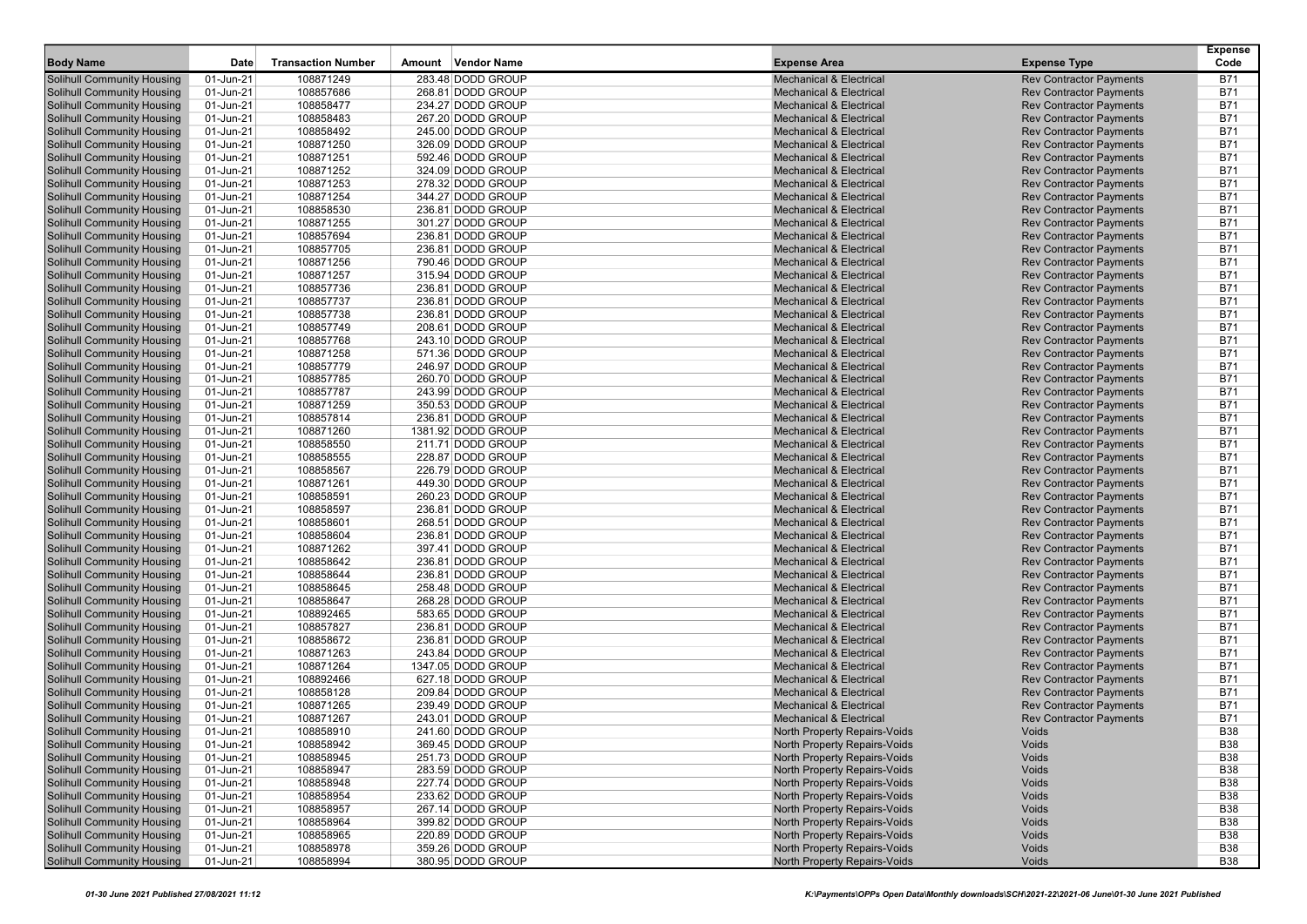| Body Name | Date | Transaction Number | Amount | Vendor Name | Expense Area | Expense Type | Expense Code |
|---|---|---|---|---|---|---|---|
| Solihull Community Housing | 01-Jun-21 | 108871249 | 283.48 | DODD GROUP | Mechanical & Electrical | Rev Contractor Payments | B71 |
| Solihull Community Housing | 01-Jun-21 | 108857686 | 268.81 | DODD GROUP | Mechanical & Electrical | Rev Contractor Payments | B71 |
| Solihull Community Housing | 01-Jun-21 | 108858477 | 234.27 | DODD GROUP | Mechanical & Electrical | Rev Contractor Payments | B71 |
| Solihull Community Housing | 01-Jun-21 | 108858483 | 267.20 | DODD GROUP | Mechanical & Electrical | Rev Contractor Payments | B71 |
| Solihull Community Housing | 01-Jun-21 | 108858492 | 245.00 | DODD GROUP | Mechanical & Electrical | Rev Contractor Payments | B71 |
| Solihull Community Housing | 01-Jun-21 | 108871250 | 326.09 | DODD GROUP | Mechanical & Electrical | Rev Contractor Payments | B71 |
| Solihull Community Housing | 01-Jun-21 | 108871251 | 592.46 | DODD GROUP | Mechanical & Electrical | Rev Contractor Payments | B71 |
| Solihull Community Housing | 01-Jun-21 | 108871252 | 324.09 | DODD GROUP | Mechanical & Electrical | Rev Contractor Payments | B71 |
| Solihull Community Housing | 01-Jun-21 | 108871253 | 278.32 | DODD GROUP | Mechanical & Electrical | Rev Contractor Payments | B71 |
| Solihull Community Housing | 01-Jun-21 | 108871254 | 344.27 | DODD GROUP | Mechanical & Electrical | Rev Contractor Payments | B71 |
| Solihull Community Housing | 01-Jun-21 | 108858530 | 236.81 | DODD GROUP | Mechanical & Electrical | Rev Contractor Payments | B71 |
| Solihull Community Housing | 01-Jun-21 | 108871255 | 301.27 | DODD GROUP | Mechanical & Electrical | Rev Contractor Payments | B71 |
| Solihull Community Housing | 01-Jun-21 | 108857694 | 236.81 | DODD GROUP | Mechanical & Electrical | Rev Contractor Payments | B71 |
| Solihull Community Housing | 01-Jun-21 | 108857705 | 236.81 | DODD GROUP | Mechanical & Electrical | Rev Contractor Payments | B71 |
| Solihull Community Housing | 01-Jun-21 | 108871256 | 790.46 | DODD GROUP | Mechanical & Electrical | Rev Contractor Payments | B71 |
| Solihull Community Housing | 01-Jun-21 | 108871257 | 315.94 | DODD GROUP | Mechanical & Electrical | Rev Contractor Payments | B71 |
| Solihull Community Housing | 01-Jun-21 | 108857736 | 236.81 | DODD GROUP | Mechanical & Electrical | Rev Contractor Payments | B71 |
| Solihull Community Housing | 01-Jun-21 | 108857737 | 236.81 | DODD GROUP | Mechanical & Electrical | Rev Contractor Payments | B71 |
| Solihull Community Housing | 01-Jun-21 | 108857738 | 236.81 | DODD GROUP | Mechanical & Electrical | Rev Contractor Payments | B71 |
| Solihull Community Housing | 01-Jun-21 | 108857749 | 208.61 | DODD GROUP | Mechanical & Electrical | Rev Contractor Payments | B71 |
| Solihull Community Housing | 01-Jun-21 | 108857768 | 243.10 | DODD GROUP | Mechanical & Electrical | Rev Contractor Payments | B71 |
| Solihull Community Housing | 01-Jun-21 | 108871258 | 571.36 | DODD GROUP | Mechanical & Electrical | Rev Contractor Payments | B71 |
| Solihull Community Housing | 01-Jun-21 | 108857779 | 246.97 | DODD GROUP | Mechanical & Electrical | Rev Contractor Payments | B71 |
| Solihull Community Housing | 01-Jun-21 | 108857785 | 260.70 | DODD GROUP | Mechanical & Electrical | Rev Contractor Payments | B71 |
| Solihull Community Housing | 01-Jun-21 | 108857787 | 243.99 | DODD GROUP | Mechanical & Electrical | Rev Contractor Payments | B71 |
| Solihull Community Housing | 01-Jun-21 | 108871259 | 350.53 | DODD GROUP | Mechanical & Electrical | Rev Contractor Payments | B71 |
| Solihull Community Housing | 01-Jun-21 | 108857814 | 236.81 | DODD GROUP | Mechanical & Electrical | Rev Contractor Payments | B71 |
| Solihull Community Housing | 01-Jun-21 | 108871260 | 1381.92 | DODD GROUP | Mechanical & Electrical | Rev Contractor Payments | B71 |
| Solihull Community Housing | 01-Jun-21 | 108858550 | 211.71 | DODD GROUP | Mechanical & Electrical | Rev Contractor Payments | B71 |
| Solihull Community Housing | 01-Jun-21 | 108858555 | 228.87 | DODD GROUP | Mechanical & Electrical | Rev Contractor Payments | B71 |
| Solihull Community Housing | 01-Jun-21 | 108858567 | 226.79 | DODD GROUP | Mechanical & Electrical | Rev Contractor Payments | B71 |
| Solihull Community Housing | 01-Jun-21 | 108871261 | 449.30 | DODD GROUP | Mechanical & Electrical | Rev Contractor Payments | B71 |
| Solihull Community Housing | 01-Jun-21 | 108858591 | 260.23 | DODD GROUP | Mechanical & Electrical | Rev Contractor Payments | B71 |
| Solihull Community Housing | 01-Jun-21 | 108858597 | 236.81 | DODD GROUP | Mechanical & Electrical | Rev Contractor Payments | B71 |
| Solihull Community Housing | 01-Jun-21 | 108858601 | 268.51 | DODD GROUP | Mechanical & Electrical | Rev Contractor Payments | B71 |
| Solihull Community Housing | 01-Jun-21 | 108858604 | 236.81 | DODD GROUP | Mechanical & Electrical | Rev Contractor Payments | B71 |
| Solihull Community Housing | 01-Jun-21 | 108871262 | 397.41 | DODD GROUP | Mechanical & Electrical | Rev Contractor Payments | B71 |
| Solihull Community Housing | 01-Jun-21 | 108858642 | 236.81 | DODD GROUP | Mechanical & Electrical | Rev Contractor Payments | B71 |
| Solihull Community Housing | 01-Jun-21 | 108858644 | 236.81 | DODD GROUP | Mechanical & Electrical | Rev Contractor Payments | B71 |
| Solihull Community Housing | 01-Jun-21 | 108858645 | 258.48 | DODD GROUP | Mechanical & Electrical | Rev Contractor Payments | B71 |
| Solihull Community Housing | 01-Jun-21 | 108858647 | 268.28 | DODD GROUP | Mechanical & Electrical | Rev Contractor Payments | B71 |
| Solihull Community Housing | 01-Jun-21 | 108892465 | 583.65 | DODD GROUP | Mechanical & Electrical | Rev Contractor Payments | B71 |
| Solihull Community Housing | 01-Jun-21 | 108857827 | 236.81 | DODD GROUP | Mechanical & Electrical | Rev Contractor Payments | B71 |
| Solihull Community Housing | 01-Jun-21 | 108858672 | 236.81 | DODD GROUP | Mechanical & Electrical | Rev Contractor Payments | B71 |
| Solihull Community Housing | 01-Jun-21 | 108871263 | 243.84 | DODD GROUP | Mechanical & Electrical | Rev Contractor Payments | B71 |
| Solihull Community Housing | 01-Jun-21 | 108871264 | 1347.05 | DODD GROUP | Mechanical & Electrical | Rev Contractor Payments | B71 |
| Solihull Community Housing | 01-Jun-21 | 108892466 | 627.18 | DODD GROUP | Mechanical & Electrical | Rev Contractor Payments | B71 |
| Solihull Community Housing | 01-Jun-21 | 108858128 | 209.84 | DODD GROUP | Mechanical & Electrical | Rev Contractor Payments | B71 |
| Solihull Community Housing | 01-Jun-21 | 108871265 | 239.49 | DODD GROUP | Mechanical & Electrical | Rev Contractor Payments | B71 |
| Solihull Community Housing | 01-Jun-21 | 108871267 | 243.01 | DODD GROUP | Mechanical & Electrical | Rev Contractor Payments | B71 |
| Solihull Community Housing | 01-Jun-21 | 108858910 | 241.60 | DODD GROUP | North Property Repairs-Voids | Voids | B38 |
| Solihull Community Housing | 01-Jun-21 | 108858942 | 369.45 | DODD GROUP | North Property Repairs-Voids | Voids | B38 |
| Solihull Community Housing | 01-Jun-21 | 108858945 | 251.73 | DODD GROUP | North Property Repairs-Voids | Voids | B38 |
| Solihull Community Housing | 01-Jun-21 | 108858947 | 283.59 | DODD GROUP | North Property Repairs-Voids | Voids | B38 |
| Solihull Community Housing | 01-Jun-21 | 108858948 | 227.74 | DODD GROUP | North Property Repairs-Voids | Voids | B38 |
| Solihull Community Housing | 01-Jun-21 | 108858954 | 233.62 | DODD GROUP | North Property Repairs-Voids | Voids | B38 |
| Solihull Community Housing | 01-Jun-21 | 108858957 | 267.14 | DODD GROUP | North Property Repairs-Voids | Voids | B38 |
| Solihull Community Housing | 01-Jun-21 | 108858964 | 399.82 | DODD GROUP | North Property Repairs-Voids | Voids | B38 |
| Solihull Community Housing | 01-Jun-21 | 108858965 | 220.89 | DODD GROUP | North Property Repairs-Voids | Voids | B38 |
| Solihull Community Housing | 01-Jun-21 | 108858978 | 359.26 | DODD GROUP | North Property Repairs-Voids | Voids | B38 |
| Solihull Community Housing | 01-Jun-21 | 108858994 | 380.95 | DODD GROUP | North Property Repairs-Voids | Voids | B38 |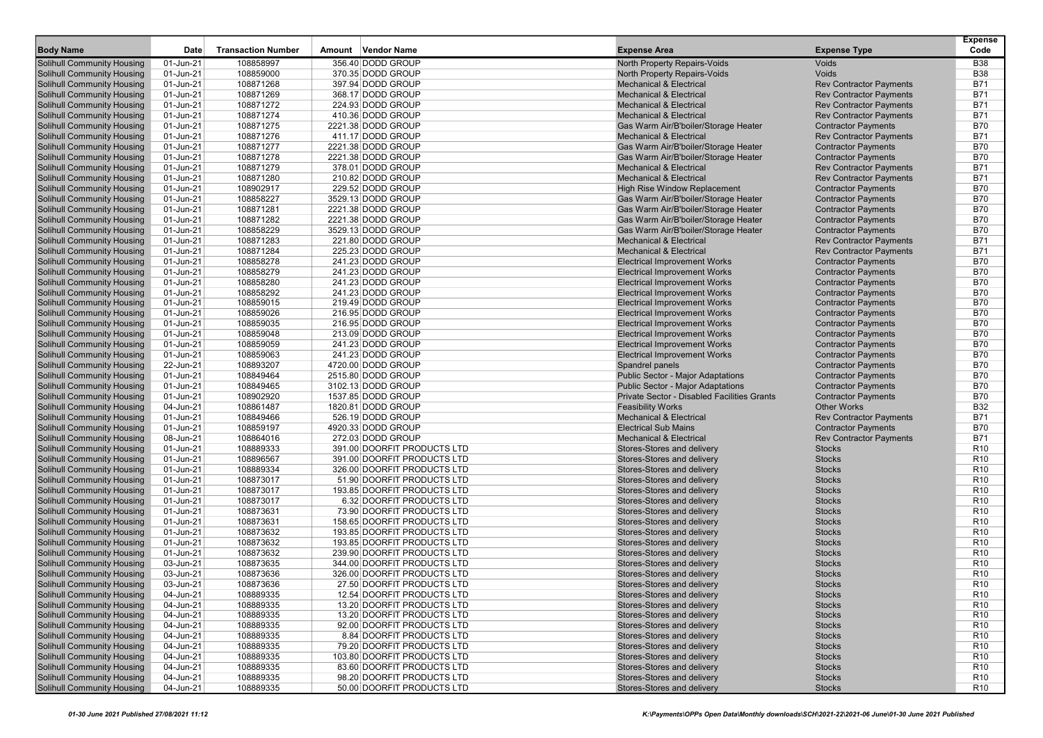| Body Name | Date | Transaction Number | Amount | Vendor Name | Expense Area | Expense Type | Expense Code |
|---|---|---|---|---|---|---|---|
| Solihull Community Housing | 01-Jun-21 | 108858997 | 356.40 | DODD GROUP | North Property Repairs-Voids | Voids | B38 |
| Solihull Community Housing | 01-Jun-21 | 108859000 | 370.35 | DODD GROUP | North Property Repairs-Voids | Voids | B38 |
| Solihull Community Housing | 01-Jun-21 | 108871268 | 397.94 | DODD GROUP | Mechanical & Electrical | Rev Contractor Payments | B71 |
| Solihull Community Housing | 01-Jun-21 | 108871269 | 368.17 | DODD GROUP | Mechanical & Electrical | Rev Contractor Payments | B71 |
| Solihull Community Housing | 01-Jun-21 | 108871272 | 224.93 | DODD GROUP | Mechanical & Electrical | Rev Contractor Payments | B71 |
| Solihull Community Housing | 01-Jun-21 | 108871274 | 410.36 | DODD GROUP | Mechanical & Electrical | Rev Contractor Payments | B71 |
| Solihull Community Housing | 01-Jun-21 | 108871275 | 2221.38 | DODD GROUP | Gas Warm Air/B'boiler/Storage Heater | Contractor Payments | B70 |
| Solihull Community Housing | 01-Jun-21 | 108871276 | 411.17 | DODD GROUP | Mechanical & Electrical | Rev Contractor Payments | B71 |
| Solihull Community Housing | 01-Jun-21 | 108871277 | 2221.38 | DODD GROUP | Gas Warm Air/B'boiler/Storage Heater | Contractor Payments | B70 |
| Solihull Community Housing | 01-Jun-21 | 108871278 | 2221.38 | DODD GROUP | Gas Warm Air/B'boiler/Storage Heater | Contractor Payments | B70 |
| Solihull Community Housing | 01-Jun-21 | 108871279 | 378.01 | DODD GROUP | Mechanical & Electrical | Rev Contractor Payments | B71 |
| Solihull Community Housing | 01-Jun-21 | 108871280 | 210.82 | DODD GROUP | Mechanical & Electrical | Rev Contractor Payments | B71 |
| Solihull Community Housing | 01-Jun-21 | 108902917 | 229.52 | DODD GROUP | High Rise Window Replacement | Contractor Payments | B70 |
| Solihull Community Housing | 01-Jun-21 | 108858227 | 3529.13 | DODD GROUP | Gas Warm Air/B'boiler/Storage Heater | Contractor Payments | B70 |
| Solihull Community Housing | 01-Jun-21 | 108871281 | 2221.38 | DODD GROUP | Gas Warm Air/B'boiler/Storage Heater | Contractor Payments | B70 |
| Solihull Community Housing | 01-Jun-21 | 108871282 | 2221.38 | DODD GROUP | Gas Warm Air/B'boiler/Storage Heater | Contractor Payments | B70 |
| Solihull Community Housing | 01-Jun-21 | 108858229 | 3529.13 | DODD GROUP | Gas Warm Air/B'boiler/Storage Heater | Contractor Payments | B70 |
| Solihull Community Housing | 01-Jun-21 | 108871283 | 221.80 | DODD GROUP | Mechanical & Electrical | Rev Contractor Payments | B71 |
| Solihull Community Housing | 01-Jun-21 | 108871284 | 225.23 | DODD GROUP | Mechanical & Electrical | Rev Contractor Payments | B71 |
| Solihull Community Housing | 01-Jun-21 | 108858278 | 241.23 | DODD GROUP | Electrical Improvement Works | Contractor Payments | B70 |
| Solihull Community Housing | 01-Jun-21 | 108858279 | 241.23 | DODD GROUP | Electrical Improvement Works | Contractor Payments | B70 |
| Solihull Community Housing | 01-Jun-21 | 108858280 | 241.23 | DODD GROUP | Electrical Improvement Works | Contractor Payments | B70 |
| Solihull Community Housing | 01-Jun-21 | 108858292 | 241.23 | DODD GROUP | Electrical Improvement Works | Contractor Payments | B70 |
| Solihull Community Housing | 01-Jun-21 | 108859015 | 219.49 | DODD GROUP | Electrical Improvement Works | Contractor Payments | B70 |
| Solihull Community Housing | 01-Jun-21 | 108859026 | 216.95 | DODD GROUP | Electrical Improvement Works | Contractor Payments | B70 |
| Solihull Community Housing | 01-Jun-21 | 108859035 | 216.95 | DODD GROUP | Electrical Improvement Works | Contractor Payments | B70 |
| Solihull Community Housing | 01-Jun-21 | 108859048 | 213.09 | DODD GROUP | Electrical Improvement Works | Contractor Payments | B70 |
| Solihull Community Housing | 01-Jun-21 | 108859059 | 241.23 | DODD GROUP | Electrical Improvement Works | Contractor Payments | B70 |
| Solihull Community Housing | 01-Jun-21 | 108859063 | 241.23 | DODD GROUP | Electrical Improvement Works | Contractor Payments | B70 |
| Solihull Community Housing | 22-Jun-21 | 108893207 | 4720.00 | DODD GROUP | Spandrel panels | Contractor Payments | B70 |
| Solihull Community Housing | 01-Jun-21 | 108849464 | 2515.80 | DODD GROUP | Public Sector - Major Adaptations | Contractor Payments | B70 |
| Solihull Community Housing | 01-Jun-21 | 108849465 | 3102.13 | DODD GROUP | Public Sector - Major Adaptations | Contractor Payments | B70 |
| Solihull Community Housing | 01-Jun-21 | 108902920 | 1537.85 | DODD GROUP | Private Sector - Disabled Facilities Grants | Contractor Payments | B70 |
| Solihull Community Housing | 04-Jun-21 | 108861487 | 1820.81 | DODD GROUP | Feasibility Works | Other Works | B32 |
| Solihull Community Housing | 01-Jun-21 | 108849466 | 526.19 | DODD GROUP | Mechanical & Electrical | Rev Contractor Payments | B71 |
| Solihull Community Housing | 01-Jun-21 | 108859197 | 4920.33 | DODD GROUP | Electrical Sub Mains | Contractor Payments | B70 |
| Solihull Community Housing | 08-Jun-21 | 108864016 | 272.03 | DODD GROUP | Mechanical & Electrical | Rev Contractor Payments | B71 |
| Solihull Community Housing | 01-Jun-21 | 108889333 | 391.00 | DOORFIT PRODUCTS LTD | Stores-Stores and delivery | Stocks | R10 |
| Solihull Community Housing | 01-Jun-21 | 108896567 | 391.00 | DOORFIT PRODUCTS LTD | Stores-Stores and delivery | Stocks | R10 |
| Solihull Community Housing | 01-Jun-21 | 108889334 | 326.00 | DOORFIT PRODUCTS LTD | Stores-Stores and delivery | Stocks | R10 |
| Solihull Community Housing | 01-Jun-21 | 108873017 | 51.90 | DOORFIT PRODUCTS LTD | Stores-Stores and delivery | Stocks | R10 |
| Solihull Community Housing | 01-Jun-21 | 108873017 | 193.85 | DOORFIT PRODUCTS LTD | Stores-Stores and delivery | Stocks | R10 |
| Solihull Community Housing | 01-Jun-21 | 108873017 | 6.32 | DOORFIT PRODUCTS LTD | Stores-Stores and delivery | Stocks | R10 |
| Solihull Community Housing | 01-Jun-21 | 108873631 | 73.90 | DOORFIT PRODUCTS LTD | Stores-Stores and delivery | Stocks | R10 |
| Solihull Community Housing | 01-Jun-21 | 108873631 | 158.65 | DOORFIT PRODUCTS LTD | Stores-Stores and delivery | Stocks | R10 |
| Solihull Community Housing | 01-Jun-21 | 108873632 | 193.85 | DOORFIT PRODUCTS LTD | Stores-Stores and delivery | Stocks | R10 |
| Solihull Community Housing | 01-Jun-21 | 108873632 | 193.85 | DOORFIT PRODUCTS LTD | Stores-Stores and delivery | Stocks | R10 |
| Solihull Community Housing | 01-Jun-21 | 108873632 | 239.90 | DOORFIT PRODUCTS LTD | Stores-Stores and delivery | Stocks | R10 |
| Solihull Community Housing | 03-Jun-21 | 108873635 | 344.00 | DOORFIT PRODUCTS LTD | Stores-Stores and delivery | Stocks | R10 |
| Solihull Community Housing | 03-Jun-21 | 108873636 | 326.00 | DOORFIT PRODUCTS LTD | Stores-Stores and delivery | Stocks | R10 |
| Solihull Community Housing | 03-Jun-21 | 108873636 | 27.50 | DOORFIT PRODUCTS LTD | Stores-Stores and delivery | Stocks | R10 |
| Solihull Community Housing | 04-Jun-21 | 108889335 | 12.54 | DOORFIT PRODUCTS LTD | Stores-Stores and delivery | Stocks | R10 |
| Solihull Community Housing | 04-Jun-21 | 108889335 | 13.20 | DOORFIT PRODUCTS LTD | Stores-Stores and delivery | Stocks | R10 |
| Solihull Community Housing | 04-Jun-21 | 108889335 | 13.20 | DOORFIT PRODUCTS LTD | Stores-Stores and delivery | Stocks | R10 |
| Solihull Community Housing | 04-Jun-21 | 108889335 | 92.00 | DOORFIT PRODUCTS LTD | Stores-Stores and delivery | Stocks | R10 |
| Solihull Community Housing | 04-Jun-21 | 108889335 | 8.84 | DOORFIT PRODUCTS LTD | Stores-Stores and delivery | Stocks | R10 |
| Solihull Community Housing | 04-Jun-21 | 108889335 | 79.20 | DOORFIT PRODUCTS LTD | Stores-Stores and delivery | Stocks | R10 |
| Solihull Community Housing | 04-Jun-21 | 108889335 | 103.80 | DOORFIT PRODUCTS LTD | Stores-Stores and delivery | Stocks | R10 |
| Solihull Community Housing | 04-Jun-21 | 108889335 | 83.60 | DOORFIT PRODUCTS LTD | Stores-Stores and delivery | Stocks | R10 |
| Solihull Community Housing | 04-Jun-21 | 108889335 | 98.20 | DOORFIT PRODUCTS LTD | Stores-Stores and delivery | Stocks | R10 |
| Solihull Community Housing | 04-Jun-21 | 108889335 | 50.00 | DOORFIT PRODUCTS LTD | Stores-Stores and delivery | Stocks | R10 |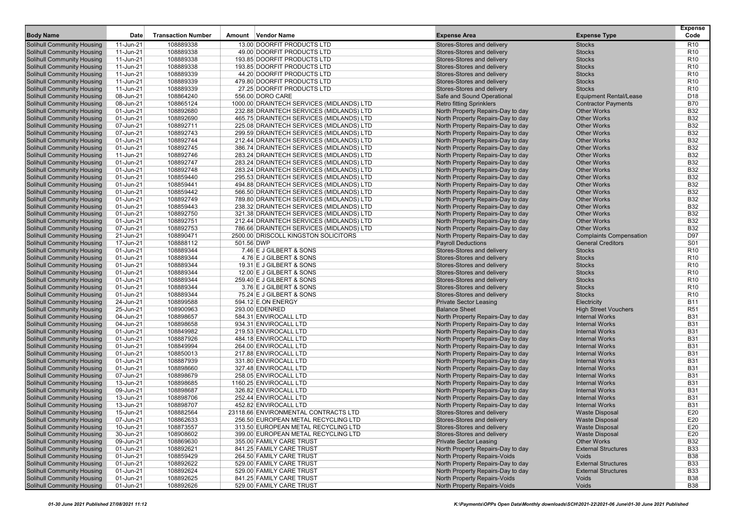| Body Name | Date | Transaction Number | Amount | Vendor Name | Expense Area | Expense Type | Expense Code |
|---|---|---|---|---|---|---|---|
| Solihull Community Housing | 11-Jun-21 | 108889338 | 13.00 | DOORFIT PRODUCTS LTD | Stores-Stores and delivery | Stocks | R10 |
| Solihull Community Housing | 11-Jun-21 | 108889338 | 49.00 | DOORFIT PRODUCTS LTD | Stores-Stores and delivery | Stocks | R10 |
| Solihull Community Housing | 11-Jun-21 | 108889338 | 193.85 | DOORFIT PRODUCTS LTD | Stores-Stores and delivery | Stocks | R10 |
| Solihull Community Housing | 11-Jun-21 | 108889338 | 193.85 | DOORFIT PRODUCTS LTD | Stores-Stores and delivery | Stocks | R10 |
| Solihull Community Housing | 11-Jun-21 | 108889339 | 44.20 | DOORFIT PRODUCTS LTD | Stores-Stores and delivery | Stocks | R10 |
| Solihull Community Housing | 11-Jun-21 | 108889339 | 479.80 | DOORFIT PRODUCTS LTD | Stores-Stores and delivery | Stocks | R10 |
| Solihull Community Housing | 11-Jun-21 | 108889339 | 27.25 | DOORFIT PRODUCTS LTD | Stores-Stores and delivery | Stocks | R10 |
| Solihull Community Housing | 08-Jun-21 | 108864240 | 556.00 | DORO CARE | Safe and Sound Operational | Equipment Rental/Lease | D18 |
| Solihull Community Housing | 08-Jun-21 | 108865124 | 1000.00 | DRAINTECH SERVICES (MIDLANDS) LTD | Retro fitting Sprinklers | Contractor Payments | B70 |
| Solihull Community Housing | 01-Jun-21 | 108892680 | 232.88 | DRAINTECH SERVICES (MIDLANDS) LTD | North Property Repairs-Day to day | Other Works | B32 |
| Solihull Community Housing | 01-Jun-21 | 108892690 | 465.75 | DRAINTECH SERVICES (MIDLANDS) LTD | North Property Repairs-Day to day | Other Works | B32 |
| Solihull Community Housing | 07-Jun-21 | 108892711 | 225.08 | DRAINTECH SERVICES (MIDLANDS) LTD | North Property Repairs-Day to day | Other Works | B32 |
| Solihull Community Housing | 07-Jun-21 | 108892743 | 299.59 | DRAINTECH SERVICES (MIDLANDS) LTD | North Property Repairs-Day to day | Other Works | B32 |
| Solihull Community Housing | 01-Jun-21 | 108892744 | 212.44 | DRAINTECH SERVICES (MIDLANDS) LTD | North Property Repairs-Day to day | Other Works | B32 |
| Solihull Community Housing | 01-Jun-21 | 108892745 | 386.74 | DRAINTECH SERVICES (MIDLANDS) LTD | North Property Repairs-Day to day | Other Works | B32 |
| Solihull Community Housing | 11-Jun-21 | 108892746 | 283.24 | DRAINTECH SERVICES (MIDLANDS) LTD | North Property Repairs-Day to day | Other Works | B32 |
| Solihull Community Housing | 01-Jun-21 | 108892747 | 283.24 | DRAINTECH SERVICES (MIDLANDS) LTD | North Property Repairs-Day to day | Other Works | B32 |
| Solihull Community Housing | 01-Jun-21 | 108892748 | 283.24 | DRAINTECH SERVICES (MIDLANDS) LTD | North Property Repairs-Day to day | Other Works | B32 |
| Solihull Community Housing | 01-Jun-21 | 108859440 | 295.53 | DRAINTECH SERVICES (MIDLANDS) LTD | North Property Repairs-Day to day | Other Works | B32 |
| Solihull Community Housing | 01-Jun-21 | 108859441 | 494.88 | DRAINTECH SERVICES (MIDLANDS) LTD | North Property Repairs-Day to day | Other Works | B32 |
| Solihull Community Housing | 01-Jun-21 | 108859442 | 566.50 | DRAINTECH SERVICES (MIDLANDS) LTD | North Property Repairs-Day to day | Other Works | B32 |
| Solihull Community Housing | 01-Jun-21 | 108892749 | 789.80 | DRAINTECH SERVICES (MIDLANDS) LTD | North Property Repairs-Day to day | Other Works | B32 |
| Solihull Community Housing | 01-Jun-21 | 108859443 | 238.32 | DRAINTECH SERVICES (MIDLANDS) LTD | North Property Repairs-Day to day | Other Works | B32 |
| Solihull Community Housing | 01-Jun-21 | 108892750 | 321.38 | DRAINTECH SERVICES (MIDLANDS) LTD | North Property Repairs-Day to day | Other Works | B32 |
| Solihull Community Housing | 01-Jun-21 | 108892751 | 212.44 | DRAINTECH SERVICES (MIDLANDS) LTD | North Property Repairs-Day to day | Other Works | B32 |
| Solihull Community Housing | 07-Jun-21 | 108892753 | 786.66 | DRAINTECH SERVICES (MIDLANDS) LTD | North Property Repairs-Day to day | Other Works | B32 |
| Solihull Community Housing | 21-Jun-21 | 108890471 | 2500.00 | DRISCOLL KINGSTON SOLICITORS | North Property Repairs-Day to day | Complaints Compensation | D97 |
| Solihull Community Housing | 17-Jun-21 | 108888112 | 501.56 | DWP | Payroll Deductions | General Creditors | S01 |
| Solihull Community Housing | 01-Jun-21 | 108889344 | 7.46 | E J GILBERT & SONS | Stores-Stores and delivery | Stocks | R10 |
| Solihull Community Housing | 01-Jun-21 | 108889344 | 4.76 | E J GILBERT & SONS | Stores-Stores and delivery | Stocks | R10 |
| Solihull Community Housing | 01-Jun-21 | 108889344 | 19.31 | E J GILBERT & SONS | Stores-Stores and delivery | Stocks | R10 |
| Solihull Community Housing | 01-Jun-21 | 108889344 | 12.00 | E J GILBERT & SONS | Stores-Stores and delivery | Stocks | R10 |
| Solihull Community Housing | 01-Jun-21 | 108889344 | 259.40 | E J GILBERT & SONS | Stores-Stores and delivery | Stocks | R10 |
| Solihull Community Housing | 01-Jun-21 | 108889344 | 3.76 | E J GILBERT & SONS | Stores-Stores and delivery | Stocks | R10 |
| Solihull Community Housing | 01-Jun-21 | 108889344 | 75.24 | E J GILBERT & SONS | Stores-Stores and delivery | Stocks | R10 |
| Solihull Community Housing | 24-Jun-21 | 108899588 | 594.12 | E.ON ENERGY | Private Sector Leasing | Electricity | B11 |
| Solihull Community Housing | 25-Jun-21 | 108900963 | 293.00 | EDENRED | Balance Sheet | High Street Vouchers | R51 |
| Solihull Community Housing | 04-Jun-21 | 108898657 | 584.31 | ENVIROCALL LTD | North Property Repairs-Day to day | Internal Works | B31 |
| Solihull Community Housing | 04-Jun-21 | 108898658 | 934.31 | ENVIROCALL LTD | North Property Repairs-Day to day | Internal Works | B31 |
| Solihull Community Housing | 01-Jun-21 | 108849982 | 219.53 | ENVIROCALL LTD | North Property Repairs-Day to day | Internal Works | B31 |
| Solihull Community Housing | 01-Jun-21 | 108887926 | 484.18 | ENVIROCALL LTD | North Property Repairs-Day to day | Internal Works | B31 |
| Solihull Community Housing | 01-Jun-21 | 108849994 | 264.00 | ENVIROCALL LTD | North Property Repairs-Day to day | Internal Works | B31 |
| Solihull Community Housing | 01-Jun-21 | 108850013 | 217.88 | ENVIROCALL LTD | North Property Repairs-Day to day | Internal Works | B31 |
| Solihull Community Housing | 01-Jun-21 | 108887939 | 331.80 | ENVIROCALL LTD | North Property Repairs-Day to day | Internal Works | B31 |
| Solihull Community Housing | 01-Jun-21 | 108898660 | 327.48 | ENVIROCALL LTD | North Property Repairs-Day to day | Internal Works | B31 |
| Solihull Community Housing | 07-Jun-21 | 108898679 | 258.05 | ENVIROCALL LTD | North Property Repairs-Day to day | Internal Works | B31 |
| Solihull Community Housing | 13-Jun-21 | 108898685 | 1160.25 | ENVIROCALL LTD | North Property Repairs-Day to day | Internal Works | B31 |
| Solihull Community Housing | 09-Jun-21 | 108898687 | 326.82 | ENVIROCALL LTD | North Property Repairs-Day to day | Internal Works | B31 |
| Solihull Community Housing | 13-Jun-21 | 108898706 | 252.44 | ENVIROCALL LTD | North Property Repairs-Day to day | Internal Works | B31 |
| Solihull Community Housing | 13-Jun-21 | 108898707 | 452.82 | ENVIROCALL LTD | North Property Repairs-Day to day | Internal Works | B31 |
| Solihull Community Housing | 15-Jun-21 | 108882564 | 23118.66 | ENVIRONMENTAL CONTRACTS LTD | Stores-Stores and delivery | Waste Disposal | E20 |
| Solihull Community Housing | 07-Jun-21 | 108862633 | 256.50 | EUROPEAN METAL RECYCLING LTD | Stores-Stores and delivery | Waste Disposal | E20 |
| Solihull Community Housing | 10-Jun-21 | 108873557 | 313.50 | EUROPEAN METAL RECYCLING LTD | Stores-Stores and delivery | Waste Disposal | E20 |
| Solihull Community Housing | 30-Jun-21 | 108908602 | 399.00 | EUROPEAN METAL RECYCLING LTD | Stores-Stores and delivery | Waste Disposal | E20 |
| Solihull Community Housing | 09-Jun-21 | 108869630 | 355.00 | FAMILY CARE TRUST | Private Sector Leasing | Other Works | B32 |
| Solihull Community Housing | 01-Jun-21 | 108892621 | 841.25 | FAMILY CARE TRUST | North Property Repairs-Day to day | External Structures | B33 |
| Solihull Community Housing | 01-Jun-21 | 108859429 | 264.50 | FAMILY CARE TRUST | North Property Repairs-Voids | Voids | B38 |
| Solihull Community Housing | 01-Jun-21 | 108892622 | 529.00 | FAMILY CARE TRUST | North Property Repairs-Day to day | External Structures | B33 |
| Solihull Community Housing | 01-Jun-21 | 108892624 | 529.00 | FAMILY CARE TRUST | North Property Repairs-Day to day | External Structures | B33 |
| Solihull Community Housing | 01-Jun-21 | 108892625 | 841.25 | FAMILY CARE TRUST | North Property Repairs-Voids | Voids | B38 |
| Solihull Community Housing | 01-Jun-21 | 108892626 | 529.00 | FAMILY CARE TRUST | North Property Repairs-Voids | Voids | B38 |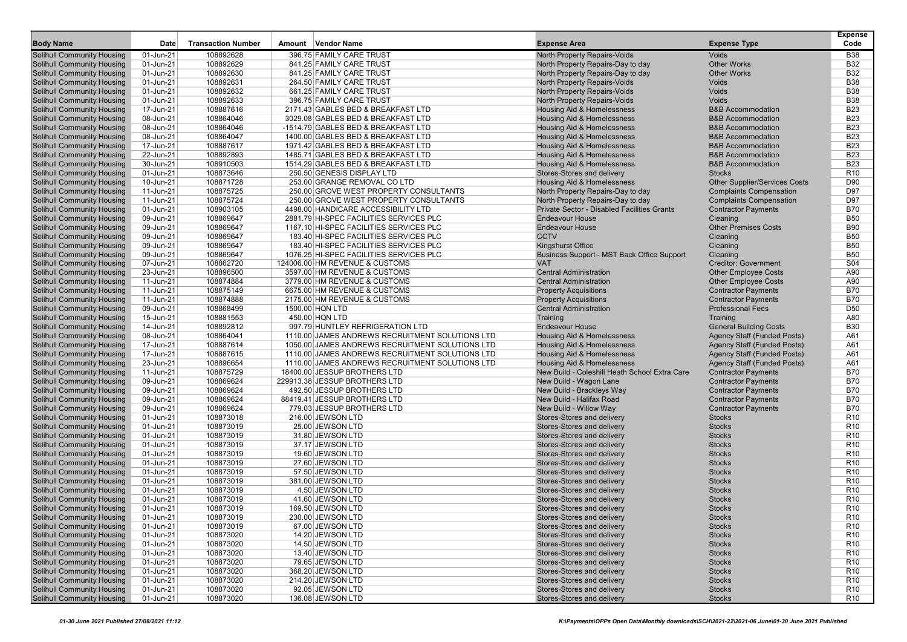| Body Name | Date | Transaction Number | Amount | Vendor Name | Expense Area | Expense Type | Expense Code |
|---|---|---|---|---|---|---|---|
| Solihull Community Housing | 01-Jun-21 | 108892628 | 396.75 | FAMILY CARE TRUST | North Property Repairs-Voids | Voids | B38 |
| Solihull Community Housing | 01-Jun-21 | 108892629 | 841.25 | FAMILY CARE TRUST | North Property Repairs-Day to day | Other Works | B32 |
| Solihull Community Housing | 01-Jun-21 | 108892630 | 841.25 | FAMILY CARE TRUST | North Property Repairs-Day to day | Other Works | B32 |
| Solihull Community Housing | 01-Jun-21 | 108892631 | 264.50 | FAMILY CARE TRUST | North Property Repairs-Voids | Voids | B38 |
| Solihull Community Housing | 01-Jun-21 | 108892632 | 661.25 | FAMILY CARE TRUST | North Property Repairs-Voids | Voids | B38 |
| Solihull Community Housing | 01-Jun-21 | 108892633 | 396.75 | FAMILY CARE TRUST | North Property Repairs-Voids | Voids | B38 |
| Solihull Community Housing | 17-Jun-21 | 108887616 | 2171.43 | GABLES BED & BREAKFAST LTD | Housing Aid & Homelessness | B&B Accommodation | B23 |
| Solihull Community Housing | 08-Jun-21 | 108864046 | 3029.08 | GABLES BED & BREAKFAST LTD | Housing Aid & Homelessness | B&B Accommodation | B23 |
| Solihull Community Housing | 08-Jun-21 | 108864046 | -1514.79 | GABLES BED & BREAKFAST LTD | Housing Aid & Homelessness | B&B Accommodation | B23 |
| Solihull Community Housing | 08-Jun-21 | 108864047 | 1400.00 | GABLES BED & BREAKFAST LTD | Housing Aid & Homelessness | B&B Accommodation | B23 |
| Solihull Community Housing | 17-Jun-21 | 108887617 | 1971.42 | GABLES BED & BREAKFAST LTD | Housing Aid & Homelessness | B&B Accommodation | B23 |
| Solihull Community Housing | 22-Jun-21 | 108892893 | 1485.71 | GABLES BED & BREAKFAST LTD | Housing Aid & Homelessness | B&B Accommodation | B23 |
| Solihull Community Housing | 30-Jun-21 | 108910503 | 1514.29 | GABLES BED & BREAKFAST LTD | Housing Aid & Homelessness | B&B Accommodation | B23 |
| Solihull Community Housing | 01-Jun-21 | 108873646 | 250.50 | GENESIS DISPLAY LTD | Stores-Stores and delivery | Stocks | R10 |
| Solihull Community Housing | 10-Jun-21 | 108871728 | 253.00 | GRANGE REMOVAL CO LTD | Housing Aid & Homelessness | Other Supplier/Services Costs | D90 |
| Solihull Community Housing | 11-Jun-21 | 108875725 | 250.00 | GROVE WEST PROPERTY CONSULTANTS | North Property Repairs-Day to day | Complaints Compensation | D97 |
| Solihull Community Housing | 11-Jun-21 | 108875724 | 250.00 | GROVE WEST PROPERTY CONSULTANTS | North Property Repairs-Day to day | Complaints Compensation | D97 |
| Solihull Community Housing | 01-Jun-21 | 108903105 | 4498.00 | HANDICARE ACCESSIBILITY LTD | Private Sector - Disabled Facilities Grants | Contractor Payments | B70 |
| Solihull Community Housing | 09-Jun-21 | 108869647 | 2881.79 | HI-SPEC FACILITIES SERVICES PLC | Endeavour House | Cleaning | B50 |
| Solihull Community Housing | 09-Jun-21 | 108869647 | 1167.10 | HI-SPEC FACILITIES SERVICES PLC | Endeavour House | Other Premises Costs | B90 |
| Solihull Community Housing | 09-Jun-21 | 108869647 | 183.40 | HI-SPEC FACILITIES SERVICES PLC | CCTV | Cleaning | B50 |
| Solihull Community Housing | 09-Jun-21 | 108869647 | 183.40 | HI-SPEC FACILITIES SERVICES PLC | Kingshurst Office | Cleaning | B50 |
| Solihull Community Housing | 09-Jun-21 | 108869647 | 1076.25 | HI-SPEC FACILITIES SERVICES PLC | Business Support - MST Back Office Support | Cleaning | B50 |
| Solihull Community Housing | 07-Jun-21 | 108862720 | 124006.00 | HM REVENUE & CUSTOMS | VAT | Creditor: Government | S04 |
| Solihull Community Housing | 23-Jun-21 | 108896500 | 3597.00 | HM REVENUE & CUSTOMS | Central Administration | Other Employee Costs | A90 |
| Solihull Community Housing | 11-Jun-21 | 108874884 | 3779.00 | HM REVENUE & CUSTOMS | Central Administration | Other Employee Costs | A90 |
| Solihull Community Housing | 11-Jun-21 | 108875149 | 6675.00 | HM REVENUE & CUSTOMS | Property Acquisitions | Contractor Payments | B70 |
| Solihull Community Housing | 11-Jun-21 | 108874888 | 2175.00 | HM REVENUE & CUSTOMS | Property Acquisitions | Contractor Payments | B70 |
| Solihull Community Housing | 09-Jun-21 | 108868499 | 1500.00 | HQN LTD | Central Administration | Professional Fees | D50 |
| Solihull Community Housing | 15-Jun-21 | 108881553 | 450.00 | HQN LTD | Training | Training | A80 |
| Solihull Community Housing | 14-Jun-21 | 108892812 | 997.79 | HUNTLEY REFRIGERATION LTD | Endeavour House | General Building Costs | B30 |
| Solihull Community Housing | 08-Jun-21 | 108864041 | 1110.00 | JAMES ANDREWS RECRUITMENT SOLUTIONS LTD | Housing Aid & Homelessness | Agency Staff (Funded Posts) | A61 |
| Solihull Community Housing | 17-Jun-21 | 108887614 | 1050.00 | JAMES ANDREWS RECRUITMENT SOLUTIONS LTD | Housing Aid & Homelessness | Agency Staff (Funded Posts) | A61 |
| Solihull Community Housing | 17-Jun-21 | 108887615 | 1110.00 | JAMES ANDREWS RECRUITMENT SOLUTIONS LTD | Housing Aid & Homelessness | Agency Staff (Funded Posts) | A61 |
| Solihull Community Housing | 23-Jun-21 | 108896654 | 1110.00 | JAMES ANDREWS RECRUITMENT SOLUTIONS LTD | Housing Aid & Homelessness | Agency Staff (Funded Posts) | A61 |
| Solihull Community Housing | 11-Jun-21 | 108875729 | 18400.00 | JESSUP BROTHERS LTD | New Build - Coleshill Heath School Extra Care | Contractor Payments | B70 |
| Solihull Community Housing | 09-Jun-21 | 108869624 | 229913.38 | JESSUP BROTHERS LTD | New Build - Wagon Lane | Contractor Payments | B70 |
| Solihull Community Housing | 09-Jun-21 | 108869624 | 492.50 | JESSUP BROTHERS LTD | New Build - Brackleys Way | Contractor Payments | B70 |
| Solihull Community Housing | 09-Jun-21 | 108869624 | 88419.41 | JESSUP BROTHERS LTD | New Build - Halifax Road | Contractor Payments | B70 |
| Solihull Community Housing | 09-Jun-21 | 108869624 | 779.03 | JESSUP BROTHERS LTD | New Build - Willow Way | Contractor Payments | B70 |
| Solihull Community Housing | 01-Jun-21 | 108873018 | 216.00 | JEWSON LTD | Stores-Stores and delivery | Stocks | R10 |
| Solihull Community Housing | 01-Jun-21 | 108873019 | 25.00 | JEWSON LTD | Stores-Stores and delivery | Stocks | R10 |
| Solihull Community Housing | 01-Jun-21 | 108873019 | 31.80 | JEWSON LTD | Stores-Stores and delivery | Stocks | R10 |
| Solihull Community Housing | 01-Jun-21 | 108873019 | 37.17 | JEWSON LTD | Stores-Stores and delivery | Stocks | R10 |
| Solihull Community Housing | 01-Jun-21 | 108873019 | 19.60 | JEWSON LTD | Stores-Stores and delivery | Stocks | R10 |
| Solihull Community Housing | 01-Jun-21 | 108873019 | 27.60 | JEWSON LTD | Stores-Stores and delivery | Stocks | R10 |
| Solihull Community Housing | 01-Jun-21 | 108873019 | 57.50 | JEWSON LTD | Stores-Stores and delivery | Stocks | R10 |
| Solihull Community Housing | 01-Jun-21 | 108873019 | 381.00 | JEWSON LTD | Stores-Stores and delivery | Stocks | R10 |
| Solihull Community Housing | 01-Jun-21 | 108873019 | 4.50 | JEWSON LTD | Stores-Stores and delivery | Stocks | R10 |
| Solihull Community Housing | 01-Jun-21 | 108873019 | 41.60 | JEWSON LTD | Stores-Stores and delivery | Stocks | R10 |
| Solihull Community Housing | 01-Jun-21 | 108873019 | 169.50 | JEWSON LTD | Stores-Stores and delivery | Stocks | R10 |
| Solihull Community Housing | 01-Jun-21 | 108873019 | 230.00 | JEWSON LTD | Stores-Stores and delivery | Stocks | R10 |
| Solihull Community Housing | 01-Jun-21 | 108873019 | 67.00 | JEWSON LTD | Stores-Stores and delivery | Stocks | R10 |
| Solihull Community Housing | 01-Jun-21 | 108873020 | 14.20 | JEWSON LTD | Stores-Stores and delivery | Stocks | R10 |
| Solihull Community Housing | 01-Jun-21 | 108873020 | 14.50 | JEWSON LTD | Stores-Stores and delivery | Stocks | R10 |
| Solihull Community Housing | 01-Jun-21 | 108873020 | 13.40 | JEWSON LTD | Stores-Stores and delivery | Stocks | R10 |
| Solihull Community Housing | 01-Jun-21 | 108873020 | 79.65 | JEWSON LTD | Stores-Stores and delivery | Stocks | R10 |
| Solihull Community Housing | 01-Jun-21 | 108873020 | 368.20 | JEWSON LTD | Stores-Stores and delivery | Stocks | R10 |
| Solihull Community Housing | 01-Jun-21 | 108873020 | 214.20 | JEWSON LTD | Stores-Stores and delivery | Stocks | R10 |
| Solihull Community Housing | 01-Jun-21 | 108873020 | 92.05 | JEWSON LTD | Stores-Stores and delivery | Stocks | R10 |
| Solihull Community Housing | 01-Jun-21 | 108873020 | 136.08 | JEWSON LTD | Stores-Stores and delivery | Stocks | R10 |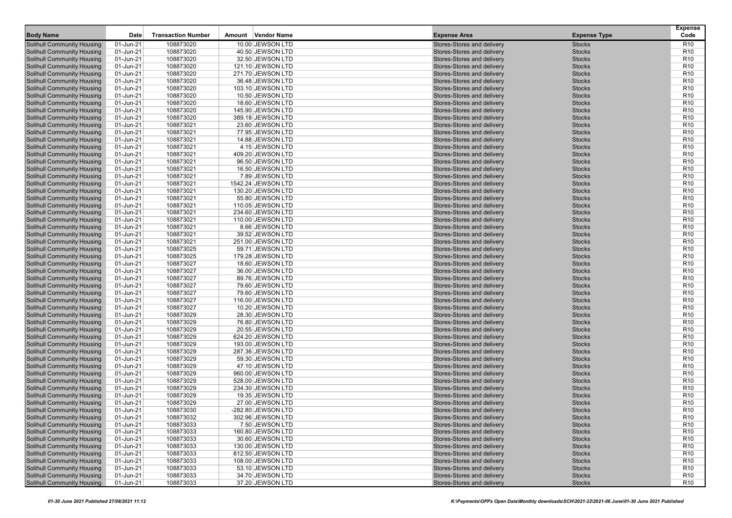| Body Name | Date | Transaction Number | Amount | Vendor Name | Expense Area | Expense Type | Expense Code |
|---|---|---|---|---|---|---|---|
| Solihull Community Housing | 01-Jun-21 | 108873020 | 10.00 | JEWSON LTD | Stores-Stores and delivery | Stocks | R10 |
| Solihull Community Housing | 01-Jun-21 | 108873020 | 40.50 | JEWSON LTD | Stores-Stores and delivery | Stocks | R10 |
| Solihull Community Housing | 01-Jun-21 | 108873020 | 32.50 | JEWSON LTD | Stores-Stores and delivery | Stocks | R10 |
| Solihull Community Housing | 01-Jun-21 | 108873020 | 121.10 | JEWSON LTD | Stores-Stores and delivery | Stocks | R10 |
| Solihull Community Housing | 01-Jun-21 | 108873020 | 271.70 | JEWSON LTD | Stores-Stores and delivery | Stocks | R10 |
| Solihull Community Housing | 01-Jun-21 | 108873020 | 36.48 | JEWSON LTD | Stores-Stores and delivery | Stocks | R10 |
| Solihull Community Housing | 01-Jun-21 | 108873020 | 103.10 | JEWSON LTD | Stores-Stores and delivery | Stocks | R10 |
| Solihull Community Housing | 01-Jun-21 | 108873020 | 10.50 | JEWSON LTD | Stores-Stores and delivery | Stocks | R10 |
| Solihull Community Housing | 01-Jun-21 | 108873020 | 18.60 | JEWSON LTD | Stores-Stores and delivery | Stocks | R10 |
| Solihull Community Housing | 01-Jun-21 | 108873020 | 145.90 | JEWSON LTD | Stores-Stores and delivery | Stocks | R10 |
| Solihull Community Housing | 01-Jun-21 | 108873020 | 389.18 | JEWSON LTD | Stores-Stores and delivery | Stocks | R10 |
| Solihull Community Housing | 01-Jun-21 | 108873021 | 23.60 | JEWSON LTD | Stores-Stores and delivery | Stocks | R10 |
| Solihull Community Housing | 01-Jun-21 | 108873021 | 77.95 | JEWSON LTD | Stores-Stores and delivery | Stocks | R10 |
| Solihull Community Housing | 01-Jun-21 | 108873021 | 14.88 | JEWSON LTD | Stores-Stores and delivery | Stocks | R10 |
| Solihull Community Housing | 01-Jun-21 | 108873021 | 4.15 | JEWSON LTD | Stores-Stores and delivery | Stocks | R10 |
| Solihull Community Housing | 01-Jun-21 | 108873021 | 409.20 | JEWSON LTD | Stores-Stores and delivery | Stocks | R10 |
| Solihull Community Housing | 01-Jun-21 | 108873021 | 96.50 | JEWSON LTD | Stores-Stores and delivery | Stocks | R10 |
| Solihull Community Housing | 01-Jun-21 | 108873021 | 16.50 | JEWSON LTD | Stores-Stores and delivery | Stocks | R10 |
| Solihull Community Housing | 01-Jun-21 | 108873021 | 7.89 | JEWSON LTD | Stores-Stores and delivery | Stocks | R10 |
| Solihull Community Housing | 01-Jun-21 | 108873021 | 1542.24 | JEWSON LTD | Stores-Stores and delivery | Stocks | R10 |
| Solihull Community Housing | 01-Jun-21 | 108873021 | 130.20 | JEWSON LTD | Stores-Stores and delivery | Stocks | R10 |
| Solihull Community Housing | 01-Jun-21 | 108873021 | 55.80 | JEWSON LTD | Stores-Stores and delivery | Stocks | R10 |
| Solihull Community Housing | 01-Jun-21 | 108873021 | 110.05 | JEWSON LTD | Stores-Stores and delivery | Stocks | R10 |
| Solihull Community Housing | 01-Jun-21 | 108873021 | 234.60 | JEWSON LTD | Stores-Stores and delivery | Stocks | R10 |
| Solihull Community Housing | 01-Jun-21 | 108873021 | 110.00 | JEWSON LTD | Stores-Stores and delivery | Stocks | R10 |
| Solihull Community Housing | 01-Jun-21 | 108873021 | 8.66 | JEWSON LTD | Stores-Stores and delivery | Stocks | R10 |
| Solihull Community Housing | 01-Jun-21 | 108873021 | 39.52 | JEWSON LTD | Stores-Stores and delivery | Stocks | R10 |
| Solihull Community Housing | 01-Jun-21 | 108873021 | 251.00 | JEWSON LTD | Stores-Stores and delivery | Stocks | R10 |
| Solihull Community Housing | 01-Jun-21 | 108873025 | 59.71 | JEWSON LTD | Stores-Stores and delivery | Stocks | R10 |
| Solihull Community Housing | 01-Jun-21 | 108873025 | 179.28 | JEWSON LTD | Stores-Stores and delivery | Stocks | R10 |
| Solihull Community Housing | 01-Jun-21 | 108873027 | 18.60 | JEWSON LTD | Stores-Stores and delivery | Stocks | R10 |
| Solihull Community Housing | 01-Jun-21 | 108873027 | 36.00 | JEWSON LTD | Stores-Stores and delivery | Stocks | R10 |
| Solihull Community Housing | 01-Jun-21 | 108873027 | 89.76 | JEWSON LTD | Stores-Stores and delivery | Stocks | R10 |
| Solihull Community Housing | 01-Jun-21 | 108873027 | 79.60 | JEWSON LTD | Stores-Stores and delivery | Stocks | R10 |
| Solihull Community Housing | 01-Jun-21 | 108873027 | 79.60 | JEWSON LTD | Stores-Stores and delivery | Stocks | R10 |
| Solihull Community Housing | 01-Jun-21 | 108873027 | 116.00 | JEWSON LTD | Stores-Stores and delivery | Stocks | R10 |
| Solihull Community Housing | 01-Jun-21 | 108873027 | 10.20 | JEWSON LTD | Stores-Stores and delivery | Stocks | R10 |
| Solihull Community Housing | 01-Jun-21 | 108873029 | 28.30 | JEWSON LTD | Stores-Stores and delivery | Stocks | R10 |
| Solihull Community Housing | 01-Jun-21 | 108873029 | 76.80 | JEWSON LTD | Stores-Stores and delivery | Stocks | R10 |
| Solihull Community Housing | 01-Jun-21 | 108873029 | 20.55 | JEWSON LTD | Stores-Stores and delivery | Stocks | R10 |
| Solihull Community Housing | 01-Jun-21 | 108873029 | 624.20 | JEWSON LTD | Stores-Stores and delivery | Stocks | R10 |
| Solihull Community Housing | 01-Jun-21 | 108873029 | 193.00 | JEWSON LTD | Stores-Stores and delivery | Stocks | R10 |
| Solihull Community Housing | 01-Jun-21 | 108873029 | 287.36 | JEWSON LTD | Stores-Stores and delivery | Stocks | R10 |
| Solihull Community Housing | 01-Jun-21 | 108873029 | 59.30 | JEWSON LTD | Stores-Stores and delivery | Stocks | R10 |
| Solihull Community Housing | 01-Jun-21 | 108873029 | 47.10 | JEWSON LTD | Stores-Stores and delivery | Stocks | R10 |
| Solihull Community Housing | 01-Jun-21 | 108873029 | 960.00 | JEWSON LTD | Stores-Stores and delivery | Stocks | R10 |
| Solihull Community Housing | 01-Jun-21 | 108873029 | 528.00 | JEWSON LTD | Stores-Stores and delivery | Stocks | R10 |
| Solihull Community Housing | 01-Jun-21 | 108873029 | 234.30 | JEWSON LTD | Stores-Stores and delivery | Stocks | R10 |
| Solihull Community Housing | 01-Jun-21 | 108873029 | 19.35 | JEWSON LTD | Stores-Stores and delivery | Stocks | R10 |
| Solihull Community Housing | 01-Jun-21 | 108873029 | 27.00 | JEWSON LTD | Stores-Stores and delivery | Stocks | R10 |
| Solihull Community Housing | 01-Jun-21 | 108873030 | -282.80 | JEWSON LTD | Stores-Stores and delivery | Stocks | R10 |
| Solihull Community Housing | 01-Jun-21 | 108873032 | 302.96 | JEWSON LTD | Stores-Stores and delivery | Stocks | R10 |
| Solihull Community Housing | 01-Jun-21 | 108873033 | 7.50 | JEWSON LTD | Stores-Stores and delivery | Stocks | R10 |
| Solihull Community Housing | 01-Jun-21 | 108873033 | 160.80 | JEWSON LTD | Stores-Stores and delivery | Stocks | R10 |
| Solihull Community Housing | 01-Jun-21 | 108873033 | 30.60 | JEWSON LTD | Stores-Stores and delivery | Stocks | R10 |
| Solihull Community Housing | 01-Jun-21 | 108873033 | 130.00 | JEWSON LTD | Stores-Stores and delivery | Stocks | R10 |
| Solihull Community Housing | 01-Jun-21 | 108873033 | 812.50 | JEWSON LTD | Stores-Stores and delivery | Stocks | R10 |
| Solihull Community Housing | 01-Jun-21 | 108873033 | 108.00 | JEWSON LTD | Stores-Stores and delivery | Stocks | R10 |
| Solihull Community Housing | 01-Jun-21 | 108873033 | 53.10 | JEWSON LTD | Stores-Stores and delivery | Stocks | R10 |
| Solihull Community Housing | 01-Jun-21 | 108873033 | 34.70 | JEWSON LTD | Stores-Stores and delivery | Stocks | R10 |
| Solihull Community Housing | 01-Jun-21 | 108873033 | 37.20 | JEWSON LTD | Stores-Stores and delivery | Stocks | R10 |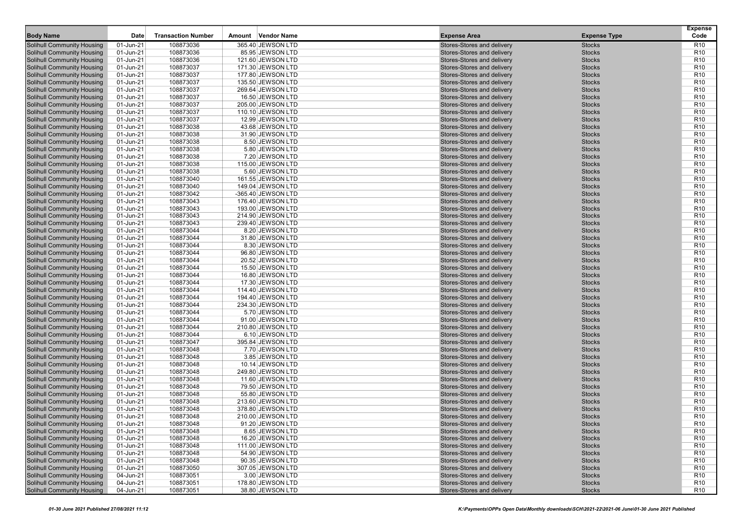| Body Name | Date | Transaction Number | Amount | Vendor Name | Expense Area | Expense Type | Expense Code |
|---|---|---|---|---|---|---|---|
| Solihull Community Housing | 01-Jun-21 | 108873036 | 365.40 | JEWSON LTD | Stores-Stores and delivery | Stocks | R10 |
| Solihull Community Housing | 01-Jun-21 | 108873036 | 85.95 | JEWSON LTD | Stores-Stores and delivery | Stocks | R10 |
| Solihull Community Housing | 01-Jun-21 | 108873036 | 121.60 | JEWSON LTD | Stores-Stores and delivery | Stocks | R10 |
| Solihull Community Housing | 01-Jun-21 | 108873037 | 171.30 | JEWSON LTD | Stores-Stores and delivery | Stocks | R10 |
| Solihull Community Housing | 01-Jun-21 | 108873037 | 177.80 | JEWSON LTD | Stores-Stores and delivery | Stocks | R10 |
| Solihull Community Housing | 01-Jun-21 | 108873037 | 135.50 | JEWSON LTD | Stores-Stores and delivery | Stocks | R10 |
| Solihull Community Housing | 01-Jun-21 | 108873037 | 269.64 | JEWSON LTD | Stores-Stores and delivery | Stocks | R10 |
| Solihull Community Housing | 01-Jun-21 | 108873037 | 16.50 | JEWSON LTD | Stores-Stores and delivery | Stocks | R10 |
| Solihull Community Housing | 01-Jun-21 | 108873037 | 205.00 | JEWSON LTD | Stores-Stores and delivery | Stocks | R10 |
| Solihull Community Housing | 01-Jun-21 | 108873037 | 110.10 | JEWSON LTD | Stores-Stores and delivery | Stocks | R10 |
| Solihull Community Housing | 01-Jun-21 | 108873037 | 12.99 | JEWSON LTD | Stores-Stores and delivery | Stocks | R10 |
| Solihull Community Housing | 01-Jun-21 | 108873038 | 43.68 | JEWSON LTD | Stores-Stores and delivery | Stocks | R10 |
| Solihull Community Housing | 01-Jun-21 | 108873038 | 31.90 | JEWSON LTD | Stores-Stores and delivery | Stocks | R10 |
| Solihull Community Housing | 01-Jun-21 | 108873038 | 8.50 | JEWSON LTD | Stores-Stores and delivery | Stocks | R10 |
| Solihull Community Housing | 01-Jun-21 | 108873038 | 5.80 | JEWSON LTD | Stores-Stores and delivery | Stocks | R10 |
| Solihull Community Housing | 01-Jun-21 | 108873038 | 7.20 | JEWSON LTD | Stores-Stores and delivery | Stocks | R10 |
| Solihull Community Housing | 01-Jun-21 | 108873038 | 115.00 | JEWSON LTD | Stores-Stores and delivery | Stocks | R10 |
| Solihull Community Housing | 01-Jun-21 | 108873038 | 5.60 | JEWSON LTD | Stores-Stores and delivery | Stocks | R10 |
| Solihull Community Housing | 01-Jun-21 | 108873040 | 161.55 | JEWSON LTD | Stores-Stores and delivery | Stocks | R10 |
| Solihull Community Housing | 01-Jun-21 | 108873040 | 149.04 | JEWSON LTD | Stores-Stores and delivery | Stocks | R10 |
| Solihull Community Housing | 01-Jun-21 | 108873042 | -365.40 | JEWSON LTD | Stores-Stores and delivery | Stocks | R10 |
| Solihull Community Housing | 01-Jun-21 | 108873043 | 176.40 | JEWSON LTD | Stores-Stores and delivery | Stocks | R10 |
| Solihull Community Housing | 01-Jun-21 | 108873043 | 193.00 | JEWSON LTD | Stores-Stores and delivery | Stocks | R10 |
| Solihull Community Housing | 01-Jun-21 | 108873043 | 214.90 | JEWSON LTD | Stores-Stores and delivery | Stocks | R10 |
| Solihull Community Housing | 01-Jun-21 | 108873043 | 239.40 | JEWSON LTD | Stores-Stores and delivery | Stocks | R10 |
| Solihull Community Housing | 01-Jun-21 | 108873044 | 8.20 | JEWSON LTD | Stores-Stores and delivery | Stocks | R10 |
| Solihull Community Housing | 01-Jun-21 | 108873044 | 31.80 | JEWSON LTD | Stores-Stores and delivery | Stocks | R10 |
| Solihull Community Housing | 01-Jun-21 | 108873044 | 8.30 | JEWSON LTD | Stores-Stores and delivery | Stocks | R10 |
| Solihull Community Housing | 01-Jun-21 | 108873044 | 96.80 | JEWSON LTD | Stores-Stores and delivery | Stocks | R10 |
| Solihull Community Housing | 01-Jun-21 | 108873044 | 20.52 | JEWSON LTD | Stores-Stores and delivery | Stocks | R10 |
| Solihull Community Housing | 01-Jun-21 | 108873044 | 15.50 | JEWSON LTD | Stores-Stores and delivery | Stocks | R10 |
| Solihull Community Housing | 01-Jun-21 | 108873044 | 16.80 | JEWSON LTD | Stores-Stores and delivery | Stocks | R10 |
| Solihull Community Housing | 01-Jun-21 | 108873044 | 17.30 | JEWSON LTD | Stores-Stores and delivery | Stocks | R10 |
| Solihull Community Housing | 01-Jun-21 | 108873044 | 114.40 | JEWSON LTD | Stores-Stores and delivery | Stocks | R10 |
| Solihull Community Housing | 01-Jun-21 | 108873044 | 194.40 | JEWSON LTD | Stores-Stores and delivery | Stocks | R10 |
| Solihull Community Housing | 01-Jun-21 | 108873044 | 234.30 | JEWSON LTD | Stores-Stores and delivery | Stocks | R10 |
| Solihull Community Housing | 01-Jun-21 | 108873044 | 5.70 | JEWSON LTD | Stores-Stores and delivery | Stocks | R10 |
| Solihull Community Housing | 01-Jun-21 | 108873044 | 91.00 | JEWSON LTD | Stores-Stores and delivery | Stocks | R10 |
| Solihull Community Housing | 01-Jun-21 | 108873044 | 210.80 | JEWSON LTD | Stores-Stores and delivery | Stocks | R10 |
| Solihull Community Housing | 01-Jun-21 | 108873044 | 6.10 | JEWSON LTD | Stores-Stores and delivery | Stocks | R10 |
| Solihull Community Housing | 01-Jun-21 | 108873047 | 395.84 | JEWSON LTD | Stores-Stores and delivery | Stocks | R10 |
| Solihull Community Housing | 01-Jun-21 | 108873048 | 7.70 | JEWSON LTD | Stores-Stores and delivery | Stocks | R10 |
| Solihull Community Housing | 01-Jun-21 | 108873048 | 3.85 | JEWSON LTD | Stores-Stores and delivery | Stocks | R10 |
| Solihull Community Housing | 01-Jun-21 | 108873048 | 10.14 | JEWSON LTD | Stores-Stores and delivery | Stocks | R10 |
| Solihull Community Housing | 01-Jun-21 | 108873048 | 249.80 | JEWSON LTD | Stores-Stores and delivery | Stocks | R10 |
| Solihull Community Housing | 01-Jun-21 | 108873048 | 11.60 | JEWSON LTD | Stores-Stores and delivery | Stocks | R10 |
| Solihull Community Housing | 01-Jun-21 | 108873048 | 79.50 | JEWSON LTD | Stores-Stores and delivery | Stocks | R10 |
| Solihull Community Housing | 01-Jun-21 | 108873048 | 55.80 | JEWSON LTD | Stores-Stores and delivery | Stocks | R10 |
| Solihull Community Housing | 01-Jun-21 | 108873048 | 213.60 | JEWSON LTD | Stores-Stores and delivery | Stocks | R10 |
| Solihull Community Housing | 01-Jun-21 | 108873048 | 378.80 | JEWSON LTD | Stores-Stores and delivery | Stocks | R10 |
| Solihull Community Housing | 01-Jun-21 | 108873048 | 210.00 | JEWSON LTD | Stores-Stores and delivery | Stocks | R10 |
| Solihull Community Housing | 01-Jun-21 | 108873048 | 91.20 | JEWSON LTD | Stores-Stores and delivery | Stocks | R10 |
| Solihull Community Housing | 01-Jun-21 | 108873048 | 8.65 | JEWSON LTD | Stores-Stores and delivery | Stocks | R10 |
| Solihull Community Housing | 01-Jun-21 | 108873048 | 16.20 | JEWSON LTD | Stores-Stores and delivery | Stocks | R10 |
| Solihull Community Housing | 01-Jun-21 | 108873048 | 111.00 | JEWSON LTD | Stores-Stores and delivery | Stocks | R10 |
| Solihull Community Housing | 01-Jun-21 | 108873048 | 54.90 | JEWSON LTD | Stores-Stores and delivery | Stocks | R10 |
| Solihull Community Housing | 01-Jun-21 | 108873048 | 90.35 | JEWSON LTD | Stores-Stores and delivery | Stocks | R10 |
| Solihull Community Housing | 01-Jun-21 | 108873050 | 307.05 | JEWSON LTD | Stores-Stores and delivery | Stocks | R10 |
| Solihull Community Housing | 04-Jun-21 | 108873051 | 3.00 | JEWSON LTD | Stores-Stores and delivery | Stocks | R10 |
| Solihull Community Housing | 04-Jun-21 | 108873051 | 178.80 | JEWSON LTD | Stores-Stores and delivery | Stocks | R10 |
| Solihull Community Housing | 04-Jun-21 | 108873051 | 38.80 | JEWSON LTD | Stores-Stores and delivery | Stocks | R10 |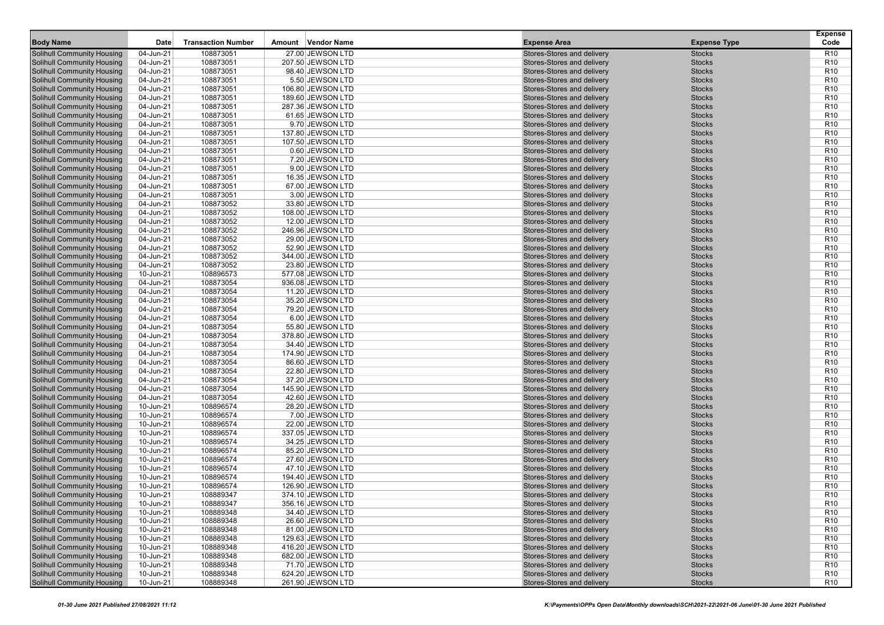| Body Name | Date | Transaction Number | Amount | Vendor Name | Expense Area | Expense Type | Expense Code |
|---|---|---|---|---|---|---|---|
| Solihull Community Housing | 04-Jun-21 | 108873051 | 27.00 | JEWSON LTD | Stores-Stores and delivery | Stocks | R10 |
| Solihull Community Housing | 04-Jun-21 | 108873051 | 207.50 | JEWSON LTD | Stores-Stores and delivery | Stocks | R10 |
| Solihull Community Housing | 04-Jun-21 | 108873051 | 98.40 | JEWSON LTD | Stores-Stores and delivery | Stocks | R10 |
| Solihull Community Housing | 04-Jun-21 | 108873051 | 5.50 | JEWSON LTD | Stores-Stores and delivery | Stocks | R10 |
| Solihull Community Housing | 04-Jun-21 | 108873051 | 106.80 | JEWSON LTD | Stores-Stores and delivery | Stocks | R10 |
| Solihull Community Housing | 04-Jun-21 | 108873051 | 189.60 | JEWSON LTD | Stores-Stores and delivery | Stocks | R10 |
| Solihull Community Housing | 04-Jun-21 | 108873051 | 287.36 | JEWSON LTD | Stores-Stores and delivery | Stocks | R10 |
| Solihull Community Housing | 04-Jun-21 | 108873051 | 61.65 | JEWSON LTD | Stores-Stores and delivery | Stocks | R10 |
| Solihull Community Housing | 04-Jun-21 | 108873051 | 9.70 | JEWSON LTD | Stores-Stores and delivery | Stocks | R10 |
| Solihull Community Housing | 04-Jun-21 | 108873051 | 137.80 | JEWSON LTD | Stores-Stores and delivery | Stocks | R10 |
| Solihull Community Housing | 04-Jun-21 | 108873051 | 107.50 | JEWSON LTD | Stores-Stores and delivery | Stocks | R10 |
| Solihull Community Housing | 04-Jun-21 | 108873051 | 0.60 | JEWSON LTD | Stores-Stores and delivery | Stocks | R10 |
| Solihull Community Housing | 04-Jun-21 | 108873051 | 7.20 | JEWSON LTD | Stores-Stores and delivery | Stocks | R10 |
| Solihull Community Housing | 04-Jun-21 | 108873051 | 9.00 | JEWSON LTD | Stores-Stores and delivery | Stocks | R10 |
| Solihull Community Housing | 04-Jun-21 | 108873051 | 16.35 | JEWSON LTD | Stores-Stores and delivery | Stocks | R10 |
| Solihull Community Housing | 04-Jun-21 | 108873051 | 67.00 | JEWSON LTD | Stores-Stores and delivery | Stocks | R10 |
| Solihull Community Housing | 04-Jun-21 | 108873051 | 3.00 | JEWSON LTD | Stores-Stores and delivery | Stocks | R10 |
| Solihull Community Housing | 04-Jun-21 | 108873052 | 33.80 | JEWSON LTD | Stores-Stores and delivery | Stocks | R10 |
| Solihull Community Housing | 04-Jun-21 | 108873052 | 108.00 | JEWSON LTD | Stores-Stores and delivery | Stocks | R10 |
| Solihull Community Housing | 04-Jun-21 | 108873052 | 12.00 | JEWSON LTD | Stores-Stores and delivery | Stocks | R10 |
| Solihull Community Housing | 04-Jun-21 | 108873052 | 246.96 | JEWSON LTD | Stores-Stores and delivery | Stocks | R10 |
| Solihull Community Housing | 04-Jun-21 | 108873052 | 29.00 | JEWSON LTD | Stores-Stores and delivery | Stocks | R10 |
| Solihull Community Housing | 04-Jun-21 | 108873052 | 52.90 | JEWSON LTD | Stores-Stores and delivery | Stocks | R10 |
| Solihull Community Housing | 04-Jun-21 | 108873052 | 344.00 | JEWSON LTD | Stores-Stores and delivery | Stocks | R10 |
| Solihull Community Housing | 04-Jun-21 | 108873052 | 23.80 | JEWSON LTD | Stores-Stores and delivery | Stocks | R10 |
| Solihull Community Housing | 10-Jun-21 | 108896573 | 577.08 | JEWSON LTD | Stores-Stores and delivery | Stocks | R10 |
| Solihull Community Housing | 04-Jun-21 | 108873054 | 936.08 | JEWSON LTD | Stores-Stores and delivery | Stocks | R10 |
| Solihull Community Housing | 04-Jun-21 | 108873054 | 11.20 | JEWSON LTD | Stores-Stores and delivery | Stocks | R10 |
| Solihull Community Housing | 04-Jun-21 | 108873054 | 35.20 | JEWSON LTD | Stores-Stores and delivery | Stocks | R10 |
| Solihull Community Housing | 04-Jun-21 | 108873054 | 79.20 | JEWSON LTD | Stores-Stores and delivery | Stocks | R10 |
| Solihull Community Housing | 04-Jun-21 | 108873054 | 6.00 | JEWSON LTD | Stores-Stores and delivery | Stocks | R10 |
| Solihull Community Housing | 04-Jun-21 | 108873054 | 55.80 | JEWSON LTD | Stores-Stores and delivery | Stocks | R10 |
| Solihull Community Housing | 04-Jun-21 | 108873054 | 378.80 | JEWSON LTD | Stores-Stores and delivery | Stocks | R10 |
| Solihull Community Housing | 04-Jun-21 | 108873054 | 34.40 | JEWSON LTD | Stores-Stores and delivery | Stocks | R10 |
| Solihull Community Housing | 04-Jun-21 | 108873054 | 174.90 | JEWSON LTD | Stores-Stores and delivery | Stocks | R10 |
| Solihull Community Housing | 04-Jun-21 | 108873054 | 86.60 | JEWSON LTD | Stores-Stores and delivery | Stocks | R10 |
| Solihull Community Housing | 04-Jun-21 | 108873054 | 22.80 | JEWSON LTD | Stores-Stores and delivery | Stocks | R10 |
| Solihull Community Housing | 04-Jun-21 | 108873054 | 37.20 | JEWSON LTD | Stores-Stores and delivery | Stocks | R10 |
| Solihull Community Housing | 04-Jun-21 | 108873054 | 145.90 | JEWSON LTD | Stores-Stores and delivery | Stocks | R10 |
| Solihull Community Housing | 04-Jun-21 | 108873054 | 42.60 | JEWSON LTD | Stores-Stores and delivery | Stocks | R10 |
| Solihull Community Housing | 10-Jun-21 | 108896574 | 28.20 | JEWSON LTD | Stores-Stores and delivery | Stocks | R10 |
| Solihull Community Housing | 10-Jun-21 | 108896574 | 7.00 | JEWSON LTD | Stores-Stores and delivery | Stocks | R10 |
| Solihull Community Housing | 10-Jun-21 | 108896574 | 22.00 | JEWSON LTD | Stores-Stores and delivery | Stocks | R10 |
| Solihull Community Housing | 10-Jun-21 | 108896574 | 337.05 | JEWSON LTD | Stores-Stores and delivery | Stocks | R10 |
| Solihull Community Housing | 10-Jun-21 | 108896574 | 34.25 | JEWSON LTD | Stores-Stores and delivery | Stocks | R10 |
| Solihull Community Housing | 10-Jun-21 | 108896574 | 85.20 | JEWSON LTD | Stores-Stores and delivery | Stocks | R10 |
| Solihull Community Housing | 10-Jun-21 | 108896574 | 27.60 | JEWSON LTD | Stores-Stores and delivery | Stocks | R10 |
| Solihull Community Housing | 10-Jun-21 | 108896574 | 47.10 | JEWSON LTD | Stores-Stores and delivery | Stocks | R10 |
| Solihull Community Housing | 10-Jun-21 | 108896574 | 194.40 | JEWSON LTD | Stores-Stores and delivery | Stocks | R10 |
| Solihull Community Housing | 10-Jun-21 | 108896574 | 126.90 | JEWSON LTD | Stores-Stores and delivery | Stocks | R10 |
| Solihull Community Housing | 10-Jun-21 | 108889347 | 374.10 | JEWSON LTD | Stores-Stores and delivery | Stocks | R10 |
| Solihull Community Housing | 10-Jun-21 | 108889347 | 356.16 | JEWSON LTD | Stores-Stores and delivery | Stocks | R10 |
| Solihull Community Housing | 10-Jun-21 | 108889348 | 34.40 | JEWSON LTD | Stores-Stores and delivery | Stocks | R10 |
| Solihull Community Housing | 10-Jun-21 | 108889348 | 26.60 | JEWSON LTD | Stores-Stores and delivery | Stocks | R10 |
| Solihull Community Housing | 10-Jun-21 | 108889348 | 81.00 | JEWSON LTD | Stores-Stores and delivery | Stocks | R10 |
| Solihull Community Housing | 10-Jun-21 | 108889348 | 129.63 | JEWSON LTD | Stores-Stores and delivery | Stocks | R10 |
| Solihull Community Housing | 10-Jun-21 | 108889348 | 416.20 | JEWSON LTD | Stores-Stores and delivery | Stocks | R10 |
| Solihull Community Housing | 10-Jun-21 | 108889348 | 682.00 | JEWSON LTD | Stores-Stores and delivery | Stocks | R10 |
| Solihull Community Housing | 10-Jun-21 | 108889348 | 71.70 | JEWSON LTD | Stores-Stores and delivery | Stocks | R10 |
| Solihull Community Housing | 10-Jun-21 | 108889348 | 624.20 | JEWSON LTD | Stores-Stores and delivery | Stocks | R10 |
| Solihull Community Housing | 10-Jun-21 | 108889348 | 261.90 | JEWSON LTD | Stores-Stores and delivery | Stocks | R10 |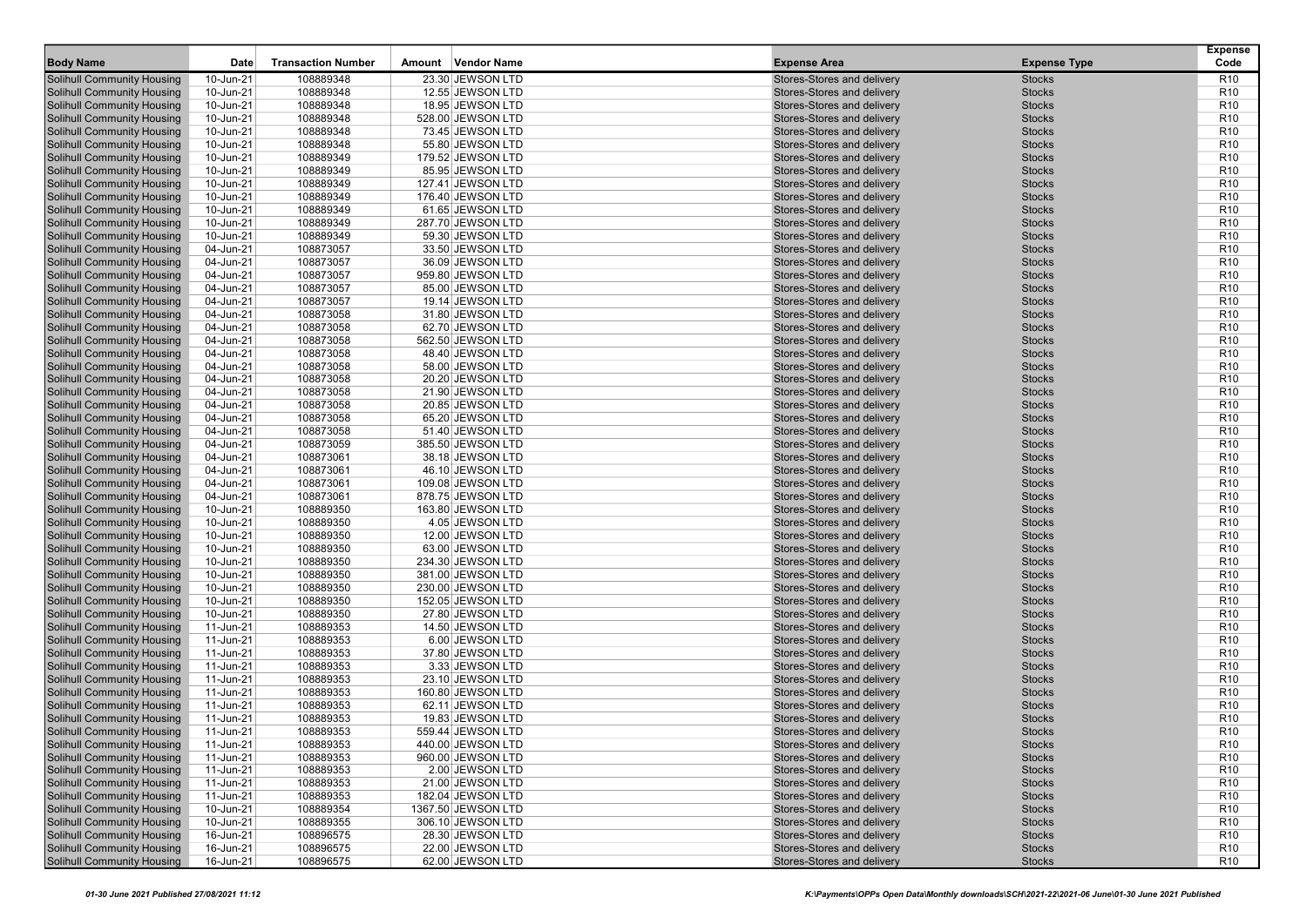| Body Name | Date | Transaction Number | Amount | Vendor Name | Expense Area | Expense Type | Expense Code |
|---|---|---|---|---|---|---|---|
| Solihull Community Housing | 10-Jun-21 | 108889348 | 23.30 | JEWSON LTD | Stores-Stores and delivery | Stocks | R10 |
| Solihull Community Housing | 10-Jun-21 | 108889348 | 12.55 | JEWSON LTD | Stores-Stores and delivery | Stocks | R10 |
| Solihull Community Housing | 10-Jun-21 | 108889348 | 18.95 | JEWSON LTD | Stores-Stores and delivery | Stocks | R10 |
| Solihull Community Housing | 10-Jun-21 | 108889348 | 528.00 | JEWSON LTD | Stores-Stores and delivery | Stocks | R10 |
| Solihull Community Housing | 10-Jun-21 | 108889348 | 73.45 | JEWSON LTD | Stores-Stores and delivery | Stocks | R10 |
| Solihull Community Housing | 10-Jun-21 | 108889348 | 55.80 | JEWSON LTD | Stores-Stores and delivery | Stocks | R10 |
| Solihull Community Housing | 10-Jun-21 | 108889349 | 179.52 | JEWSON LTD | Stores-Stores and delivery | Stocks | R10 |
| Solihull Community Housing | 10-Jun-21 | 108889349 | 85.95 | JEWSON LTD | Stores-Stores and delivery | Stocks | R10 |
| Solihull Community Housing | 10-Jun-21 | 108889349 | 127.41 | JEWSON LTD | Stores-Stores and delivery | Stocks | R10 |
| Solihull Community Housing | 10-Jun-21 | 108889349 | 176.40 | JEWSON LTD | Stores-Stores and delivery | Stocks | R10 |
| Solihull Community Housing | 10-Jun-21 | 108889349 | 61.65 | JEWSON LTD | Stores-Stores and delivery | Stocks | R10 |
| Solihull Community Housing | 10-Jun-21 | 108889349 | 287.70 | JEWSON LTD | Stores-Stores and delivery | Stocks | R10 |
| Solihull Community Housing | 10-Jun-21 | 108889349 | 59.30 | JEWSON LTD | Stores-Stores and delivery | Stocks | R10 |
| Solihull Community Housing | 04-Jun-21 | 108873057 | 33.50 | JEWSON LTD | Stores-Stores and delivery | Stocks | R10 |
| Solihull Community Housing | 04-Jun-21 | 108873057 | 36.09 | JEWSON LTD | Stores-Stores and delivery | Stocks | R10 |
| Solihull Community Housing | 04-Jun-21 | 108873057 | 959.80 | JEWSON LTD | Stores-Stores and delivery | Stocks | R10 |
| Solihull Community Housing | 04-Jun-21 | 108873057 | 85.00 | JEWSON LTD | Stores-Stores and delivery | Stocks | R10 |
| Solihull Community Housing | 04-Jun-21 | 108873057 | 19.14 | JEWSON LTD | Stores-Stores and delivery | Stocks | R10 |
| Solihull Community Housing | 04-Jun-21 | 108873058 | 31.80 | JEWSON LTD | Stores-Stores and delivery | Stocks | R10 |
| Solihull Community Housing | 04-Jun-21 | 108873058 | 62.70 | JEWSON LTD | Stores-Stores and delivery | Stocks | R10 |
| Solihull Community Housing | 04-Jun-21 | 108873058 | 562.50 | JEWSON LTD | Stores-Stores and delivery | Stocks | R10 |
| Solihull Community Housing | 04-Jun-21 | 108873058 | 48.40 | JEWSON LTD | Stores-Stores and delivery | Stocks | R10 |
| Solihull Community Housing | 04-Jun-21 | 108873058 | 58.00 | JEWSON LTD | Stores-Stores and delivery | Stocks | R10 |
| Solihull Community Housing | 04-Jun-21 | 108873058 | 20.20 | JEWSON LTD | Stores-Stores and delivery | Stocks | R10 |
| Solihull Community Housing | 04-Jun-21 | 108873058 | 21.90 | JEWSON LTD | Stores-Stores and delivery | Stocks | R10 |
| Solihull Community Housing | 04-Jun-21 | 108873058 | 20.85 | JEWSON LTD | Stores-Stores and delivery | Stocks | R10 |
| Solihull Community Housing | 04-Jun-21 | 108873058 | 65.20 | JEWSON LTD | Stores-Stores and delivery | Stocks | R10 |
| Solihull Community Housing | 04-Jun-21 | 108873058 | 51.40 | JEWSON LTD | Stores-Stores and delivery | Stocks | R10 |
| Solihull Community Housing | 04-Jun-21 | 108873059 | 385.50 | JEWSON LTD | Stores-Stores and delivery | Stocks | R10 |
| Solihull Community Housing | 04-Jun-21 | 108873061 | 38.18 | JEWSON LTD | Stores-Stores and delivery | Stocks | R10 |
| Solihull Community Housing | 04-Jun-21 | 108873061 | 46.10 | JEWSON LTD | Stores-Stores and delivery | Stocks | R10 |
| Solihull Community Housing | 04-Jun-21 | 108873061 | 109.08 | JEWSON LTD | Stores-Stores and delivery | Stocks | R10 |
| Solihull Community Housing | 04-Jun-21 | 108873061 | 878.75 | JEWSON LTD | Stores-Stores and delivery | Stocks | R10 |
| Solihull Community Housing | 10-Jun-21 | 108889350 | 163.80 | JEWSON LTD | Stores-Stores and delivery | Stocks | R10 |
| Solihull Community Housing | 10-Jun-21 | 108889350 | 4.05 | JEWSON LTD | Stores-Stores and delivery | Stocks | R10 |
| Solihull Community Housing | 10-Jun-21 | 108889350 | 12.00 | JEWSON LTD | Stores-Stores and delivery | Stocks | R10 |
| Solihull Community Housing | 10-Jun-21 | 108889350 | 63.00 | JEWSON LTD | Stores-Stores and delivery | Stocks | R10 |
| Solihull Community Housing | 10-Jun-21 | 108889350 | 234.30 | JEWSON LTD | Stores-Stores and delivery | Stocks | R10 |
| Solihull Community Housing | 10-Jun-21 | 108889350 | 381.00 | JEWSON LTD | Stores-Stores and delivery | Stocks | R10 |
| Solihull Community Housing | 10-Jun-21 | 108889350 | 230.00 | JEWSON LTD | Stores-Stores and delivery | Stocks | R10 |
| Solihull Community Housing | 10-Jun-21 | 108889350 | 152.05 | JEWSON LTD | Stores-Stores and delivery | Stocks | R10 |
| Solihull Community Housing | 10-Jun-21 | 108889350 | 27.80 | JEWSON LTD | Stores-Stores and delivery | Stocks | R10 |
| Solihull Community Housing | 11-Jun-21 | 108889353 | 14.50 | JEWSON LTD | Stores-Stores and delivery | Stocks | R10 |
| Solihull Community Housing | 11-Jun-21 | 108889353 | 6.00 | JEWSON LTD | Stores-Stores and delivery | Stocks | R10 |
| Solihull Community Housing | 11-Jun-21 | 108889353 | 37.80 | JEWSON LTD | Stores-Stores and delivery | Stocks | R10 |
| Solihull Community Housing | 11-Jun-21 | 108889353 | 3.33 | JEWSON LTD | Stores-Stores and delivery | Stocks | R10 |
| Solihull Community Housing | 11-Jun-21 | 108889353 | 23.10 | JEWSON LTD | Stores-Stores and delivery | Stocks | R10 |
| Solihull Community Housing | 11-Jun-21 | 108889353 | 160.80 | JEWSON LTD | Stores-Stores and delivery | Stocks | R10 |
| Solihull Community Housing | 11-Jun-21 | 108889353 | 62.11 | JEWSON LTD | Stores-Stores and delivery | Stocks | R10 |
| Solihull Community Housing | 11-Jun-21 | 108889353 | 19.83 | JEWSON LTD | Stores-Stores and delivery | Stocks | R10 |
| Solihull Community Housing | 11-Jun-21 | 108889353 | 559.44 | JEWSON LTD | Stores-Stores and delivery | Stocks | R10 |
| Solihull Community Housing | 11-Jun-21 | 108889353 | 440.00 | JEWSON LTD | Stores-Stores and delivery | Stocks | R10 |
| Solihull Community Housing | 11-Jun-21 | 108889353 | 960.00 | JEWSON LTD | Stores-Stores and delivery | Stocks | R10 |
| Solihull Community Housing | 11-Jun-21 | 108889353 | 2.00 | JEWSON LTD | Stores-Stores and delivery | Stocks | R10 |
| Solihull Community Housing | 11-Jun-21 | 108889353 | 21.00 | JEWSON LTD | Stores-Stores and delivery | Stocks | R10 |
| Solihull Community Housing | 11-Jun-21 | 108889353 | 182.04 | JEWSON LTD | Stores-Stores and delivery | Stocks | R10 |
| Solihull Community Housing | 10-Jun-21 | 108889354 | 1367.50 | JEWSON LTD | Stores-Stores and delivery | Stocks | R10 |
| Solihull Community Housing | 10-Jun-21 | 108889355 | 306.10 | JEWSON LTD | Stores-Stores and delivery | Stocks | R10 |
| Solihull Community Housing | 16-Jun-21 | 108896575 | 28.30 | JEWSON LTD | Stores-Stores and delivery | Stocks | R10 |
| Solihull Community Housing | 16-Jun-21 | 108896575 | 22.00 | JEWSON LTD | Stores-Stores and delivery | Stocks | R10 |
| Solihull Community Housing | 16-Jun-21 | 108896575 | 62.00 | JEWSON LTD | Stores-Stores and delivery | Stocks | R10 |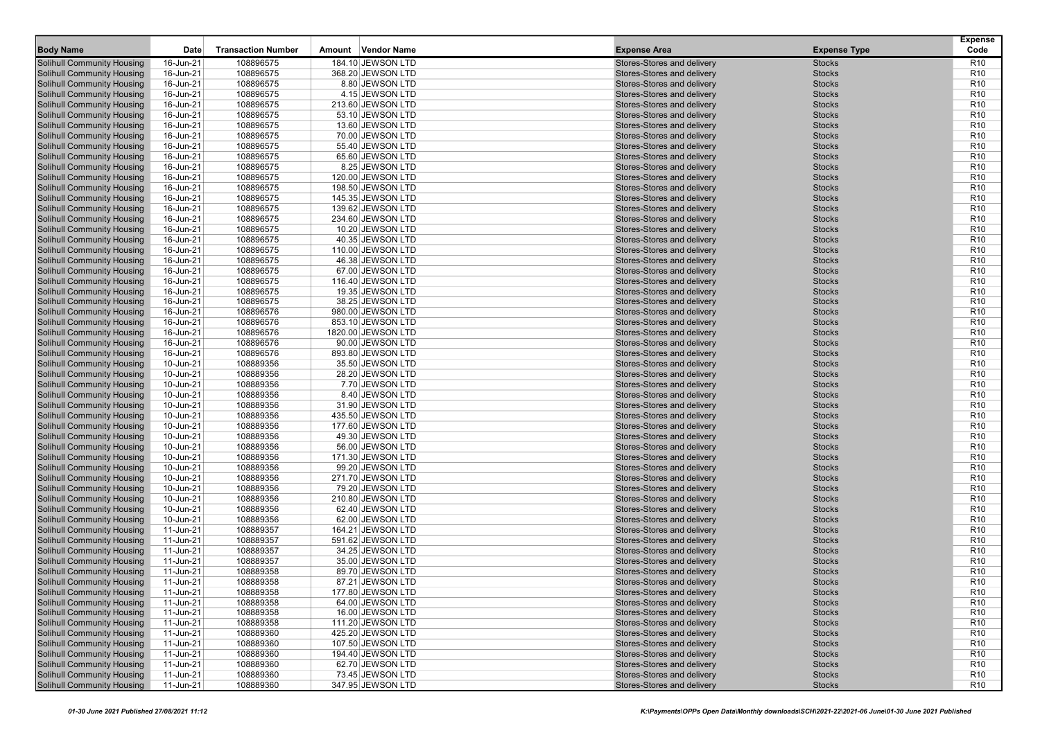| Body Name | Date | Transaction Number | Amount | Vendor Name | Expense Area | Expense Type | Expense Code |
|---|---|---|---|---|---|---|---|
| Solihull Community Housing | 16-Jun-21 | 108896575 | 184.10 | JEWSON LTD | Stores-Stores and delivery | Stocks | R10 |
| Solihull Community Housing | 16-Jun-21 | 108896575 | 368.20 | JEWSON LTD | Stores-Stores and delivery | Stocks | R10 |
| Solihull Community Housing | 16-Jun-21 | 108896575 | 8.80 | JEWSON LTD | Stores-Stores and delivery | Stocks | R10 |
| Solihull Community Housing | 16-Jun-21 | 108896575 | 4.15 | JEWSON LTD | Stores-Stores and delivery | Stocks | R10 |
| Solihull Community Housing | 16-Jun-21 | 108896575 | 213.60 | JEWSON LTD | Stores-Stores and delivery | Stocks | R10 |
| Solihull Community Housing | 16-Jun-21 | 108896575 | 53.10 | JEWSON LTD | Stores-Stores and delivery | Stocks | R10 |
| Solihull Community Housing | 16-Jun-21 | 108896575 | 13.60 | JEWSON LTD | Stores-Stores and delivery | Stocks | R10 |
| Solihull Community Housing | 16-Jun-21 | 108896575 | 70.00 | JEWSON LTD | Stores-Stores and delivery | Stocks | R10 |
| Solihull Community Housing | 16-Jun-21 | 108896575 | 55.40 | JEWSON LTD | Stores-Stores and delivery | Stocks | R10 |
| Solihull Community Housing | 16-Jun-21 | 108896575 | 65.60 | JEWSON LTD | Stores-Stores and delivery | Stocks | R10 |
| Solihull Community Housing | 16-Jun-21 | 108896575 | 8.25 | JEWSON LTD | Stores-Stores and delivery | Stocks | R10 |
| Solihull Community Housing | 16-Jun-21 | 108896575 | 120.00 | JEWSON LTD | Stores-Stores and delivery | Stocks | R10 |
| Solihull Community Housing | 16-Jun-21 | 108896575 | 198.50 | JEWSON LTD | Stores-Stores and delivery | Stocks | R10 |
| Solihull Community Housing | 16-Jun-21 | 108896575 | 145.35 | JEWSON LTD | Stores-Stores and delivery | Stocks | R10 |
| Solihull Community Housing | 16-Jun-21 | 108896575 | 139.62 | JEWSON LTD | Stores-Stores and delivery | Stocks | R10 |
| Solihull Community Housing | 16-Jun-21 | 108896575 | 234.60 | JEWSON LTD | Stores-Stores and delivery | Stocks | R10 |
| Solihull Community Housing | 16-Jun-21 | 108896575 | 10.20 | JEWSON LTD | Stores-Stores and delivery | Stocks | R10 |
| Solihull Community Housing | 16-Jun-21 | 108896575 | 40.35 | JEWSON LTD | Stores-Stores and delivery | Stocks | R10 |
| Solihull Community Housing | 16-Jun-21 | 108896575 | 110.00 | JEWSON LTD | Stores-Stores and delivery | Stocks | R10 |
| Solihull Community Housing | 16-Jun-21 | 108896575 | 46.38 | JEWSON LTD | Stores-Stores and delivery | Stocks | R10 |
| Solihull Community Housing | 16-Jun-21 | 108896575 | 67.00 | JEWSON LTD | Stores-Stores and delivery | Stocks | R10 |
| Solihull Community Housing | 16-Jun-21 | 108896575 | 116.40 | JEWSON LTD | Stores-Stores and delivery | Stocks | R10 |
| Solihull Community Housing | 16-Jun-21 | 108896575 | 19.35 | JEWSON LTD | Stores-Stores and delivery | Stocks | R10 |
| Solihull Community Housing | 16-Jun-21 | 108896575 | 38.25 | JEWSON LTD | Stores-Stores and delivery | Stocks | R10 |
| Solihull Community Housing | 16-Jun-21 | 108896576 | 980.00 | JEWSON LTD | Stores-Stores and delivery | Stocks | R10 |
| Solihull Community Housing | 16-Jun-21 | 108896576 | 853.10 | JEWSON LTD | Stores-Stores and delivery | Stocks | R10 |
| Solihull Community Housing | 16-Jun-21 | 108896576 | 1820.00 | JEWSON LTD | Stores-Stores and delivery | Stocks | R10 |
| Solihull Community Housing | 16-Jun-21 | 108896576 | 90.00 | JEWSON LTD | Stores-Stores and delivery | Stocks | R10 |
| Solihull Community Housing | 16-Jun-21 | 108896576 | 893.80 | JEWSON LTD | Stores-Stores and delivery | Stocks | R10 |
| Solihull Community Housing | 10-Jun-21 | 108889356 | 35.50 | JEWSON LTD | Stores-Stores and delivery | Stocks | R10 |
| Solihull Community Housing | 10-Jun-21 | 108889356 | 28.20 | JEWSON LTD | Stores-Stores and delivery | Stocks | R10 |
| Solihull Community Housing | 10-Jun-21 | 108889356 | 7.70 | JEWSON LTD | Stores-Stores and delivery | Stocks | R10 |
| Solihull Community Housing | 10-Jun-21 | 108889356 | 8.40 | JEWSON LTD | Stores-Stores and delivery | Stocks | R10 |
| Solihull Community Housing | 10-Jun-21 | 108889356 | 31.90 | JEWSON LTD | Stores-Stores and delivery | Stocks | R10 |
| Solihull Community Housing | 10-Jun-21 | 108889356 | 435.50 | JEWSON LTD | Stores-Stores and delivery | Stocks | R10 |
| Solihull Community Housing | 10-Jun-21 | 108889356 | 177.60 | JEWSON LTD | Stores-Stores and delivery | Stocks | R10 |
| Solihull Community Housing | 10-Jun-21 | 108889356 | 49.30 | JEWSON LTD | Stores-Stores and delivery | Stocks | R10 |
| Solihull Community Housing | 10-Jun-21 | 108889356 | 56.00 | JEWSON LTD | Stores-Stores and delivery | Stocks | R10 |
| Solihull Community Housing | 10-Jun-21 | 108889356 | 171.30 | JEWSON LTD | Stores-Stores and delivery | Stocks | R10 |
| Solihull Community Housing | 10-Jun-21 | 108889356 | 99.20 | JEWSON LTD | Stores-Stores and delivery | Stocks | R10 |
| Solihull Community Housing | 10-Jun-21 | 108889356 | 271.70 | JEWSON LTD | Stores-Stores and delivery | Stocks | R10 |
| Solihull Community Housing | 10-Jun-21 | 108889356 | 79.20 | JEWSON LTD | Stores-Stores and delivery | Stocks | R10 |
| Solihull Community Housing | 10-Jun-21 | 108889356 | 210.80 | JEWSON LTD | Stores-Stores and delivery | Stocks | R10 |
| Solihull Community Housing | 10-Jun-21 | 108889356 | 62.40 | JEWSON LTD | Stores-Stores and delivery | Stocks | R10 |
| Solihull Community Housing | 10-Jun-21 | 108889356 | 62.00 | JEWSON LTD | Stores-Stores and delivery | Stocks | R10 |
| Solihull Community Housing | 11-Jun-21 | 108889357 | 164.21 | JEWSON LTD | Stores-Stores and delivery | Stocks | R10 |
| Solihull Community Housing | 11-Jun-21 | 108889357 | 591.62 | JEWSON LTD | Stores-Stores and delivery | Stocks | R10 |
| Solihull Community Housing | 11-Jun-21 | 108889357 | 34.25 | JEWSON LTD | Stores-Stores and delivery | Stocks | R10 |
| Solihull Community Housing | 11-Jun-21 | 108889357 | 35.00 | JEWSON LTD | Stores-Stores and delivery | Stocks | R10 |
| Solihull Community Housing | 11-Jun-21 | 108889358 | 89.70 | JEWSON LTD | Stores-Stores and delivery | Stocks | R10 |
| Solihull Community Housing | 11-Jun-21 | 108889358 | 87.21 | JEWSON LTD | Stores-Stores and delivery | Stocks | R10 |
| Solihull Community Housing | 11-Jun-21 | 108889358 | 177.80 | JEWSON LTD | Stores-Stores and delivery | Stocks | R10 |
| Solihull Community Housing | 11-Jun-21 | 108889358 | 64.00 | JEWSON LTD | Stores-Stores and delivery | Stocks | R10 |
| Solihull Community Housing | 11-Jun-21 | 108889358 | 16.00 | JEWSON LTD | Stores-Stores and delivery | Stocks | R10 |
| Solihull Community Housing | 11-Jun-21 | 108889358 | 111.20 | JEWSON LTD | Stores-Stores and delivery | Stocks | R10 |
| Solihull Community Housing | 11-Jun-21 | 108889360 | 425.20 | JEWSON LTD | Stores-Stores and delivery | Stocks | R10 |
| Solihull Community Housing | 11-Jun-21 | 108889360 | 107.50 | JEWSON LTD | Stores-Stores and delivery | Stocks | R10 |
| Solihull Community Housing | 11-Jun-21 | 108889360 | 194.40 | JEWSON LTD | Stores-Stores and delivery | Stocks | R10 |
| Solihull Community Housing | 11-Jun-21 | 108889360 | 62.70 | JEWSON LTD | Stores-Stores and delivery | Stocks | R10 |
| Solihull Community Housing | 11-Jun-21 | 108889360 | 73.45 | JEWSON LTD | Stores-Stores and delivery | Stocks | R10 |
| Solihull Community Housing | 11-Jun-21 | 108889360 | 347.95 | JEWSON LTD | Stores-Stores and delivery | Stocks | R10 |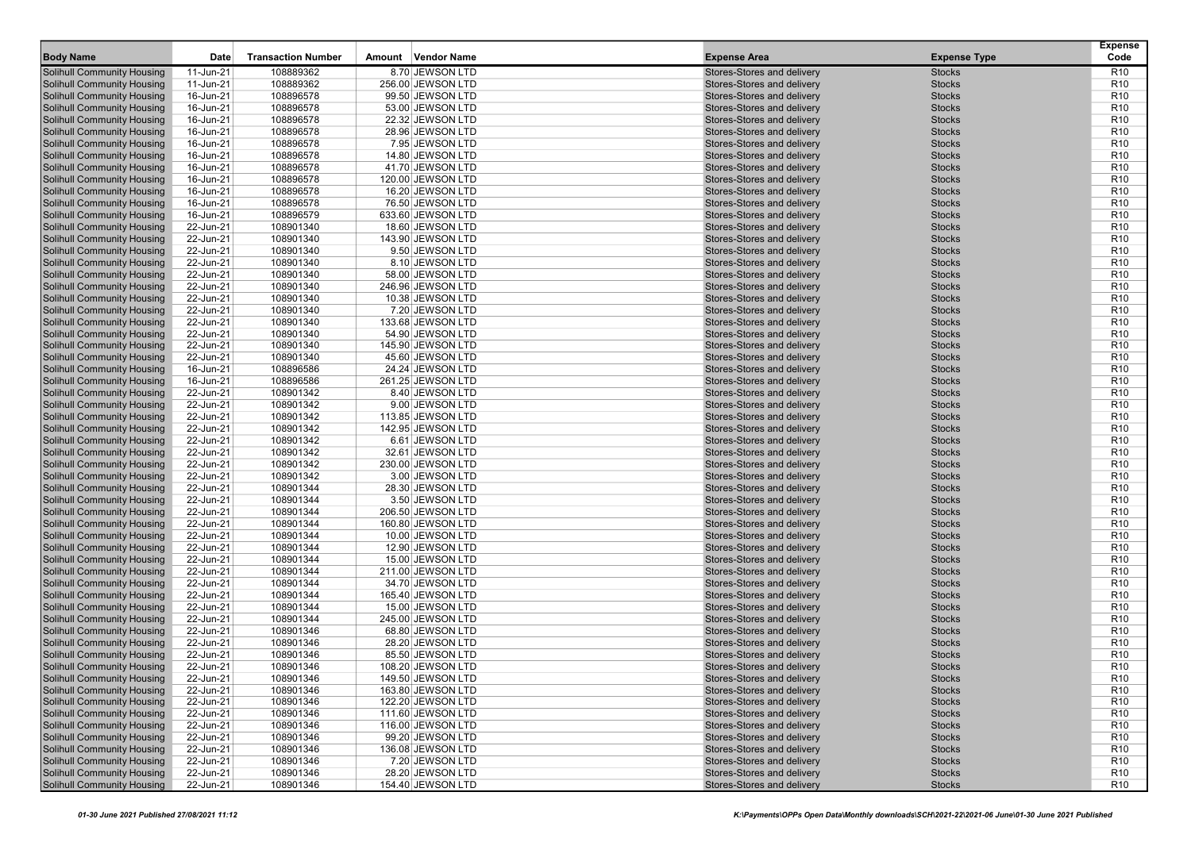| Body Name | Date | Transaction Number | Amount | Vendor Name | Expense Area | Expense Type | Expense Code |
|---|---|---|---|---|---|---|---|
| Solihull Community Housing | 11-Jun-21 | 108889362 | 8.70 | JEWSON LTD | Stores-Stores and delivery | Stocks | R10 |
| Solihull Community Housing | 11-Jun-21 | 108889362 | 256.00 | JEWSON LTD | Stores-Stores and delivery | Stocks | R10 |
| Solihull Community Housing | 16-Jun-21 | 108896578 | 99.50 | JEWSON LTD | Stores-Stores and delivery | Stocks | R10 |
| Solihull Community Housing | 16-Jun-21 | 108896578 | 53.00 | JEWSON LTD | Stores-Stores and delivery | Stocks | R10 |
| Solihull Community Housing | 16-Jun-21 | 108896578 | 22.32 | JEWSON LTD | Stores-Stores and delivery | Stocks | R10 |
| Solihull Community Housing | 16-Jun-21 | 108896578 | 28.96 | JEWSON LTD | Stores-Stores and delivery | Stocks | R10 |
| Solihull Community Housing | 16-Jun-21 | 108896578 | 7.95 | JEWSON LTD | Stores-Stores and delivery | Stocks | R10 |
| Solihull Community Housing | 16-Jun-21 | 108896578 | 14.80 | JEWSON LTD | Stores-Stores and delivery | Stocks | R10 |
| Solihull Community Housing | 16-Jun-21 | 108896578 | 41.70 | JEWSON LTD | Stores-Stores and delivery | Stocks | R10 |
| Solihull Community Housing | 16-Jun-21 | 108896578 | 120.00 | JEWSON LTD | Stores-Stores and delivery | Stocks | R10 |
| Solihull Community Housing | 16-Jun-21 | 108896578 | 16.20 | JEWSON LTD | Stores-Stores and delivery | Stocks | R10 |
| Solihull Community Housing | 16-Jun-21 | 108896578 | 76.50 | JEWSON LTD | Stores-Stores and delivery | Stocks | R10 |
| Solihull Community Housing | 16-Jun-21 | 108896579 | 633.60 | JEWSON LTD | Stores-Stores and delivery | Stocks | R10 |
| Solihull Community Housing | 22-Jun-21 | 108901340 | 18.60 | JEWSON LTD | Stores-Stores and delivery | Stocks | R10 |
| Solihull Community Housing | 22-Jun-21 | 108901340 | 143.90 | JEWSON LTD | Stores-Stores and delivery | Stocks | R10 |
| Solihull Community Housing | 22-Jun-21 | 108901340 | 9.50 | JEWSON LTD | Stores-Stores and delivery | Stocks | R10 |
| Solihull Community Housing | 22-Jun-21 | 108901340 | 8.10 | JEWSON LTD | Stores-Stores and delivery | Stocks | R10 |
| Solihull Community Housing | 22-Jun-21 | 108901340 | 58.00 | JEWSON LTD | Stores-Stores and delivery | Stocks | R10 |
| Solihull Community Housing | 22-Jun-21 | 108901340 | 246.96 | JEWSON LTD | Stores-Stores and delivery | Stocks | R10 |
| Solihull Community Housing | 22-Jun-21 | 108901340 | 10.38 | JEWSON LTD | Stores-Stores and delivery | Stocks | R10 |
| Solihull Community Housing | 22-Jun-21 | 108901340 | 7.20 | JEWSON LTD | Stores-Stores and delivery | Stocks | R10 |
| Solihull Community Housing | 22-Jun-21 | 108901340 | 133.68 | JEWSON LTD | Stores-Stores and delivery | Stocks | R10 |
| Solihull Community Housing | 22-Jun-21 | 108901340 | 54.90 | JEWSON LTD | Stores-Stores and delivery | Stocks | R10 |
| Solihull Community Housing | 22-Jun-21 | 108901340 | 145.90 | JEWSON LTD | Stores-Stores and delivery | Stocks | R10 |
| Solihull Community Housing | 22-Jun-21 | 108901340 | 45.60 | JEWSON LTD | Stores-Stores and delivery | Stocks | R10 |
| Solihull Community Housing | 16-Jun-21 | 108896586 | 24.24 | JEWSON LTD | Stores-Stores and delivery | Stocks | R10 |
| Solihull Community Housing | 16-Jun-21 | 108896586 | 261.25 | JEWSON LTD | Stores-Stores and delivery | Stocks | R10 |
| Solihull Community Housing | 22-Jun-21 | 108901342 | 8.40 | JEWSON LTD | Stores-Stores and delivery | Stocks | R10 |
| Solihull Community Housing | 22-Jun-21 | 108901342 | 9.00 | JEWSON LTD | Stores-Stores and delivery | Stocks | R10 |
| Solihull Community Housing | 22-Jun-21 | 108901342 | 113.85 | JEWSON LTD | Stores-Stores and delivery | Stocks | R10 |
| Solihull Community Housing | 22-Jun-21 | 108901342 | 142.95 | JEWSON LTD | Stores-Stores and delivery | Stocks | R10 |
| Solihull Community Housing | 22-Jun-21 | 108901342 | 6.61 | JEWSON LTD | Stores-Stores and delivery | Stocks | R10 |
| Solihull Community Housing | 22-Jun-21 | 108901342 | 32.61 | JEWSON LTD | Stores-Stores and delivery | Stocks | R10 |
| Solihull Community Housing | 22-Jun-21 | 108901342 | 230.00 | JEWSON LTD | Stores-Stores and delivery | Stocks | R10 |
| Solihull Community Housing | 22-Jun-21 | 108901342 | 3.00 | JEWSON LTD | Stores-Stores and delivery | Stocks | R10 |
| Solihull Community Housing | 22-Jun-21 | 108901344 | 28.30 | JEWSON LTD | Stores-Stores and delivery | Stocks | R10 |
| Solihull Community Housing | 22-Jun-21 | 108901344 | 3.50 | JEWSON LTD | Stores-Stores and delivery | Stocks | R10 |
| Solihull Community Housing | 22-Jun-21 | 108901344 | 206.50 | JEWSON LTD | Stores-Stores and delivery | Stocks | R10 |
| Solihull Community Housing | 22-Jun-21 | 108901344 | 160.80 | JEWSON LTD | Stores-Stores and delivery | Stocks | R10 |
| Solihull Community Housing | 22-Jun-21 | 108901344 | 10.00 | JEWSON LTD | Stores-Stores and delivery | Stocks | R10 |
| Solihull Community Housing | 22-Jun-21 | 108901344 | 12.90 | JEWSON LTD | Stores-Stores and delivery | Stocks | R10 |
| Solihull Community Housing | 22-Jun-21 | 108901344 | 15.00 | JEWSON LTD | Stores-Stores and delivery | Stocks | R10 |
| Solihull Community Housing | 22-Jun-21 | 108901344 | 211.00 | JEWSON LTD | Stores-Stores and delivery | Stocks | R10 |
| Solihull Community Housing | 22-Jun-21 | 108901344 | 34.70 | JEWSON LTD | Stores-Stores and delivery | Stocks | R10 |
| Solihull Community Housing | 22-Jun-21 | 108901344 | 165.40 | JEWSON LTD | Stores-Stores and delivery | Stocks | R10 |
| Solihull Community Housing | 22-Jun-21 | 108901344 | 15.00 | JEWSON LTD | Stores-Stores and delivery | Stocks | R10 |
| Solihull Community Housing | 22-Jun-21 | 108901344 | 245.00 | JEWSON LTD | Stores-Stores and delivery | Stocks | R10 |
| Solihull Community Housing | 22-Jun-21 | 108901346 | 68.80 | JEWSON LTD | Stores-Stores and delivery | Stocks | R10 |
| Solihull Community Housing | 22-Jun-21 | 108901346 | 28.20 | JEWSON LTD | Stores-Stores and delivery | Stocks | R10 |
| Solihull Community Housing | 22-Jun-21 | 108901346 | 85.50 | JEWSON LTD | Stores-Stores and delivery | Stocks | R10 |
| Solihull Community Housing | 22-Jun-21 | 108901346 | 108.20 | JEWSON LTD | Stores-Stores and delivery | Stocks | R10 |
| Solihull Community Housing | 22-Jun-21 | 108901346 | 149.50 | JEWSON LTD | Stores-Stores and delivery | Stocks | R10 |
| Solihull Community Housing | 22-Jun-21 | 108901346 | 163.80 | JEWSON LTD | Stores-Stores and delivery | Stocks | R10 |
| Solihull Community Housing | 22-Jun-21 | 108901346 | 122.20 | JEWSON LTD | Stores-Stores and delivery | Stocks | R10 |
| Solihull Community Housing | 22-Jun-21 | 108901346 | 111.60 | JEWSON LTD | Stores-Stores and delivery | Stocks | R10 |
| Solihull Community Housing | 22-Jun-21 | 108901346 | 116.00 | JEWSON LTD | Stores-Stores and delivery | Stocks | R10 |
| Solihull Community Housing | 22-Jun-21 | 108901346 | 99.20 | JEWSON LTD | Stores-Stores and delivery | Stocks | R10 |
| Solihull Community Housing | 22-Jun-21 | 108901346 | 136.08 | JEWSON LTD | Stores-Stores and delivery | Stocks | R10 |
| Solihull Community Housing | 22-Jun-21 | 108901346 | 7.20 | JEWSON LTD | Stores-Stores and delivery | Stocks | R10 |
| Solihull Community Housing | 22-Jun-21 | 108901346 | 28.20 | JEWSON LTD | Stores-Stores and delivery | Stocks | R10 |
| Solihull Community Housing | 22-Jun-21 | 108901346 | 154.40 | JEWSON LTD | Stores-Stores and delivery | Stocks | R10 |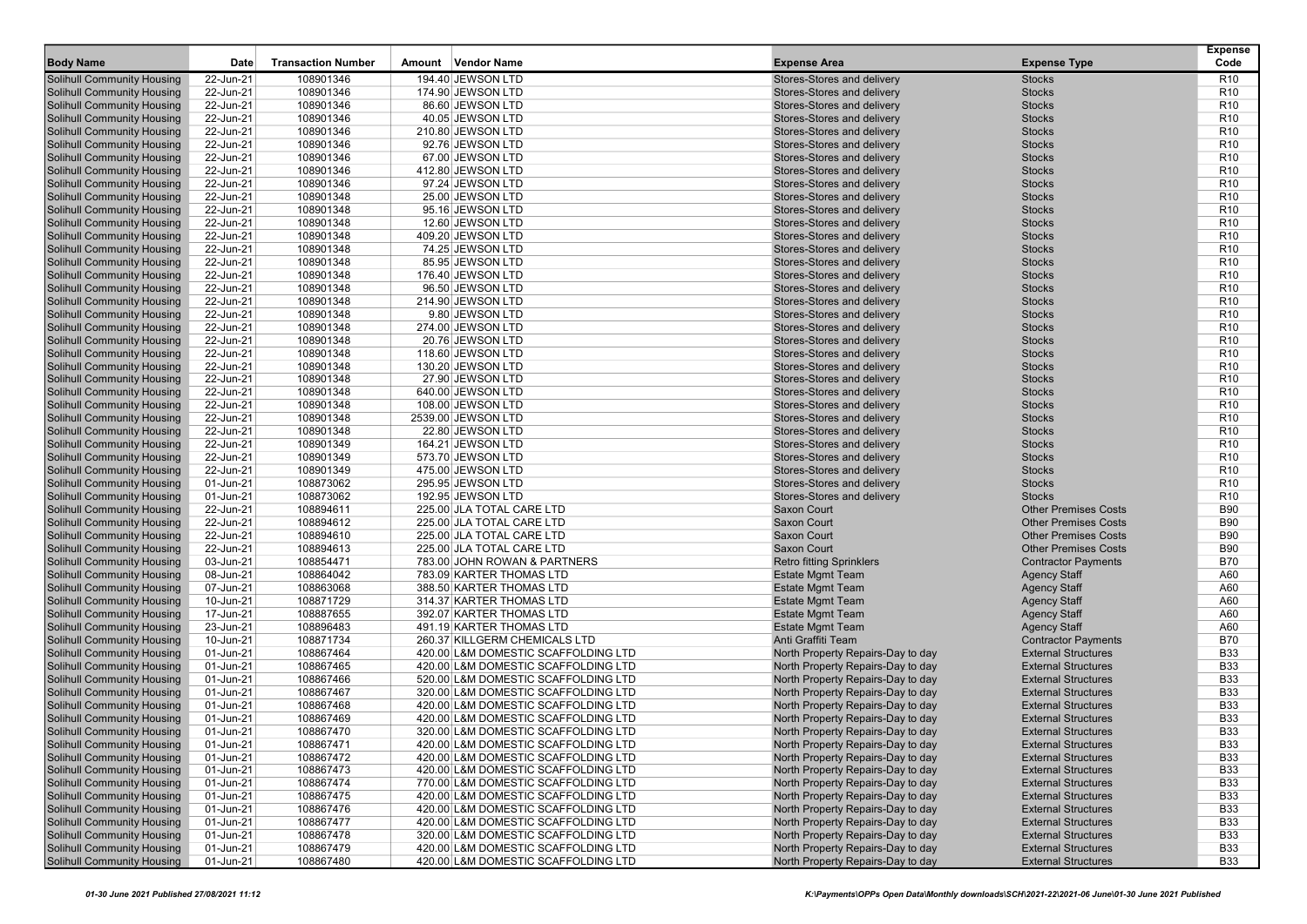| Body Name | Date | Transaction Number | Amount | Vendor Name | Expense Area | Expense Type | Expense Code |
|---|---|---|---|---|---|---|---|
| Solihull Community Housing | 22-Jun-21 | 108901346 | 194.40 | JEWSON LTD | Stores-Stores and delivery | Stocks | R10 |
| Solihull Community Housing | 22-Jun-21 | 108901346 | 174.90 | JEWSON LTD | Stores-Stores and delivery | Stocks | R10 |
| Solihull Community Housing | 22-Jun-21 | 108901346 | 86.60 | JEWSON LTD | Stores-Stores and delivery | Stocks | R10 |
| Solihull Community Housing | 22-Jun-21 | 108901346 | 40.05 | JEWSON LTD | Stores-Stores and delivery | Stocks | R10 |
| Solihull Community Housing | 22-Jun-21 | 108901346 | 210.80 | JEWSON LTD | Stores-Stores and delivery | Stocks | R10 |
| Solihull Community Housing | 22-Jun-21 | 108901346 | 92.76 | JEWSON LTD | Stores-Stores and delivery | Stocks | R10 |
| Solihull Community Housing | 22-Jun-21 | 108901346 | 67.00 | JEWSON LTD | Stores-Stores and delivery | Stocks | R10 |
| Solihull Community Housing | 22-Jun-21 | 108901346 | 412.80 | JEWSON LTD | Stores-Stores and delivery | Stocks | R10 |
| Solihull Community Housing | 22-Jun-21 | 108901346 | 97.24 | JEWSON LTD | Stores-Stores and delivery | Stocks | R10 |
| Solihull Community Housing | 22-Jun-21 | 108901348 | 25.00 | JEWSON LTD | Stores-Stores and delivery | Stocks | R10 |
| Solihull Community Housing | 22-Jun-21 | 108901348 | 95.16 | JEWSON LTD | Stores-Stores and delivery | Stocks | R10 |
| Solihull Community Housing | 22-Jun-21 | 108901348 | 12.60 | JEWSON LTD | Stores-Stores and delivery | Stocks | R10 |
| Solihull Community Housing | 22-Jun-21 | 108901348 | 409.20 | JEWSON LTD | Stores-Stores and delivery | Stocks | R10 |
| Solihull Community Housing | 22-Jun-21 | 108901348 | 74.25 | JEWSON LTD | Stores-Stores and delivery | Stocks | R10 |
| Solihull Community Housing | 22-Jun-21 | 108901348 | 85.95 | JEWSON LTD | Stores-Stores and delivery | Stocks | R10 |
| Solihull Community Housing | 22-Jun-21 | 108901348 | 176.40 | JEWSON LTD | Stores-Stores and delivery | Stocks | R10 |
| Solihull Community Housing | 22-Jun-21 | 108901348 | 96.50 | JEWSON LTD | Stores-Stores and delivery | Stocks | R10 |
| Solihull Community Housing | 22-Jun-21 | 108901348 | 214.90 | JEWSON LTD | Stores-Stores and delivery | Stocks | R10 |
| Solihull Community Housing | 22-Jun-21 | 108901348 | 9.80 | JEWSON LTD | Stores-Stores and delivery | Stocks | R10 |
| Solihull Community Housing | 22-Jun-21 | 108901348 | 274.00 | JEWSON LTD | Stores-Stores and delivery | Stocks | R10 |
| Solihull Community Housing | 22-Jun-21 | 108901348 | 20.76 | JEWSON LTD | Stores-Stores and delivery | Stocks | R10 |
| Solihull Community Housing | 22-Jun-21 | 108901348 | 118.60 | JEWSON LTD | Stores-Stores and delivery | Stocks | R10 |
| Solihull Community Housing | 22-Jun-21 | 108901348 | 130.20 | JEWSON LTD | Stores-Stores and delivery | Stocks | R10 |
| Solihull Community Housing | 22-Jun-21 | 108901348 | 27.90 | JEWSON LTD | Stores-Stores and delivery | Stocks | R10 |
| Solihull Community Housing | 22-Jun-21 | 108901348 | 640.00 | JEWSON LTD | Stores-Stores and delivery | Stocks | R10 |
| Solihull Community Housing | 22-Jun-21 | 108901348 | 108.00 | JEWSON LTD | Stores-Stores and delivery | Stocks | R10 |
| Solihull Community Housing | 22-Jun-21 | 108901348 | 2539.00 | JEWSON LTD | Stores-Stores and delivery | Stocks | R10 |
| Solihull Community Housing | 22-Jun-21 | 108901348 | 22.80 | JEWSON LTD | Stores-Stores and delivery | Stocks | R10 |
| Solihull Community Housing | 22-Jun-21 | 108901349 | 164.21 | JEWSON LTD | Stores-Stores and delivery | Stocks | R10 |
| Solihull Community Housing | 22-Jun-21 | 108901349 | 573.70 | JEWSON LTD | Stores-Stores and delivery | Stocks | R10 |
| Solihull Community Housing | 22-Jun-21 | 108901349 | 475.00 | JEWSON LTD | Stores-Stores and delivery | Stocks | R10 |
| Solihull Community Housing | 01-Jun-21 | 108873062 | 295.95 | JEWSON LTD | Stores-Stores and delivery | Stocks | R10 |
| Solihull Community Housing | 01-Jun-21 | 108873062 | 192.95 | JEWSON LTD | Stores-Stores and delivery | Stocks | R10 |
| Solihull Community Housing | 22-Jun-21 | 108894611 | 225.00 | JLA TOTAL CARE LTD | Saxon Court | Other Premises Costs | B90 |
| Solihull Community Housing | 22-Jun-21 | 108894612 | 225.00 | JLA TOTAL CARE LTD | Saxon Court | Other Premises Costs | B90 |
| Solihull Community Housing | 22-Jun-21 | 108894610 | 225.00 | JLA TOTAL CARE LTD | Saxon Court | Other Premises Costs | B90 |
| Solihull Community Housing | 22-Jun-21 | 108894613 | 225.00 | JLA TOTAL CARE LTD | Saxon Court | Other Premises Costs | B90 |
| Solihull Community Housing | 03-Jun-21 | 108854471 | 783.00 | JOHN ROWAN & PARTNERS | Retro fitting Sprinklers | Contractor Payments | B70 |
| Solihull Community Housing | 08-Jun-21 | 108864042 | 783.09 | KARTER THOMAS LTD | Estate Mgmt Team | Agency Staff | A60 |
| Solihull Community Housing | 07-Jun-21 | 108863068 | 388.50 | KARTER THOMAS LTD | Estate Mgmt Team | Agency Staff | A60 |
| Solihull Community Housing | 10-Jun-21 | 108871729 | 314.37 | KARTER THOMAS LTD | Estate Mgmt Team | Agency Staff | A60 |
| Solihull Community Housing | 17-Jun-21 | 108887655 | 392.07 | KARTER THOMAS LTD | Estate Mgmt Team | Agency Staff | A60 |
| Solihull Community Housing | 23-Jun-21 | 108896483 | 491.19 | KARTER THOMAS LTD | Estate Mgmt Team | Agency Staff | A60 |
| Solihull Community Housing | 10-Jun-21 | 108871734 | 260.37 | KILLGERM CHEMICALS LTD | Anti Graffiti Team | Contractor Payments | B70 |
| Solihull Community Housing | 01-Jun-21 | 108867464 | 420.00 | L&M DOMESTIC SCAFFOLDING LTD | North Property Repairs-Day to day | External Structures | B33 |
| Solihull Community Housing | 01-Jun-21 | 108867465 | 420.00 | L&M DOMESTIC SCAFFOLDING LTD | North Property Repairs-Day to day | External Structures | B33 |
| Solihull Community Housing | 01-Jun-21 | 108867466 | 520.00 | L&M DOMESTIC SCAFFOLDING LTD | North Property Repairs-Day to day | External Structures | B33 |
| Solihull Community Housing | 01-Jun-21 | 108867467 | 320.00 | L&M DOMESTIC SCAFFOLDING LTD | North Property Repairs-Day to day | External Structures | B33 |
| Solihull Community Housing | 01-Jun-21 | 108867468 | 420.00 | L&M DOMESTIC SCAFFOLDING LTD | North Property Repairs-Day to day | External Structures | B33 |
| Solihull Community Housing | 01-Jun-21 | 108867469 | 420.00 | L&M DOMESTIC SCAFFOLDING LTD | North Property Repairs-Day to day | External Structures | B33 |
| Solihull Community Housing | 01-Jun-21 | 108867470 | 320.00 | L&M DOMESTIC SCAFFOLDING LTD | North Property Repairs-Day to day | External Structures | B33 |
| Solihull Community Housing | 01-Jun-21 | 108867471 | 420.00 | L&M DOMESTIC SCAFFOLDING LTD | North Property Repairs-Day to day | External Structures | B33 |
| Solihull Community Housing | 01-Jun-21 | 108867472 | 420.00 | L&M DOMESTIC SCAFFOLDING LTD | North Property Repairs-Day to day | External Structures | B33 |
| Solihull Community Housing | 01-Jun-21 | 108867473 | 420.00 | L&M DOMESTIC SCAFFOLDING LTD | North Property Repairs-Day to day | External Structures | B33 |
| Solihull Community Housing | 01-Jun-21 | 108867474 | 770.00 | L&M DOMESTIC SCAFFOLDING LTD | North Property Repairs-Day to day | External Structures | B33 |
| Solihull Community Housing | 01-Jun-21 | 108867475 | 420.00 | L&M DOMESTIC SCAFFOLDING LTD | North Property Repairs-Day to day | External Structures | B33 |
| Solihull Community Housing | 01-Jun-21 | 108867476 | 420.00 | L&M DOMESTIC SCAFFOLDING LTD | North Property Repairs-Day to day | External Structures | B33 |
| Solihull Community Housing | 01-Jun-21 | 108867477 | 420.00 | L&M DOMESTIC SCAFFOLDING LTD | North Property Repairs-Day to day | External Structures | B33 |
| Solihull Community Housing | 01-Jun-21 | 108867478 | 320.00 | L&M DOMESTIC SCAFFOLDING LTD | North Property Repairs-Day to day | External Structures | B33 |
| Solihull Community Housing | 01-Jun-21 | 108867479 | 420.00 | L&M DOMESTIC SCAFFOLDING LTD | North Property Repairs-Day to day | External Structures | B33 |
| Solihull Community Housing | 01-Jun-21 | 108867480 | 420.00 | L&M DOMESTIC SCAFFOLDING LTD | North Property Repairs-Day to day | External Structures | B33 |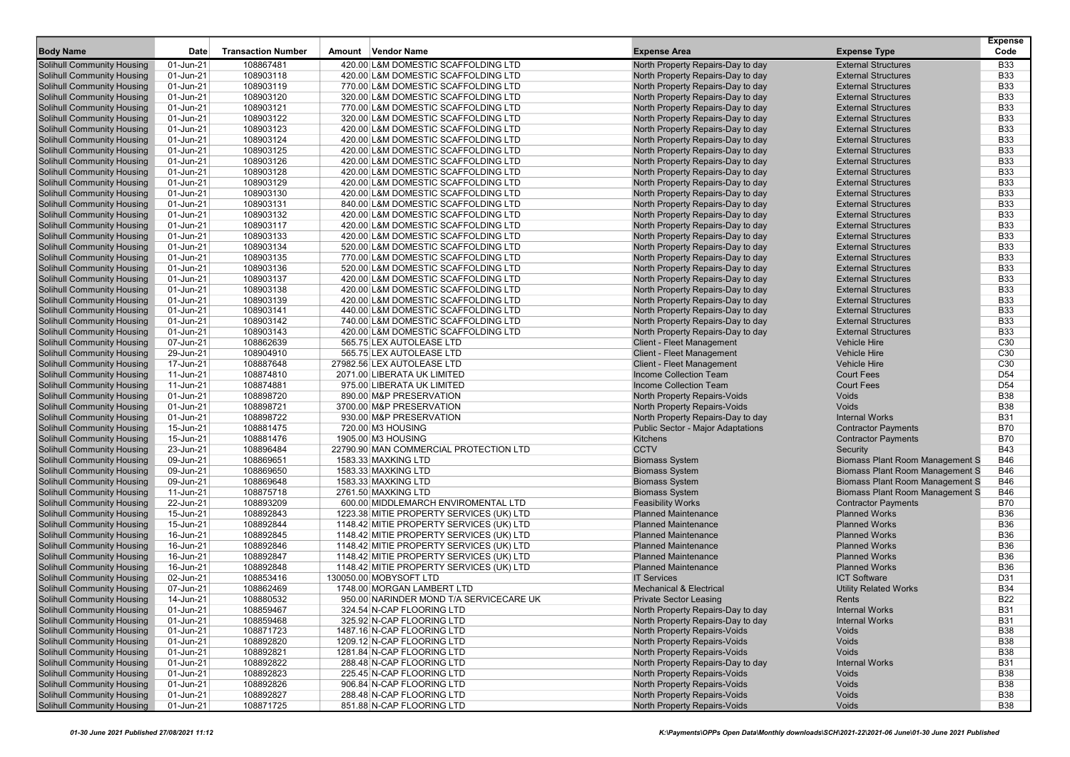| Body Name | Date | Transaction Number | Amount | Vendor Name | Expense Area | Expense Type | Expense Code |
|---|---|---|---|---|---|---|---|
| Solihull Community Housing | 01-Jun-21 | 108867481 | 420.00 | L&M DOMESTIC SCAFFOLDING LTD | North Property Repairs-Day to day | External Structures | B33 |
| Solihull Community Housing | 01-Jun-21 | 108903118 | 420.00 | L&M DOMESTIC SCAFFOLDING LTD | North Property Repairs-Day to day | External Structures | B33 |
| Solihull Community Housing | 01-Jun-21 | 108903119 | 770.00 | L&M DOMESTIC SCAFFOLDING LTD | North Property Repairs-Day to day | External Structures | B33 |
| Solihull Community Housing | 01-Jun-21 | 108903120 | 320.00 | L&M DOMESTIC SCAFFOLDING LTD | North Property Repairs-Day to day | External Structures | B33 |
| Solihull Community Housing | 01-Jun-21 | 108903121 | 770.00 | L&M DOMESTIC SCAFFOLDING LTD | North Property Repairs-Day to day | External Structures | B33 |
| Solihull Community Housing | 01-Jun-21 | 108903122 | 320.00 | L&M DOMESTIC SCAFFOLDING LTD | North Property Repairs-Day to day | External Structures | B33 |
| Solihull Community Housing | 01-Jun-21 | 108903123 | 420.00 | L&M DOMESTIC SCAFFOLDING LTD | North Property Repairs-Day to day | External Structures | B33 |
| Solihull Community Housing | 01-Jun-21 | 108903124 | 420.00 | L&M DOMESTIC SCAFFOLDING LTD | North Property Repairs-Day to day | External Structures | B33 |
| Solihull Community Housing | 01-Jun-21 | 108903125 | 420.00 | L&M DOMESTIC SCAFFOLDING LTD | North Property Repairs-Day to day | External Structures | B33 |
| Solihull Community Housing | 01-Jun-21 | 108903126 | 420.00 | L&M DOMESTIC SCAFFOLDING LTD | North Property Repairs-Day to day | External Structures | B33 |
| Solihull Community Housing | 01-Jun-21 | 108903128 | 420.00 | L&M DOMESTIC SCAFFOLDING LTD | North Property Repairs-Day to day | External Structures | B33 |
| Solihull Community Housing | 01-Jun-21 | 108903129 | 420.00 | L&M DOMESTIC SCAFFOLDING LTD | North Property Repairs-Day to day | External Structures | B33 |
| Solihull Community Housing | 01-Jun-21 | 108903130 | 420.00 | L&M DOMESTIC SCAFFOLDING LTD | North Property Repairs-Day to day | External Structures | B33 |
| Solihull Community Housing | 01-Jun-21 | 108903131 | 840.00 | L&M DOMESTIC SCAFFOLDING LTD | North Property Repairs-Day to day | External Structures | B33 |
| Solihull Community Housing | 01-Jun-21 | 108903132 | 420.00 | L&M DOMESTIC SCAFFOLDING LTD | North Property Repairs-Day to day | External Structures | B33 |
| Solihull Community Housing | 01-Jun-21 | 108903117 | 420.00 | L&M DOMESTIC SCAFFOLDING LTD | North Property Repairs-Day to day | External Structures | B33 |
| Solihull Community Housing | 01-Jun-21 | 108903133 | 420.00 | L&M DOMESTIC SCAFFOLDING LTD | North Property Repairs-Day to day | External Structures | B33 |
| Solihull Community Housing | 01-Jun-21 | 108903134 | 520.00 | L&M DOMESTIC SCAFFOLDING LTD | North Property Repairs-Day to day | External Structures | B33 |
| Solihull Community Housing | 01-Jun-21 | 108903135 | 770.00 | L&M DOMESTIC SCAFFOLDING LTD | North Property Repairs-Day to day | External Structures | B33 |
| Solihull Community Housing | 01-Jun-21 | 108903136 | 520.00 | L&M DOMESTIC SCAFFOLDING LTD | North Property Repairs-Day to day | External Structures | B33 |
| Solihull Community Housing | 01-Jun-21 | 108903137 | 420.00 | L&M DOMESTIC SCAFFOLDING LTD | North Property Repairs-Day to day | External Structures | B33 |
| Solihull Community Housing | 01-Jun-21 | 108903138 | 420.00 | L&M DOMESTIC SCAFFOLDING LTD | North Property Repairs-Day to day | External Structures | B33 |
| Solihull Community Housing | 01-Jun-21 | 108903139 | 420.00 | L&M DOMESTIC SCAFFOLDING LTD | North Property Repairs-Day to day | External Structures | B33 |
| Solihull Community Housing | 01-Jun-21 | 108903141 | 440.00 | L&M DOMESTIC SCAFFOLDING LTD | North Property Repairs-Day to day | External Structures | B33 |
| Solihull Community Housing | 01-Jun-21 | 108903142 | 740.00 | L&M DOMESTIC SCAFFOLDING LTD | North Property Repairs-Day to day | External Structures | B33 |
| Solihull Community Housing | 01-Jun-21 | 108903143 | 420.00 | L&M DOMESTIC SCAFFOLDING LTD | North Property Repairs-Day to day | External Structures | B33 |
| Solihull Community Housing | 07-Jun-21 | 108862639 | 565.75 | LEX AUTOLEASE LTD | Client - Fleet Management | Vehicle Hire | C30 |
| Solihull Community Housing | 29-Jun-21 | 108904910 | 565.75 | LEX AUTOLEASE LTD | Client - Fleet Management | Vehicle Hire | C30 |
| Solihull Community Housing | 17-Jun-21 | 108887648 | 27982.56 | LEX AUTOLEASE LTD | Client - Fleet Management | Vehicle Hire | C30 |
| Solihull Community Housing | 11-Jun-21 | 108874810 | 2071.00 | LIBERATA UK LIMITED | Income Collection Team | Court Fees | D54 |
| Solihull Community Housing | 11-Jun-21 | 108874881 | 975.00 | LIBERATA UK LIMITED | Income Collection Team | Court Fees | D54 |
| Solihull Community Housing | 01-Jun-21 | 108898720 | 890.00 | M&P PRESERVATION | North Property Repairs-Voids | Voids | B38 |
| Solihull Community Housing | 01-Jun-21 | 108898721 | 3700.00 | M&P PRESERVATION | North Property Repairs-Voids | Voids | B38 |
| Solihull Community Housing | 01-Jun-21 | 108898722 | 930.00 | M&P PRESERVATION | North Property Repairs-Day to day | Internal Works | B31 |
| Solihull Community Housing | 15-Jun-21 | 108881475 | 720.00 | M3 HOUSING | Public Sector - Major Adaptations | Contractor Payments | B70 |
| Solihull Community Housing | 15-Jun-21 | 108881476 | 1905.00 | M3 HOUSING | Kitchens | Contractor Payments | B70 |
| Solihull Community Housing | 23-Jun-21 | 108896484 | 22790.90 | MAN COMMERCIAL PROTECTION LTD | CCTV | Security | B43 |
| Solihull Community Housing | 09-Jun-21 | 108869651 | 1583.33 | MAXKING LTD | Biomass System | Biomass Plant Room Management S | B46 |
| Solihull Community Housing | 09-Jun-21 | 108869650 | 1583.33 | MAXKING LTD | Biomass System | Biomass Plant Room Management S | B46 |
| Solihull Community Housing | 09-Jun-21 | 108869648 | 1583.33 | MAXKING LTD | Biomass System | Biomass Plant Room Management S | B46 |
| Solihull Community Housing | 11-Jun-21 | 108875718 | 2761.50 | MAXKING LTD | Biomass System | Biomass Plant Room Management S | B46 |
| Solihull Community Housing | 22-Jun-21 | 108893209 | 600.00 | MIDDLEMARCH ENVIROMENTAL LTD | Feasibility Works | Contractor Payments | B70 |
| Solihull Community Housing | 15-Jun-21 | 108892843 | 1223.38 | MITIE PROPERTY SERVICES (UK) LTD | Planned Maintenance | Planned Works | B36 |
| Solihull Community Housing | 15-Jun-21 | 108892844 | 1148.42 | MITIE PROPERTY SERVICES (UK) LTD | Planned Maintenance | Planned Works | B36 |
| Solihull Community Housing | 16-Jun-21 | 108892845 | 1148.42 | MITIE PROPERTY SERVICES (UK) LTD | Planned Maintenance | Planned Works | B36 |
| Solihull Community Housing | 16-Jun-21 | 108892846 | 1148.42 | MITIE PROPERTY SERVICES (UK) LTD | Planned Maintenance | Planned Works | B36 |
| Solihull Community Housing | 16-Jun-21 | 108892847 | 1148.42 | MITIE PROPERTY SERVICES (UK) LTD | Planned Maintenance | Planned Works | B36 |
| Solihull Community Housing | 16-Jun-21 | 108892848 | 1148.42 | MITIE PROPERTY SERVICES (UK) LTD | Planned Maintenance | Planned Works | B36 |
| Solihull Community Housing | 02-Jun-21 | 108853416 | 130050.00 | MOBYSOFT LTD | IT Services | ICT Software | D31 |
| Solihull Community Housing | 07-Jun-21 | 108862469 | 1748.00 | MORGAN LAMBERT LTD | Mechanical & Electrical | Utility Related Works | B34 |
| Solihull Community Housing | 14-Jun-21 | 108880532 | 950.00 | NARINDER MOND T/A SERVICECARE UK | Private Sector Leasing | Rents | B22 |
| Solihull Community Housing | 01-Jun-21 | 108859467 | 324.54 | N-CAP FLOORING LTD | North Property Repairs-Day to day | Internal Works | B31 |
| Solihull Community Housing | 01-Jun-21 | 108859468 | 325.92 | N-CAP FLOORING LTD | North Property Repairs-Day to day | Internal Works | B31 |
| Solihull Community Housing | 01-Jun-21 | 108871723 | 1487.16 | N-CAP FLOORING LTD | North Property Repairs-Voids | Voids | B38 |
| Solihull Community Housing | 01-Jun-21 | 108892820 | 1209.12 | N-CAP FLOORING LTD | North Property Repairs-Voids | Voids | B38 |
| Solihull Community Housing | 01-Jun-21 | 108892821 | 1281.84 | N-CAP FLOORING LTD | North Property Repairs-Voids | Voids | B38 |
| Solihull Community Housing | 01-Jun-21 | 108892822 | 288.48 | N-CAP FLOORING LTD | North Property Repairs-Day to day | Internal Works | B31 |
| Solihull Community Housing | 01-Jun-21 | 108892823 | 225.45 | N-CAP FLOORING LTD | North Property Repairs-Voids | Voids | B38 |
| Solihull Community Housing | 01-Jun-21 | 108892826 | 906.84 | N-CAP FLOORING LTD | North Property Repairs-Voids | Voids | B38 |
| Solihull Community Housing | 01-Jun-21 | 108892827 | 288.48 | N-CAP FLOORING LTD | North Property Repairs-Voids | Voids | B38 |
| Solihull Community Housing | 01-Jun-21 | 108871725 | 851.88 | N-CAP FLOORING LTD | North Property Repairs-Voids | Voids | B38 |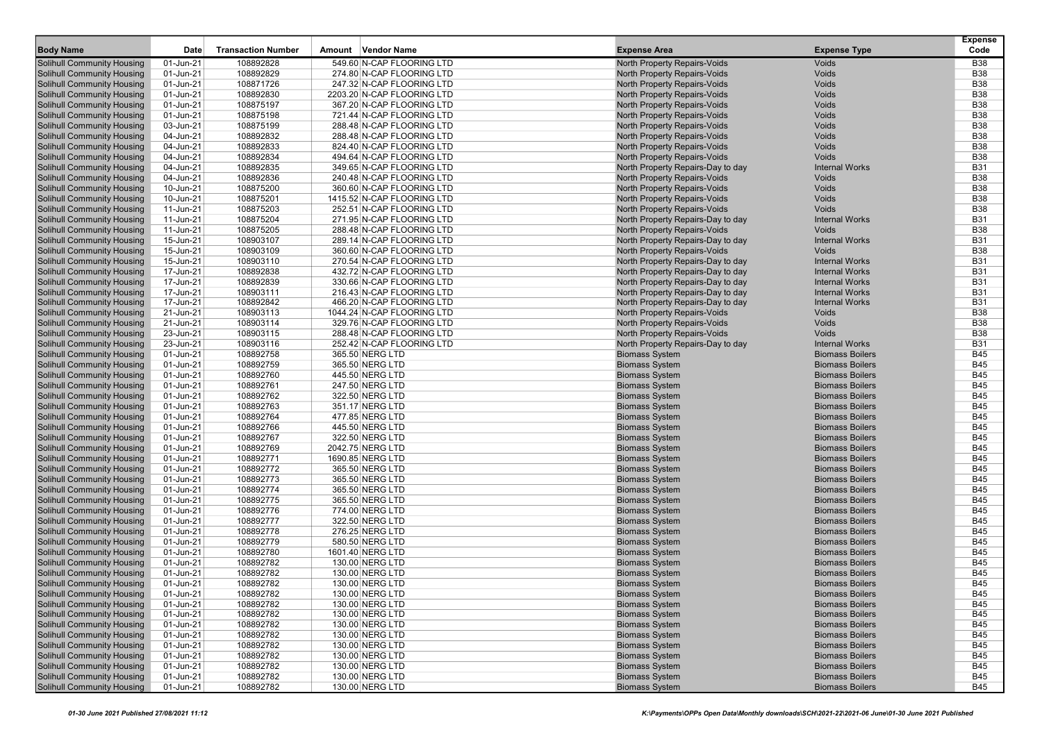| Body Name | Date | Transaction Number | Amount | Vendor Name | Expense Area | Expense Type | Expense Code |
|---|---|---|---|---|---|---|---|
| Solihull Community Housing | 01-Jun-21 | 108892828 | 549.60 | N-CAP FLOORING LTD | North Property Repairs-Voids | Voids | B38 |
| Solihull Community Housing | 01-Jun-21 | 108892829 | 274.80 | N-CAP FLOORING LTD | North Property Repairs-Voids | Voids | B38 |
| Solihull Community Housing | 01-Jun-21 | 108871726 | 247.32 | N-CAP FLOORING LTD | North Property Repairs-Voids | Voids | B38 |
| Solihull Community Housing | 01-Jun-21 | 108892830 | 2203.20 | N-CAP FLOORING LTD | North Property Repairs-Voids | Voids | B38 |
| Solihull Community Housing | 01-Jun-21 | 108875197 | 367.20 | N-CAP FLOORING LTD | North Property Repairs-Voids | Voids | B38 |
| Solihull Community Housing | 01-Jun-21 | 108875198 | 721.44 | N-CAP FLOORING LTD | North Property Repairs-Voids | Voids | B38 |
| Solihull Community Housing | 03-Jun-21 | 108875199 | 288.48 | N-CAP FLOORING LTD | North Property Repairs-Voids | Voids | B38 |
| Solihull Community Housing | 04-Jun-21 | 108892832 | 288.48 | N-CAP FLOORING LTD | North Property Repairs-Voids | Voids | B38 |
| Solihull Community Housing | 04-Jun-21 | 108892833 | 824.40 | N-CAP FLOORING LTD | North Property Repairs-Voids | Voids | B38 |
| Solihull Community Housing | 04-Jun-21 | 108892834 | 494.64 | N-CAP FLOORING LTD | North Property Repairs-Voids | Voids | B38 |
| Solihull Community Housing | 04-Jun-21 | 108892835 | 349.65 | N-CAP FLOORING LTD | North Property Repairs-Day to day | Internal Works | B31 |
| Solihull Community Housing | 04-Jun-21 | 108892836 | 240.48 | N-CAP FLOORING LTD | North Property Repairs-Voids | Voids | B38 |
| Solihull Community Housing | 10-Jun-21 | 108875200 | 360.60 | N-CAP FLOORING LTD | North Property Repairs-Voids | Voids | B38 |
| Solihull Community Housing | 10-Jun-21 | 108875201 | 1415.52 | N-CAP FLOORING LTD | North Property Repairs-Voids | Voids | B38 |
| Solihull Community Housing | 11-Jun-21 | 108875203 | 252.51 | N-CAP FLOORING LTD | North Property Repairs-Voids | Voids | B38 |
| Solihull Community Housing | 11-Jun-21 | 108875204 | 271.95 | N-CAP FLOORING LTD | North Property Repairs-Day to day | Internal Works | B31 |
| Solihull Community Housing | 11-Jun-21 | 108875205 | 288.48 | N-CAP FLOORING LTD | North Property Repairs-Voids | Voids | B38 |
| Solihull Community Housing | 15-Jun-21 | 108903107 | 289.14 | N-CAP FLOORING LTD | North Property Repairs-Day to day | Internal Works | B31 |
| Solihull Community Housing | 15-Jun-21 | 108903109 | 360.60 | N-CAP FLOORING LTD | North Property Repairs-Voids | Voids | B38 |
| Solihull Community Housing | 15-Jun-21 | 108903110 | 270.54 | N-CAP FLOORING LTD | North Property Repairs-Day to day | Internal Works | B31 |
| Solihull Community Housing | 17-Jun-21 | 108892838 | 432.72 | N-CAP FLOORING LTD | North Property Repairs-Day to day | Internal Works | B31 |
| Solihull Community Housing | 17-Jun-21 | 108892839 | 330.66 | N-CAP FLOORING LTD | North Property Repairs-Day to day | Internal Works | B31 |
| Solihull Community Housing | 17-Jun-21 | 108903111 | 216.43 | N-CAP FLOORING LTD | North Property Repairs-Day to day | Internal Works | B31 |
| Solihull Community Housing | 17-Jun-21 | 108892842 | 466.20 | N-CAP FLOORING LTD | North Property Repairs-Day to day | Internal Works | B31 |
| Solihull Community Housing | 21-Jun-21 | 108903113 | 1044.24 | N-CAP FLOORING LTD | North Property Repairs-Voids | Voids | B38 |
| Solihull Community Housing | 21-Jun-21 | 108903114 | 329.76 | N-CAP FLOORING LTD | North Property Repairs-Voids | Voids | B38 |
| Solihull Community Housing | 23-Jun-21 | 108903115 | 288.48 | N-CAP FLOORING LTD | North Property Repairs-Voids | Voids | B38 |
| Solihull Community Housing | 23-Jun-21 | 108903116 | 252.42 | N-CAP FLOORING LTD | North Property Repairs-Day to day | Internal Works | B31 |
| Solihull Community Housing | 01-Jun-21 | 108892758 | 365.50 | NERG LTD | Biomass System | Biomass Boilers | B45 |
| Solihull Community Housing | 01-Jun-21 | 108892759 | 365.50 | NERG LTD | Biomass System | Biomass Boilers | B45 |
| Solihull Community Housing | 01-Jun-21 | 108892760 | 445.50 | NERG LTD | Biomass System | Biomass Boilers | B45 |
| Solihull Community Housing | 01-Jun-21 | 108892761 | 247.50 | NERG LTD | Biomass System | Biomass Boilers | B45 |
| Solihull Community Housing | 01-Jun-21 | 108892762 | 322.50 | NERG LTD | Biomass System | Biomass Boilers | B45 |
| Solihull Community Housing | 01-Jun-21 | 108892763 | 351.17 | NERG LTD | Biomass System | Biomass Boilers | B45 |
| Solihull Community Housing | 01-Jun-21 | 108892764 | 477.85 | NERG LTD | Biomass System | Biomass Boilers | B45 |
| Solihull Community Housing | 01-Jun-21 | 108892766 | 445.50 | NERG LTD | Biomass System | Biomass Boilers | B45 |
| Solihull Community Housing | 01-Jun-21 | 108892767 | 322.50 | NERG LTD | Biomass System | Biomass Boilers | B45 |
| Solihull Community Housing | 01-Jun-21 | 108892769 | 2042.75 | NERG LTD | Biomass System | Biomass Boilers | B45 |
| Solihull Community Housing | 01-Jun-21 | 108892771 | 1690.85 | NERG LTD | Biomass System | Biomass Boilers | B45 |
| Solihull Community Housing | 01-Jun-21 | 108892772 | 365.50 | NERG LTD | Biomass System | Biomass Boilers | B45 |
| Solihull Community Housing | 01-Jun-21 | 108892773 | 365.50 | NERG LTD | Biomass System | Biomass Boilers | B45 |
| Solihull Community Housing | 01-Jun-21 | 108892774 | 365.50 | NERG LTD | Biomass System | Biomass Boilers | B45 |
| Solihull Community Housing | 01-Jun-21 | 108892775 | 365.50 | NERG LTD | Biomass System | Biomass Boilers | B45 |
| Solihull Community Housing | 01-Jun-21 | 108892776 | 774.00 | NERG LTD | Biomass System | Biomass Boilers | B45 |
| Solihull Community Housing | 01-Jun-21 | 108892777 | 322.50 | NERG LTD | Biomass System | Biomass Boilers | B45 |
| Solihull Community Housing | 01-Jun-21 | 108892778 | 276.25 | NERG LTD | Biomass System | Biomass Boilers | B45 |
| Solihull Community Housing | 01-Jun-21 | 108892779 | 580.50 | NERG LTD | Biomass System | Biomass Boilers | B45 |
| Solihull Community Housing | 01-Jun-21 | 108892780 | 1601.40 | NERG LTD | Biomass System | Biomass Boilers | B45 |
| Solihull Community Housing | 01-Jun-21 | 108892782 | 130.00 | NERG LTD | Biomass System | Biomass Boilers | B45 |
| Solihull Community Housing | 01-Jun-21 | 108892782 | 130.00 | NERG LTD | Biomass System | Biomass Boilers | B45 |
| Solihull Community Housing | 01-Jun-21 | 108892782 | 130.00 | NERG LTD | Biomass System | Biomass Boilers | B45 |
| Solihull Community Housing | 01-Jun-21 | 108892782 | 130.00 | NERG LTD | Biomass System | Biomass Boilers | B45 |
| Solihull Community Housing | 01-Jun-21 | 108892782 | 130.00 | NERG LTD | Biomass System | Biomass Boilers | B45 |
| Solihull Community Housing | 01-Jun-21 | 108892782 | 130.00 | NERG LTD | Biomass System | Biomass Boilers | B45 |
| Solihull Community Housing | 01-Jun-21 | 108892782 | 130.00 | NERG LTD | Biomass System | Biomass Boilers | B45 |
| Solihull Community Housing | 01-Jun-21 | 108892782 | 130.00 | NERG LTD | Biomass System | Biomass Boilers | B45 |
| Solihull Community Housing | 01-Jun-21 | 108892782 | 130.00 | NERG LTD | Biomass System | Biomass Boilers | B45 |
| Solihull Community Housing | 01-Jun-21 | 108892782 | 130.00 | NERG LTD | Biomass System | Biomass Boilers | B45 |
| Solihull Community Housing | 01-Jun-21 | 108892782 | 130.00 | NERG LTD | Biomass System | Biomass Boilers | B45 |
| Solihull Community Housing | 01-Jun-21 | 108892782 | 130.00 | NERG LTD | Biomass System | Biomass Boilers | B45 |
| Solihull Community Housing | 01-Jun-21 | 108892782 | 130.00 | NERG LTD | Biomass System | Biomass Boilers | B45 |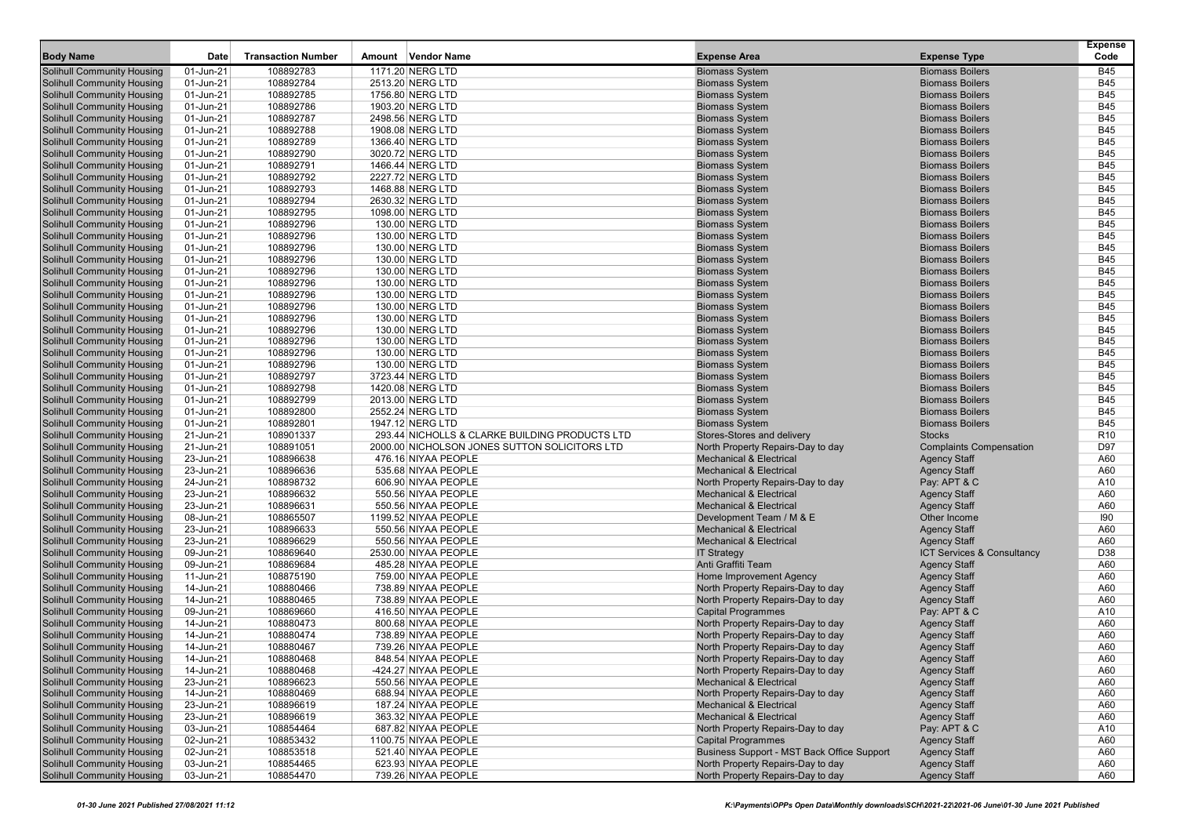| Body Name | Date | Transaction Number | Amount | Vendor Name | Expense Area | Expense Type | Expense Code |
|---|---|---|---|---|---|---|---|
| Solihull Community Housing | 01-Jun-21 | 108892783 | 1171.20 | NERG LTD | Biomass System | Biomass Boilers | B45 |
| Solihull Community Housing | 01-Jun-21 | 108892784 | 2513.20 | NERG LTD | Biomass System | Biomass Boilers | B45 |
| Solihull Community Housing | 01-Jun-21 | 108892785 | 1756.80 | NERG LTD | Biomass System | Biomass Boilers | B45 |
| Solihull Community Housing | 01-Jun-21 | 108892786 | 1903.20 | NERG LTD | Biomass System | Biomass Boilers | B45 |
| Solihull Community Housing | 01-Jun-21 | 108892787 | 2498.56 | NERG LTD | Biomass System | Biomass Boilers | B45 |
| Solihull Community Housing | 01-Jun-21 | 108892788 | 1908.08 | NERG LTD | Biomass System | Biomass Boilers | B45 |
| Solihull Community Housing | 01-Jun-21 | 108892789 | 1366.40 | NERG LTD | Biomass System | Biomass Boilers | B45 |
| Solihull Community Housing | 01-Jun-21 | 108892790 | 3020.72 | NERG LTD | Biomass System | Biomass Boilers | B45 |
| Solihull Community Housing | 01-Jun-21 | 108892791 | 1466.44 | NERG LTD | Biomass System | Biomass Boilers | B45 |
| Solihull Community Housing | 01-Jun-21 | 108892792 | 2227.72 | NERG LTD | Biomass System | Biomass Boilers | B45 |
| Solihull Community Housing | 01-Jun-21 | 108892793 | 1468.88 | NERG LTD | Biomass System | Biomass Boilers | B45 |
| Solihull Community Housing | 01-Jun-21 | 108892794 | 2630.32 | NERG LTD | Biomass System | Biomass Boilers | B45 |
| Solihull Community Housing | 01-Jun-21 | 108892795 | 1098.00 | NERG LTD | Biomass System | Biomass Boilers | B45 |
| Solihull Community Housing | 01-Jun-21 | 108892796 | 130.00 | NERG LTD | Biomass System | Biomass Boilers | B45 |
| Solihull Community Housing | 01-Jun-21 | 108892796 | 130.00 | NERG LTD | Biomass System | Biomass Boilers | B45 |
| Solihull Community Housing | 01-Jun-21 | 108892796 | 130.00 | NERG LTD | Biomass System | Biomass Boilers | B45 |
| Solihull Community Housing | 01-Jun-21 | 108892796 | 130.00 | NERG LTD | Biomass System | Biomass Boilers | B45 |
| Solihull Community Housing | 01-Jun-21 | 108892796 | 130.00 | NERG LTD | Biomass System | Biomass Boilers | B45 |
| Solihull Community Housing | 01-Jun-21 | 108892796 | 130.00 | NERG LTD | Biomass System | Biomass Boilers | B45 |
| Solihull Community Housing | 01-Jun-21 | 108892796 | 130.00 | NERG LTD | Biomass System | Biomass Boilers | B45 |
| Solihull Community Housing | 01-Jun-21 | 108892796 | 130.00 | NERG LTD | Biomass System | Biomass Boilers | B45 |
| Solihull Community Housing | 01-Jun-21 | 108892796 | 130.00 | NERG LTD | Biomass System | Biomass Boilers | B45 |
| Solihull Community Housing | 01-Jun-21 | 108892796 | 130.00 | NERG LTD | Biomass System | Biomass Boilers | B45 |
| Solihull Community Housing | 01-Jun-21 | 108892796 | 130.00 | NERG LTD | Biomass System | Biomass Boilers | B45 |
| Solihull Community Housing | 01-Jun-21 | 108892796 | 130.00 | NERG LTD | Biomass System | Biomass Boilers | B45 |
| Solihull Community Housing | 01-Jun-21 | 108892796 | 130.00 | NERG LTD | Biomass System | Biomass Boilers | B45 |
| Solihull Community Housing | 01-Jun-21 | 108892797 | 3723.44 | NERG LTD | Biomass System | Biomass Boilers | B45 |
| Solihull Community Housing | 01-Jun-21 | 108892798 | 1420.08 | NERG LTD | Biomass System | Biomass Boilers | B45 |
| Solihull Community Housing | 01-Jun-21 | 108892799 | 2013.00 | NERG LTD | Biomass System | Biomass Boilers | B45 |
| Solihull Community Housing | 01-Jun-21 | 108892800 | 2552.24 | NERG LTD | Biomass System | Biomass Boilers | B45 |
| Solihull Community Housing | 01-Jun-21 | 108892801 | 1947.12 | NERG LTD | Biomass System | Biomass Boilers | B45 |
| Solihull Community Housing | 21-Jun-21 | 108901337 | 293.44 | NICHOLLS & CLARKE BUILDING PRODUCTS LTD | Stores-Stores and delivery | Stocks | R10 |
| Solihull Community Housing | 21-Jun-21 | 108891051 | 2000.00 | NICHOLSON JONES SUTTON SOLICITORS LTD | North Property Repairs-Day to day | Complaints Compensation | D97 |
| Solihull Community Housing | 23-Jun-21 | 108896638 | 476.16 | NIYAA PEOPLE | Mechanical & Electrical | Agency Staff | A60 |
| Solihull Community Housing | 23-Jun-21 | 108896636 | 535.68 | NIYAA PEOPLE | Mechanical & Electrical | Agency Staff | A60 |
| Solihull Community Housing | 24-Jun-21 | 108898732 | 606.90 | NIYAA PEOPLE | North Property Repairs-Day to day | Pay: APT & C | A10 |
| Solihull Community Housing | 23-Jun-21 | 108896632 | 550.56 | NIYAA PEOPLE | Mechanical & Electrical | Agency Staff | A60 |
| Solihull Community Housing | 23-Jun-21 | 108896631 | 550.56 | NIYAA PEOPLE | Mechanical & Electrical | Agency Staff | A60 |
| Solihull Community Housing | 08-Jun-21 | 108865507 | 1199.52 | NIYAA PEOPLE | Development Team / M & E | Other Income | I90 |
| Solihull Community Housing | 23-Jun-21 | 108896633 | 550.56 | NIYAA PEOPLE | Mechanical & Electrical | Agency Staff | A60 |
| Solihull Community Housing | 23-Jun-21 | 108896629 | 550.56 | NIYAA PEOPLE | Mechanical & Electrical | Agency Staff | A60 |
| Solihull Community Housing | 09-Jun-21 | 108869640 | 2530.00 | NIYAA PEOPLE | IT Strategy | ICT Services & Consultancy | D38 |
| Solihull Community Housing | 09-Jun-21 | 108869684 | 485.28 | NIYAA PEOPLE | Anti Graffiti Team | Agency Staff | A60 |
| Solihull Community Housing | 11-Jun-21 | 108875190 | 759.00 | NIYAA PEOPLE | Home Improvement Agency | Agency Staff | A60 |
| Solihull Community Housing | 14-Jun-21 | 108880466 | 738.89 | NIYAA PEOPLE | North Property Repairs-Day to day | Agency Staff | A60 |
| Solihull Community Housing | 14-Jun-21 | 108880465 | 738.89 | NIYAA PEOPLE | North Property Repairs-Day to day | Agency Staff | A60 |
| Solihull Community Housing | 09-Jun-21 | 108869660 | 416.50 | NIYAA PEOPLE | Capital Programmes | Pay: APT & C | A10 |
| Solihull Community Housing | 14-Jun-21 | 108880473 | 800.68 | NIYAA PEOPLE | North Property Repairs-Day to day | Agency Staff | A60 |
| Solihull Community Housing | 14-Jun-21 | 108880474 | 738.89 | NIYAA PEOPLE | North Property Repairs-Day to day | Agency Staff | A60 |
| Solihull Community Housing | 14-Jun-21 | 108880467 | 739.26 | NIYAA PEOPLE | North Property Repairs-Day to day | Agency Staff | A60 |
| Solihull Community Housing | 14-Jun-21 | 108880468 | 848.54 | NIYAA PEOPLE | North Property Repairs-Day to day | Agency Staff | A60 |
| Solihull Community Housing | 14-Jun-21 | 108880468 | -424.27 | NIYAA PEOPLE | North Property Repairs-Day to day | Agency Staff | A60 |
| Solihull Community Housing | 23-Jun-21 | 108896623 | 550.56 | NIYAA PEOPLE | Mechanical & Electrical | Agency Staff | A60 |
| Solihull Community Housing | 14-Jun-21 | 108880469 | 688.94 | NIYAA PEOPLE | North Property Repairs-Day to day | Agency Staff | A60 |
| Solihull Community Housing | 23-Jun-21 | 108896619 | 187.24 | NIYAA PEOPLE | Mechanical & Electrical | Agency Staff | A60 |
| Solihull Community Housing | 23-Jun-21 | 108896619 | 363.32 | NIYAA PEOPLE | Mechanical & Electrical | Agency Staff | A60 |
| Solihull Community Housing | 03-Jun-21 | 108854464 | 687.82 | NIYAA PEOPLE | North Property Repairs-Day to day | Pay: APT & C | A10 |
| Solihull Community Housing | 02-Jun-21 | 108853432 | 1100.75 | NIYAA PEOPLE | Capital Programmes | Agency Staff | A60 |
| Solihull Community Housing | 02-Jun-21 | 108853518 | 521.40 | NIYAA PEOPLE | Business Support - MST Back Office Support | Agency Staff | A60 |
| Solihull Community Housing | 03-Jun-21 | 108854465 | 623.93 | NIYAA PEOPLE | North Property Repairs-Day to day | Agency Staff | A60 |
| Solihull Community Housing | 03-Jun-21 | 108854470 | 739.26 | NIYAA PEOPLE | North Property Repairs-Day to day | Agency Staff | A60 |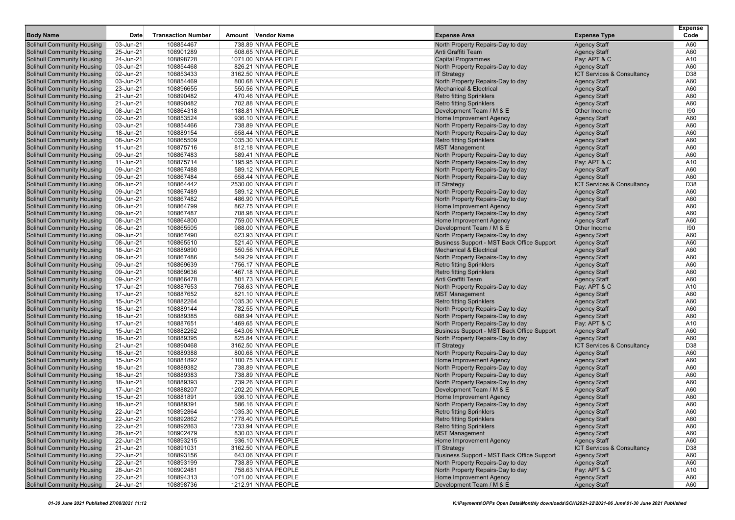| Body Name | Date | Transaction Number | Amount | Vendor Name | Expense Area | Expense Type | Expense Code |
|---|---|---|---|---|---|---|---|
| Solihull Community Housing | 03-Jun-21 | 108854467 | 738.89 | NIYAA PEOPLE | North Property Repairs-Day to day | Agency Staff | A60 |
| Solihull Community Housing | 25-Jun-21 | 108901289 | 608.65 | NIYAA PEOPLE | Anti Graffiti Team | Agency Staff | A60 |
| Solihull Community Housing | 24-Jun-21 | 108898728 | 1071.00 | NIYAA PEOPLE | Capital Programmes | Pay: APT & C | A10 |
| Solihull Community Housing | 03-Jun-21 | 108854468 | 826.21 | NIYAA PEOPLE | North Property Repairs-Day to day | Agency Staff | A60 |
| Solihull Community Housing | 02-Jun-21 | 108853433 | 3162.50 | NIYAA PEOPLE | IT Strategy | ICT Services & Consultancy | D38 |
| Solihull Community Housing | 03-Jun-21 | 108854469 | 800.68 | NIYAA PEOPLE | North Property Repairs-Day to day | Agency Staff | A60 |
| Solihull Community Housing | 23-Jun-21 | 108896655 | 550.56 | NIYAA PEOPLE | Mechanical & Electrical | Agency Staff | A60 |
| Solihull Community Housing | 21-Jun-21 | 108890482 | 470.46 | NIYAA PEOPLE | Retro fitting Sprinklers | Agency Staff | A60 |
| Solihull Community Housing | 21-Jun-21 | 108890482 | 702.88 | NIYAA PEOPLE | Retro fitting Sprinklers | Agency Staff | A60 |
| Solihull Community Housing | 08-Jun-21 | 108864318 | 1188.81 | NIYAA PEOPLE | Development Team / M & E | Other Income | I90 |
| Solihull Community Housing | 02-Jun-21 | 108853524 | 936.10 | NIYAA PEOPLE | Home Improvement Agency | Agency Staff | A60 |
| Solihull Community Housing | 03-Jun-21 | 108854466 | 738.89 | NIYAA PEOPLE | North Property Repairs-Day to day | Agency Staff | A60 |
| Solihull Community Housing | 18-Jun-21 | 108889154 | 658.44 | NIYAA PEOPLE | North Property Repairs-Day to day | Agency Staff | A60 |
| Solihull Community Housing | 08-Jun-21 | 108865509 | 1035.30 | NIYAA PEOPLE | Retro fitting Sprinklers | Agency Staff | A60 |
| Solihull Community Housing | 11-Jun-21 | 108875716 | 812.18 | NIYAA PEOPLE | MST Management | Agency Staff | A60 |
| Solihull Community Housing | 09-Jun-21 | 108867483 | 589.41 | NIYAA PEOPLE | North Property Repairs-Day to day | Agency Staff | A60 |
| Solihull Community Housing | 11-Jun-21 | 108875714 | 1195.95 | NIYAA PEOPLE | North Property Repairs-Day to day | Pay: APT & C | A10 |
| Solihull Community Housing | 09-Jun-21 | 108867488 | 589.12 | NIYAA PEOPLE | North Property Repairs-Day to day | Agency Staff | A60 |
| Solihull Community Housing | 09-Jun-21 | 108867484 | 658.44 | NIYAA PEOPLE | North Property Repairs-Day to day | Agency Staff | A60 |
| Solihull Community Housing | 08-Jun-21 | 108864442 | 2530.00 | NIYAA PEOPLE | IT Strategy | ICT Services & Consultancy | D38 |
| Solihull Community Housing | 09-Jun-21 | 108867489 | 589.12 | NIYAA PEOPLE | North Property Repairs-Day to day | Agency Staff | A60 |
| Solihull Community Housing | 09-Jun-21 | 108867482 | 486.90 | NIYAA PEOPLE | North Property Repairs-Day to day | Agency Staff | A60 |
| Solihull Community Housing | 08-Jun-21 | 108864799 | 862.75 | NIYAA PEOPLE | Home Improvement Agency | Agency Staff | A60 |
| Solihull Community Housing | 09-Jun-21 | 108867487 | 708.98 | NIYAA PEOPLE | North Property Repairs-Day to day | Agency Staff | A60 |
| Solihull Community Housing | 08-Jun-21 | 108864800 | 759.00 | NIYAA PEOPLE | Home Improvement Agency | Agency Staff | A60 |
| Solihull Community Housing | 08-Jun-21 | 108865505 | 988.00 | NIYAA PEOPLE | Development Team / M & E | Other Income | I90 |
| Solihull Community Housing | 09-Jun-21 | 108867490 | 623.93 | NIYAA PEOPLE | North Property Repairs-Day to day | Agency Staff | A60 |
| Solihull Community Housing | 08-Jun-21 | 108865510 | 521.40 | NIYAA PEOPLE | Business Support - MST Back Office Support | Agency Staff | A60 |
| Solihull Community Housing | 18-Jun-21 | 108889890 | 550.56 | NIYAA PEOPLE | Mechanical & Electrical | Agency Staff | A60 |
| Solihull Community Housing | 09-Jun-21 | 108867486 | 549.29 | NIYAA PEOPLE | North Property Repairs-Day to day | Agency Staff | A60 |
| Solihull Community Housing | 09-Jun-21 | 108869639 | 1756.17 | NIYAA PEOPLE | Retro fitting Sprinklers | Agency Staff | A60 |
| Solihull Community Housing | 09-Jun-21 | 108869636 | 1467.18 | NIYAA PEOPLE | Retro fitting Sprinklers | Agency Staff | A60 |
| Solihull Community Housing | 09-Jun-21 | 108866478 | 501.73 | NIYAA PEOPLE | Anti Graffiti Team | Agency Staff | A60 |
| Solihull Community Housing | 17-Jun-21 | 108887653 | 758.63 | NIYAA PEOPLE | North Property Repairs-Day to day | Pay: APT & C | A10 |
| Solihull Community Housing | 17-Jun-21 | 108887652 | 821.10 | NIYAA PEOPLE | MST Management | Agency Staff | A60 |
| Solihull Community Housing | 15-Jun-21 | 108882264 | 1035.30 | NIYAA PEOPLE | Retro fitting Sprinklers | Agency Staff | A60 |
| Solihull Community Housing | 18-Jun-21 | 108889144 | 782.55 | NIYAA PEOPLE | North Property Repairs-Day to day | Agency Staff | A60 |
| Solihull Community Housing | 18-Jun-21 | 108889385 | 688.94 | NIYAA PEOPLE | North Property Repairs-Day to day | Agency Staff | A60 |
| Solihull Community Housing | 17-Jun-21 | 108887651 | 1469.65 | NIYAA PEOPLE | North Property Repairs-Day to day | Pay: APT & C | A10 |
| Solihull Community Housing | 15-Jun-21 | 108882262 | 643.06 | NIYAA PEOPLE | Business Support - MST Back Office Support | Agency Staff | A60 |
| Solihull Community Housing | 18-Jun-21 | 108889395 | 825.84 | NIYAA PEOPLE | North Property Repairs-Day to day | Agency Staff | A60 |
| Solihull Community Housing | 21-Jun-21 | 108890468 | 3162.50 | NIYAA PEOPLE | IT Strategy | ICT Services & Consultancy | D38 |
| Solihull Community Housing | 18-Jun-21 | 108889388 | 800.68 | NIYAA PEOPLE | North Property Repairs-Day to day | Agency Staff | A60 |
| Solihull Community Housing | 15-Jun-21 | 108881892 | 1100.75 | NIYAA PEOPLE | Home Improvement Agency | Agency Staff | A60 |
| Solihull Community Housing | 18-Jun-21 | 108889382 | 738.89 | NIYAA PEOPLE | North Property Repairs-Day to day | Agency Staff | A60 |
| Solihull Community Housing | 18-Jun-21 | 108889383 | 738.89 | NIYAA PEOPLE | North Property Repairs-Day to day | Agency Staff | A60 |
| Solihull Community Housing | 18-Jun-21 | 108889393 | 739.26 | NIYAA PEOPLE | North Property Repairs-Day to day | Agency Staff | A60 |
| Solihull Community Housing | 17-Jun-21 | 108888207 | 1202.20 | NIYAA PEOPLE | Development Team / M & E | Agency Staff | A60 |
| Solihull Community Housing | 15-Jun-21 | 108881891 | 936.10 | NIYAA PEOPLE | Home Improvement Agency | Agency Staff | A60 |
| Solihull Community Housing | 18-Jun-21 | 108889391 | 586.16 | NIYAA PEOPLE | North Property Repairs-Day to day | Agency Staff | A60 |
| Solihull Community Housing | 22-Jun-21 | 108892864 | 1035.30 | NIYAA PEOPLE | Retro fitting Sprinklers | Agency Staff | A60 |
| Solihull Community Housing | 22-Jun-21 | 108892862 | 1778.40 | NIYAA PEOPLE | Retro fitting Sprinklers | Agency Staff | A60 |
| Solihull Community Housing | 22-Jun-21 | 108892863 | 1733.94 | NIYAA PEOPLE | Retro fitting Sprinklers | Agency Staff | A60 |
| Solihull Community Housing | 28-Jun-21 | 108902479 | 830.03 | NIYAA PEOPLE | MST Management | Agency Staff | A60 |
| Solihull Community Housing | 22-Jun-21 | 108893215 | 936.10 | NIYAA PEOPLE | Home Improvement Agency | Agency Staff | A60 |
| Solihull Community Housing | 21-Jun-21 | 108891031 | 3162.50 | NIYAA PEOPLE | IT Strategy | ICT Services & Consultancy | D38 |
| Solihull Community Housing | 22-Jun-21 | 108893156 | 643.06 | NIYAA PEOPLE | Business Support - MST Back Office Support | Agency Staff | A60 |
| Solihull Community Housing | 22-Jun-21 | 108893199 | 738.89 | NIYAA PEOPLE | North Property Repairs-Day to day | Agency Staff | A60 |
| Solihull Community Housing | 28-Jun-21 | 108902481 | 758.63 | NIYAA PEOPLE | North Property Repairs-Day to day | Pay: APT & C | A10 |
| Solihull Community Housing | 22-Jun-21 | 108894313 | 1071.00 | NIYAA PEOPLE | Home Improvement Agency | Agency Staff | A60 |
| Solihull Community Housing | 24-Jun-21 | 108898736 | 1212.91 | NIYAA PEOPLE | Development Team / M & E | Agency Staff | A60 |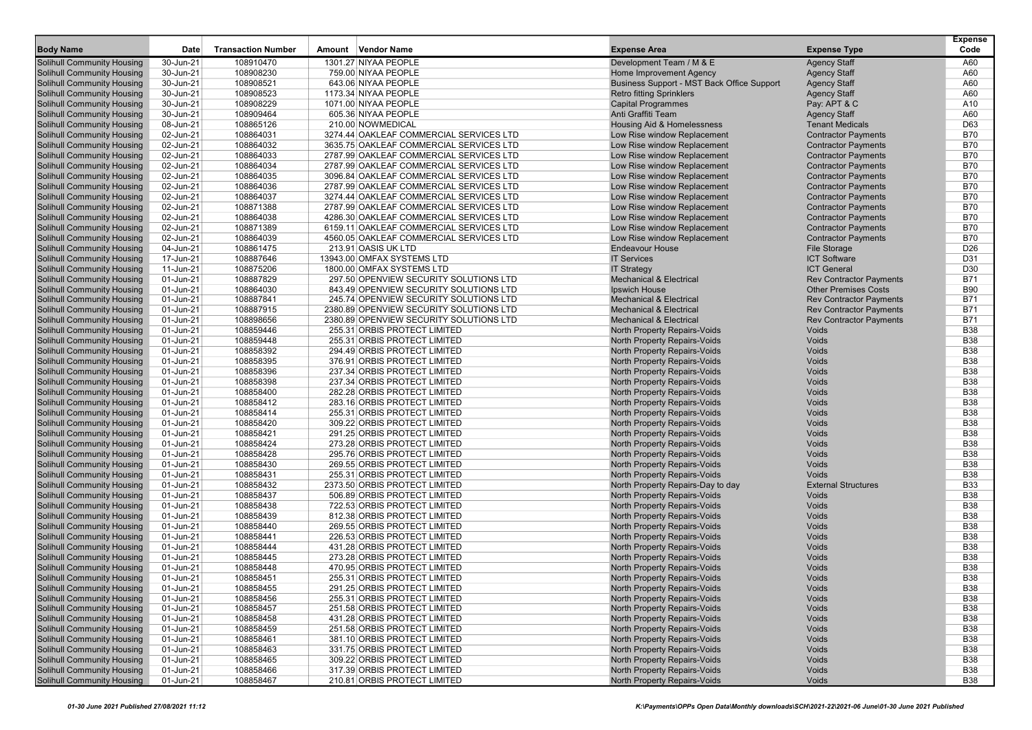| Body Name | Date | Transaction Number | Amount | Vendor Name | Expense Area | Expense Type | Expense Code |
|---|---|---|---|---|---|---|---|
| Solihull Community Housing | 30-Jun-21 | 108910470 | 1301.27 | NIYAA PEOPLE | Development Team / M & E | Agency Staff | A60 |
| Solihull Community Housing | 30-Jun-21 | 108908230 | 759.00 | NIYAA PEOPLE | Home Improvement Agency | Agency Staff | A60 |
| Solihull Community Housing | 30-Jun-21 | 108908521 | 643.06 | NIYAA PEOPLE | Business Support - MST Back Office Support | Agency Staff | A60 |
| Solihull Community Housing | 30-Jun-21 | 108908523 | 1173.34 | NIYAA PEOPLE | Retro fitting Sprinklers | Agency Staff | A60 |
| Solihull Community Housing | 30-Jun-21 | 108908229 | 1071.00 | NIYAA PEOPLE | Capital Programmes | Pay: APT & C | A10 |
| Solihull Community Housing | 30-Jun-21 | 108909464 | 605.36 | NIYAA PEOPLE | Anti Graffiti Team | Agency Staff | A60 |
| Solihull Community Housing | 08-Jun-21 | 108865126 | 210.00 | NOWMEDICAL | Housing Aid & Homelessness | Tenant Medicals | D63 |
| Solihull Community Housing | 02-Jun-21 | 108864031 | 3274.44 | OAKLEAF COMMERCIAL SERVICES LTD | Low Rise window Replacement | Contractor Payments | B70 |
| Solihull Community Housing | 02-Jun-21 | 108864032 | 3635.75 | OAKLEAF COMMERCIAL SERVICES LTD | Low Rise window Replacement | Contractor Payments | B70 |
| Solihull Community Housing | 02-Jun-21 | 108864033 | 2787.99 | OAKLEAF COMMERCIAL SERVICES LTD | Low Rise window Replacement | Contractor Payments | B70 |
| Solihull Community Housing | 02-Jun-21 | 108864034 | 2787.99 | OAKLEAF COMMERCIAL SERVICES LTD | Low Rise window Replacement | Contractor Payments | B70 |
| Solihull Community Housing | 02-Jun-21 | 108864035 | 3096.84 | OAKLEAF COMMERCIAL SERVICES LTD | Low Rise window Replacement | Contractor Payments | B70 |
| Solihull Community Housing | 02-Jun-21 | 108864036 | 2787.99 | OAKLEAF COMMERCIAL SERVICES LTD | Low Rise window Replacement | Contractor Payments | B70 |
| Solihull Community Housing | 02-Jun-21 | 108864037 | 3274.44 | OAKLEAF COMMERCIAL SERVICES LTD | Low Rise window Replacement | Contractor Payments | B70 |
| Solihull Community Housing | 02-Jun-21 | 108871388 | 2787.99 | OAKLEAF COMMERCIAL SERVICES LTD | Low Rise window Replacement | Contractor Payments | B70 |
| Solihull Community Housing | 02-Jun-21 | 108864038 | 4286.30 | OAKLEAF COMMERCIAL SERVICES LTD | Low Rise window Replacement | Contractor Payments | B70 |
| Solihull Community Housing | 02-Jun-21 | 108871389 | 6159.11 | OAKLEAF COMMERCIAL SERVICES LTD | Low Rise window Replacement | Contractor Payments | B70 |
| Solihull Community Housing | 02-Jun-21 | 108864039 | 4560.05 | OAKLEAF COMMERCIAL SERVICES LTD | Low Rise window Replacement | Contractor Payments | B70 |
| Solihull Community Housing | 04-Jun-21 | 108861475 | 213.91 | OASIS UK LTD | Endeavour House | File Storage | D26 |
| Solihull Community Housing | 17-Jun-21 | 108887646 | 13943.00 | OMFAX SYSTEMS LTD | IT Services | ICT Software | D31 |
| Solihull Community Housing | 11-Jun-21 | 108875206 | 1800.00 | OMFAX SYSTEMS LTD | IT Strategy | ICT General | D30 |
| Solihull Community Housing | 01-Jun-21 | 108887829 | 297.50 | OPENVIEW SECURITY SOLUTIONS LTD | Mechanical & Electrical | Rev Contractor Payments | B71 |
| Solihull Community Housing | 01-Jun-21 | 108864030 | 843.49 | OPENVIEW SECURITY SOLUTIONS LTD | Ipswich House | Other Premises Costs | B90 |
| Solihull Community Housing | 01-Jun-21 | 108887841 | 245.74 | OPENVIEW SECURITY SOLUTIONS LTD | Mechanical & Electrical | Rev Contractor Payments | B71 |
| Solihull Community Housing | 01-Jun-21 | 108887915 | 2380.89 | OPENVIEW SECURITY SOLUTIONS LTD | Mechanical & Electrical | Rev Contractor Payments | B71 |
| Solihull Community Housing | 01-Jun-21 | 108898656 | 2380.89 | OPENVIEW SECURITY SOLUTIONS LTD | Mechanical & Electrical | Rev Contractor Payments | B71 |
| Solihull Community Housing | 01-Jun-21 | 108859446 | 255.31 | ORBIS PROTECT LIMITED | North Property Repairs-Voids | Voids | B38 |
| Solihull Community Housing | 01-Jun-21 | 108859448 | 255.31 | ORBIS PROTECT LIMITED | North Property Repairs-Voids | Voids | B38 |
| Solihull Community Housing | 01-Jun-21 | 108858392 | 294.49 | ORBIS PROTECT LIMITED | North Property Repairs-Voids | Voids | B38 |
| Solihull Community Housing | 01-Jun-21 | 108858395 | 376.91 | ORBIS PROTECT LIMITED | North Property Repairs-Voids | Voids | B38 |
| Solihull Community Housing | 01-Jun-21 | 108858396 | 237.34 | ORBIS PROTECT LIMITED | North Property Repairs-Voids | Voids | B38 |
| Solihull Community Housing | 01-Jun-21 | 108858398 | 237.34 | ORBIS PROTECT LIMITED | North Property Repairs-Voids | Voids | B38 |
| Solihull Community Housing | 01-Jun-21 | 108858400 | 282.28 | ORBIS PROTECT LIMITED | North Property Repairs-Voids | Voids | B38 |
| Solihull Community Housing | 01-Jun-21 | 108858412 | 283.16 | ORBIS PROTECT LIMITED | North Property Repairs-Voids | Voids | B38 |
| Solihull Community Housing | 01-Jun-21 | 108858414 | 255.31 | ORBIS PROTECT LIMITED | North Property Repairs-Voids | Voids | B38 |
| Solihull Community Housing | 01-Jun-21 | 108858420 | 309.22 | ORBIS PROTECT LIMITED | North Property Repairs-Voids | Voids | B38 |
| Solihull Community Housing | 01-Jun-21 | 108858421 | 291.25 | ORBIS PROTECT LIMITED | North Property Repairs-Voids | Voids | B38 |
| Solihull Community Housing | 01-Jun-21 | 108858424 | 273.28 | ORBIS PROTECT LIMITED | North Property Repairs-Voids | Voids | B38 |
| Solihull Community Housing | 01-Jun-21 | 108858428 | 295.76 | ORBIS PROTECT LIMITED | North Property Repairs-Voids | Voids | B38 |
| Solihull Community Housing | 01-Jun-21 | 108858430 | 269.55 | ORBIS PROTECT LIMITED | North Property Repairs-Voids | Voids | B38 |
| Solihull Community Housing | 01-Jun-21 | 108858431 | 255.31 | ORBIS PROTECT LIMITED | North Property Repairs-Voids | Voids | B38 |
| Solihull Community Housing | 01-Jun-21 | 108858432 | 2373.50 | ORBIS PROTECT LIMITED | North Property Repairs-Day to day | External Structures | B33 |
| Solihull Community Housing | 01-Jun-21 | 108858437 | 506.89 | ORBIS PROTECT LIMITED | North Property Repairs-Voids | Voids | B38 |
| Solihull Community Housing | 01-Jun-21 | 108858438 | 722.53 | ORBIS PROTECT LIMITED | North Property Repairs-Voids | Voids | B38 |
| Solihull Community Housing | 01-Jun-21 | 108858439 | 812.38 | ORBIS PROTECT LIMITED | North Property Repairs-Voids | Voids | B38 |
| Solihull Community Housing | 01-Jun-21 | 108858440 | 269.55 | ORBIS PROTECT LIMITED | North Property Repairs-Voids | Voids | B38 |
| Solihull Community Housing | 01-Jun-21 | 108858441 | 226.53 | ORBIS PROTECT LIMITED | North Property Repairs-Voids | Voids | B38 |
| Solihull Community Housing | 01-Jun-21 | 108858444 | 431.28 | ORBIS PROTECT LIMITED | North Property Repairs-Voids | Voids | B38 |
| Solihull Community Housing | 01-Jun-21 | 108858445 | 273.28 | ORBIS PROTECT LIMITED | North Property Repairs-Voids | Voids | B38 |
| Solihull Community Housing | 01-Jun-21 | 108858448 | 470.95 | ORBIS PROTECT LIMITED | North Property Repairs-Voids | Voids | B38 |
| Solihull Community Housing | 01-Jun-21 | 108858451 | 255.31 | ORBIS PROTECT LIMITED | North Property Repairs-Voids | Voids | B38 |
| Solihull Community Housing | 01-Jun-21 | 108858455 | 291.25 | ORBIS PROTECT LIMITED | North Property Repairs-Voids | Voids | B38 |
| Solihull Community Housing | 01-Jun-21 | 108858456 | 255.31 | ORBIS PROTECT LIMITED | North Property Repairs-Voids | Voids | B38 |
| Solihull Community Housing | 01-Jun-21 | 108858457 | 251.58 | ORBIS PROTECT LIMITED | North Property Repairs-Voids | Voids | B38 |
| Solihull Community Housing | 01-Jun-21 | 108858458 | 431.28 | ORBIS PROTECT LIMITED | North Property Repairs-Voids | Voids | B38 |
| Solihull Community Housing | 01-Jun-21 | 108858459 | 251.58 | ORBIS PROTECT LIMITED | North Property Repairs-Voids | Voids | B38 |
| Solihull Community Housing | 01-Jun-21 | 108858461 | 381.10 | ORBIS PROTECT LIMITED | North Property Repairs-Voids | Voids | B38 |
| Solihull Community Housing | 01-Jun-21 | 108858463 | 331.75 | ORBIS PROTECT LIMITED | North Property Repairs-Voids | Voids | B38 |
| Solihull Community Housing | 01-Jun-21 | 108858465 | 309.22 | ORBIS PROTECT LIMITED | North Property Repairs-Voids | Voids | B38 |
| Solihull Community Housing | 01-Jun-21 | 108858466 | 317.39 | ORBIS PROTECT LIMITED | North Property Repairs-Voids | Voids | B38 |
| Solihull Community Housing | 01-Jun-21 | 108858467 | 210.81 | ORBIS PROTECT LIMITED | North Property Repairs-Voids | Voids | B38 |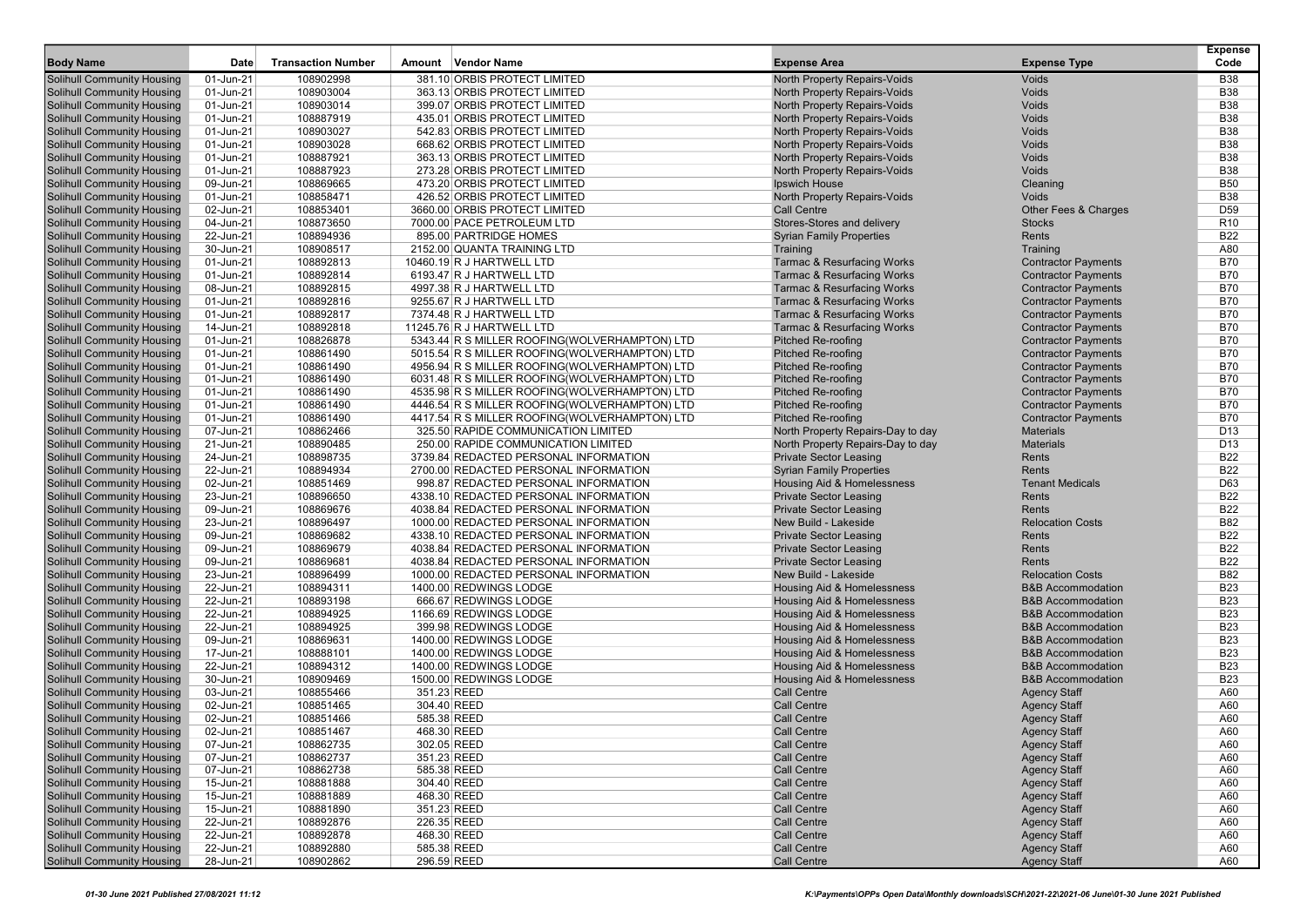| Body Name | Date | Transaction Number | Amount | Vendor Name | Expense Area | Expense Type | Expense Code |
|---|---|---|---|---|---|---|---|
| Solihull Community Housing | 01-Jun-21 | 108902998 | 381.10 | ORBIS PROTECT LIMITED | North Property Repairs-Voids | Voids | B38 |
| Solihull Community Housing | 01-Jun-21 | 108903004 | 363.13 | ORBIS PROTECT LIMITED | North Property Repairs-Voids | Voids | B38 |
| Solihull Community Housing | 01-Jun-21 | 108903014 | 399.07 | ORBIS PROTECT LIMITED | North Property Repairs-Voids | Voids | B38 |
| Solihull Community Housing | 01-Jun-21 | 108887919 | 435.01 | ORBIS PROTECT LIMITED | North Property Repairs-Voids | Voids | B38 |
| Solihull Community Housing | 01-Jun-21 | 108903027 | 542.83 | ORBIS PROTECT LIMITED | North Property Repairs-Voids | Voids | B38 |
| Solihull Community Housing | 01-Jun-21 | 108903028 | 668.62 | ORBIS PROTECT LIMITED | North Property Repairs-Voids | Voids | B38 |
| Solihull Community Housing | 01-Jun-21 | 108887921 | 363.13 | ORBIS PROTECT LIMITED | North Property Repairs-Voids | Voids | B38 |
| Solihull Community Housing | 01-Jun-21 | 108887923 | 273.28 | ORBIS PROTECT LIMITED | North Property Repairs-Voids | Voids | B38 |
| Solihull Community Housing | 09-Jun-21 | 108869665 | 473.20 | ORBIS PROTECT LIMITED | Ipswich House | Cleaning | B50 |
| Solihull Community Housing | 01-Jun-21 | 108858471 | 426.52 | ORBIS PROTECT LIMITED | North Property Repairs-Voids | Voids | B38 |
| Solihull Community Housing | 02-Jun-21 | 108853401 | 3660.00 | ORBIS PROTECT LIMITED | Call Centre | Other Fees & Charges | D59 |
| Solihull Community Housing | 04-Jun-21 | 108873650 | 7000.00 | PACE PETROLEUM LTD | Stores-Stores and delivery | Stocks | R10 |
| Solihull Community Housing | 22-Jun-21 | 108894936 | 895.00 | PARTRIDGE HOMES | Syrian Family Properties | Rents | B22 |
| Solihull Community Housing | 30-Jun-21 | 108908517 | 2152.00 | QUANTA TRAINING LTD | Training | Training | A80 |
| Solihull Community Housing | 01-Jun-21 | 108892813 | 10460.19 | R J HARTWELL LTD | Tarmac & Resurfacing Works | Contractor Payments | B70 |
| Solihull Community Housing | 01-Jun-21 | 108892814 | 6193.47 | R J HARTWELL LTD | Tarmac & Resurfacing Works | Contractor Payments | B70 |
| Solihull Community Housing | 08-Jun-21 | 108892815 | 4997.38 | R J HARTWELL LTD | Tarmac & Resurfacing Works | Contractor Payments | B70 |
| Solihull Community Housing | 01-Jun-21 | 108892816 | 9255.67 | R J HARTWELL LTD | Tarmac & Resurfacing Works | Contractor Payments | B70 |
| Solihull Community Housing | 01-Jun-21 | 108892817 | 7374.48 | R J HARTWELL LTD | Tarmac & Resurfacing Works | Contractor Payments | B70 |
| Solihull Community Housing | 14-Jun-21 | 108892818 | 11245.76 | R J HARTWELL LTD | Tarmac & Resurfacing Works | Contractor Payments | B70 |
| Solihull Community Housing | 01-Jun-21 | 108826878 | 5343.44 | R S MILLER ROOFING(WOLVERHAMPTON) LTD | Pitched Re-roofing | Contractor Payments | B70 |
| Solihull Community Housing | 01-Jun-21 | 108861490 | 5015.54 | R S MILLER ROOFING(WOLVERHAMPTON) LTD | Pitched Re-roofing | Contractor Payments | B70 |
| Solihull Community Housing | 01-Jun-21 | 108861490 | 4956.94 | R S MILLER ROOFING(WOLVERHAMPTON) LTD | Pitched Re-roofing | Contractor Payments | B70 |
| Solihull Community Housing | 01-Jun-21 | 108861490 | 6031.48 | R S MILLER ROOFING(WOLVERHAMPTON) LTD | Pitched Re-roofing | Contractor Payments | B70 |
| Solihull Community Housing | 01-Jun-21 | 108861490 | 4535.98 | R S MILLER ROOFING(WOLVERHAMPTON) LTD | Pitched Re-roofing | Contractor Payments | B70 |
| Solihull Community Housing | 01-Jun-21 | 108861490 | 4446.54 | R S MILLER ROOFING(WOLVERHAMPTON) LTD | Pitched Re-roofing | Contractor Payments | B70 |
| Solihull Community Housing | 01-Jun-21 | 108861490 | 4417.54 | R S MILLER ROOFING(WOLVERHAMPTON) LTD | Pitched Re-roofing | Contractor Payments | B70 |
| Solihull Community Housing | 07-Jun-21 | 108862466 | 325.50 | RAPIDE COMMUNICATION LIMITED | North Property Repairs-Day to day | Materials | D13 |
| Solihull Community Housing | 21-Jun-21 | 108890485 | 250.00 | RAPIDE COMMUNICATION LIMITED | North Property Repairs-Day to day | Materials | D13 |
| Solihull Community Housing | 24-Jun-21 | 108898735 | 3739.84 | REDACTED PERSONAL INFORMATION | Private Sector Leasing | Rents | B22 |
| Solihull Community Housing | 22-Jun-21 | 108894934 | 2700.00 | REDACTED PERSONAL INFORMATION | Syrian Family Properties | Rents | B22 |
| Solihull Community Housing | 02-Jun-21 | 108851469 | 998.87 | REDACTED PERSONAL INFORMATION | Housing Aid & Homelessness | Tenant Medicals | D63 |
| Solihull Community Housing | 23-Jun-21 | 108896650 | 4338.10 | REDACTED PERSONAL INFORMATION | Private Sector Leasing | Rents | B22 |
| Solihull Community Housing | 09-Jun-21 | 108869676 | 4038.84 | REDACTED PERSONAL INFORMATION | Private Sector Leasing | Rents | B22 |
| Solihull Community Housing | 23-Jun-21 | 108896497 | 1000.00 | REDACTED PERSONAL INFORMATION | New Build - Lakeside | Relocation Costs | B82 |
| Solihull Community Housing | 09-Jun-21 | 108869682 | 4338.10 | REDACTED PERSONAL INFORMATION | Private Sector Leasing | Rents | B22 |
| Solihull Community Housing | 09-Jun-21 | 108869679 | 4038.84 | REDACTED PERSONAL INFORMATION | Private Sector Leasing | Rents | B22 |
| Solihull Community Housing | 09-Jun-21 | 108869681 | 4038.84 | REDACTED PERSONAL INFORMATION | Private Sector Leasing | Rents | B22 |
| Solihull Community Housing | 23-Jun-21 | 108896499 | 1000.00 | REDACTED PERSONAL INFORMATION | New Build - Lakeside | Relocation Costs | B82 |
| Solihull Community Housing | 22-Jun-21 | 108894311 | 1400.00 | REDWINGS LODGE | Housing Aid & Homelessness | B&B Accommodation | B23 |
| Solihull Community Housing | 22-Jun-21 | 108893198 | 666.67 | REDWINGS LODGE | Housing Aid & Homelessness | B&B Accommodation | B23 |
| Solihull Community Housing | 22-Jun-21 | 108894925 | 1166.69 | REDWINGS LODGE | Housing Aid & Homelessness | B&B Accommodation | B23 |
| Solihull Community Housing | 22-Jun-21 | 108894925 | 399.98 | REDWINGS LODGE | Housing Aid & Homelessness | B&B Accommodation | B23 |
| Solihull Community Housing | 09-Jun-21 | 108869631 | 1400.00 | REDWINGS LODGE | Housing Aid & Homelessness | B&B Accommodation | B23 |
| Solihull Community Housing | 17-Jun-21 | 108888101 | 1400.00 | REDWINGS LODGE | Housing Aid & Homelessness | B&B Accommodation | B23 |
| Solihull Community Housing | 22-Jun-21 | 108894312 | 1400.00 | REDWINGS LODGE | Housing Aid & Homelessness | B&B Accommodation | B23 |
| Solihull Community Housing | 30-Jun-21 | 108909469 | 1500.00 | REDWINGS LODGE | Housing Aid & Homelessness | B&B Accommodation | B23 |
| Solihull Community Housing | 03-Jun-21 | 108855466 | 351.23 | REED | Call Centre | Agency Staff | A60 |
| Solihull Community Housing | 02-Jun-21 | 108851465 | 304.40 | REED | Call Centre | Agency Staff | A60 |
| Solihull Community Housing | 02-Jun-21 | 108851466 | 585.38 | REED | Call Centre | Agency Staff | A60 |
| Solihull Community Housing | 02-Jun-21 | 108851467 | 468.30 | REED | Call Centre | Agency Staff | A60 |
| Solihull Community Housing | 07-Jun-21 | 108862735 | 302.05 | REED | Call Centre | Agency Staff | A60 |
| Solihull Community Housing | 07-Jun-21 | 108862737 | 351.23 | REED | Call Centre | Agency Staff | A60 |
| Solihull Community Housing | 07-Jun-21 | 108862738 | 585.38 | REED | Call Centre | Agency Staff | A60 |
| Solihull Community Housing | 15-Jun-21 | 108881888 | 304.40 | REED | Call Centre | Agency Staff | A60 |
| Solihull Community Housing | 15-Jun-21 | 108881889 | 468.30 | REED | Call Centre | Agency Staff | A60 |
| Solihull Community Housing | 15-Jun-21 | 108881890 | 351.23 | REED | Call Centre | Agency Staff | A60 |
| Solihull Community Housing | 22-Jun-21 | 108892876 | 226.35 | REED | Call Centre | Agency Staff | A60 |
| Solihull Community Housing | 22-Jun-21 | 108892878 | 468.30 | REED | Call Centre | Agency Staff | A60 |
| Solihull Community Housing | 22-Jun-21 | 108892880 | 585.38 | REED | Call Centre | Agency Staff | A60 |
| Solihull Community Housing | 28-Jun-21 | 108902862 | 296.59 | REED | Call Centre | Agency Staff | A60 |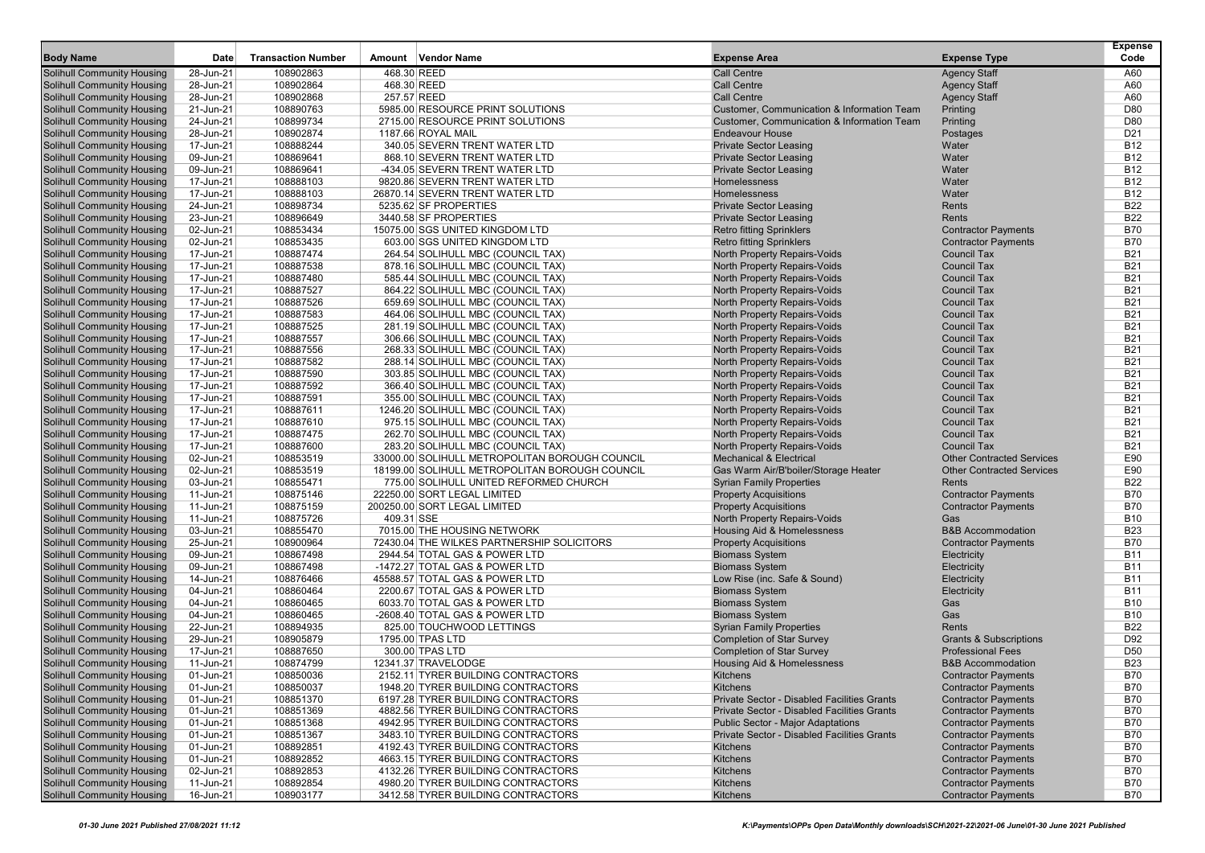| Body Name | Date | Transaction Number | Amount | Vendor Name | Expense Area | Expense Type | Expense Code |
|---|---|---|---|---|---|---|---|
| Solihull Community Housing | 28-Jun-21 | 108902863 | 468.30 | REED | Call Centre | Agency Staff | A60 |
| Solihull Community Housing | 28-Jun-21 | 108902864 | 468.30 | REED | Call Centre | Agency Staff | A60 |
| Solihull Community Housing | 28-Jun-21 | 108902868 | 257.57 | REED | Call Centre | Agency Staff | A60 |
| Solihull Community Housing | 21-Jun-21 | 108890763 | 5985.00 | RESOURCE PRINT SOLUTIONS | Customer, Communication & Information Team | Printing | D80 |
| Solihull Community Housing | 24-Jun-21 | 108899734 | 2715.00 | RESOURCE PRINT SOLUTIONS | Customer, Communication & Information Team | Printing | D80 |
| Solihull Community Housing | 28-Jun-21 | 108902874 | 1187.66 | ROYAL MAIL | Endeavour House | Postages | D21 |
| Solihull Community Housing | 17-Jun-21 | 108888244 | 340.05 | SEVERN TRENT WATER LTD | Private Sector Leasing | Water | B12 |
| Solihull Community Housing | 09-Jun-21 | 108869641 | 868.10 | SEVERN TRENT WATER LTD | Private Sector Leasing | Water | B12 |
| Solihull Community Housing | 09-Jun-21 | 108869641 | -434.05 | SEVERN TRENT WATER LTD | Private Sector Leasing | Water | B12 |
| Solihull Community Housing | 17-Jun-21 | 108888103 | 9820.86 | SEVERN TRENT WATER LTD | Homelessness | Water | B12 |
| Solihull Community Housing | 17-Jun-21 | 108888103 | 26870.14 | SEVERN TRENT WATER LTD | Homelessness | Water | B12 |
| Solihull Community Housing | 24-Jun-21 | 108898734 | 5235.62 | SF PROPERTIES | Private Sector Leasing | Rents | B22 |
| Solihull Community Housing | 23-Jun-21 | 108896649 | 3440.58 | SF PROPERTIES | Private Sector Leasing | Rents | B22 |
| Solihull Community Housing | 02-Jun-21 | 108853434 | 15075.00 | SGS UNITED KINGDOM LTD | Retro fitting Sprinklers | Contractor Payments | B70 |
| Solihull Community Housing | 02-Jun-21 | 108853435 | 603.00 | SGS UNITED KINGDOM LTD | Retro fitting Sprinklers | Contractor Payments | B70 |
| Solihull Community Housing | 17-Jun-21 | 108887474 | 264.54 | SOLIHULL MBC (COUNCIL TAX) | North Property Repairs-Voids | Council Tax | B21 |
| Solihull Community Housing | 17-Jun-21 | 108887538 | 878.16 | SOLIHULL MBC (COUNCIL TAX) | North Property Repairs-Voids | Council Tax | B21 |
| Solihull Community Housing | 17-Jun-21 | 108887480 | 585.44 | SOLIHULL MBC (COUNCIL TAX) | North Property Repairs-Voids | Council Tax | B21 |
| Solihull Community Housing | 17-Jun-21 | 108887527 | 864.22 | SOLIHULL MBC (COUNCIL TAX) | North Property Repairs-Voids | Council Tax | B21 |
| Solihull Community Housing | 17-Jun-21 | 108887526 | 659.69 | SOLIHULL MBC (COUNCIL TAX) | North Property Repairs-Voids | Council Tax | B21 |
| Solihull Community Housing | 17-Jun-21 | 108887583 | 464.06 | SOLIHULL MBC (COUNCIL TAX) | North Property Repairs-Voids | Council Tax | B21 |
| Solihull Community Housing | 17-Jun-21 | 108887525 | 281.19 | SOLIHULL MBC (COUNCIL TAX) | North Property Repairs-Voids | Council Tax | B21 |
| Solihull Community Housing | 17-Jun-21 | 108887557 | 306.66 | SOLIHULL MBC (COUNCIL TAX) | North Property Repairs-Voids | Council Tax | B21 |
| Solihull Community Housing | 17-Jun-21 | 108887556 | 268.33 | SOLIHULL MBC (COUNCIL TAX) | North Property Repairs-Voids | Council Tax | B21 |
| Solihull Community Housing | 17-Jun-21 | 108887582 | 288.14 | SOLIHULL MBC (COUNCIL TAX) | North Property Repairs-Voids | Council Tax | B21 |
| Solihull Community Housing | 17-Jun-21 | 108887590 | 303.85 | SOLIHULL MBC (COUNCIL TAX) | North Property Repairs-Voids | Council Tax | B21 |
| Solihull Community Housing | 17-Jun-21 | 108887592 | 366.40 | SOLIHULL MBC (COUNCIL TAX) | North Property Repairs-Voids | Council Tax | B21 |
| Solihull Community Housing | 17-Jun-21 | 108887591 | 355.00 | SOLIHULL MBC (COUNCIL TAX) | North Property Repairs-Voids | Council Tax | B21 |
| Solihull Community Housing | 17-Jun-21 | 108887611 | 1246.20 | SOLIHULL MBC (COUNCIL TAX) | North Property Repairs-Voids | Council Tax | B21 |
| Solihull Community Housing | 17-Jun-21 | 108887610 | 975.15 | SOLIHULL MBC (COUNCIL TAX) | North Property Repairs-Voids | Council Tax | B21 |
| Solihull Community Housing | 17-Jun-21 | 108887475 | 262.70 | SOLIHULL MBC (COUNCIL TAX) | North Property Repairs-Voids | Council Tax | B21 |
| Solihull Community Housing | 17-Jun-21 | 108887600 | 283.20 | SOLIHULL MBC (COUNCIL TAX) | North Property Repairs-Voids | Council Tax | B21 |
| Solihull Community Housing | 02-Jun-21 | 108853519 | 33000.00 | SOLIHULL METROPOLITAN BOROUGH COUNCIL | Mechanical & Electrical | Other Contracted Services | E90 |
| Solihull Community Housing | 02-Jun-21 | 108853519 | 18199.00 | SOLIHULL METROPOLITAN BOROUGH COUNCIL | Gas Warm Air/B'boiler/Storage Heater | Other Contracted Services | E90 |
| Solihull Community Housing | 03-Jun-21 | 108855471 | 775.00 | SOLIHULL UNITED REFORMED CHURCH | Syrian Family Properties | Rents | B22 |
| Solihull Community Housing | 11-Jun-21 | 108875146 | 22250.00 | SORT LEGAL LIMITED | Property Acquisitions | Contractor Payments | B70 |
| Solihull Community Housing | 11-Jun-21 | 108875159 | 200250.00 | SORT LEGAL LIMITED | Property Acquisitions | Contractor Payments | B70 |
| Solihull Community Housing | 11-Jun-21 | 108875726 | 409.31 | SSE | North Property Repairs-Voids | Gas | B10 |
| Solihull Community Housing | 03-Jun-21 | 108855470 | 7015.00 | THE HOUSING NETWORK | Housing Aid & Homelessness | B&B Accommodation | B23 |
| Solihull Community Housing | 25-Jun-21 | 108900964 | 72430.04 | THE WILKES PARTNERSHIP SOLICITORS | Property Acquisitions | Contractor Payments | B70 |
| Solihull Community Housing | 09-Jun-21 | 108867498 | 2944.54 | TOTAL GAS & POWER LTD | Biomass System | Electricity | B11 |
| Solihull Community Housing | 09-Jun-21 | 108867498 | -1472.27 | TOTAL GAS & POWER LTD | Biomass System | Electricity | B11 |
| Solihull Community Housing | 14-Jun-21 | 108876466 | 45588.57 | TOTAL GAS & POWER LTD | Low Rise (inc. Safe & Sound) | Electricity | B11 |
| Solihull Community Housing | 04-Jun-21 | 108860464 | 2200.67 | TOTAL GAS & POWER LTD | Biomass System | Electricity | B11 |
| Solihull Community Housing | 04-Jun-21 | 108860465 | 6033.70 | TOTAL GAS & POWER LTD | Biomass System | Gas | B10 |
| Solihull Community Housing | 04-Jun-21 | 108860465 | -2608.40 | TOTAL GAS & POWER LTD | Biomass System | Gas | B10 |
| Solihull Community Housing | 22-Jun-21 | 108894935 | 825.00 | TOUCHWOOD LETTINGS | Syrian Family Properties | Rents | B22 |
| Solihull Community Housing | 29-Jun-21 | 108905879 | 1795.00 | TPAS LTD | Completion of Star Survey | Grants & Subscriptions | D92 |
| Solihull Community Housing | 17-Jun-21 | 108887650 | 300.00 | TPAS LTD | Completion of Star Survey | Professional Fees | D50 |
| Solihull Community Housing | 11-Jun-21 | 108874799 | 12341.37 | TRAVELODGE | Housing Aid & Homelessness | B&B Accommodation | B23 |
| Solihull Community Housing | 01-Jun-21 | 108850036 | 2152.11 | TYRER BUILDING CONTRACTORS | Kitchens | Contractor Payments | B70 |
| Solihull Community Housing | 01-Jun-21 | 108850037 | 1948.20 | TYRER BUILDING CONTRACTORS | Kitchens | Contractor Payments | B70 |
| Solihull Community Housing | 01-Jun-21 | 108851370 | 6197.28 | TYRER BUILDING CONTRACTORS | Private Sector - Disabled Facilities Grants | Contractor Payments | B70 |
| Solihull Community Housing | 01-Jun-21 | 108851369 | 4882.56 | TYRER BUILDING CONTRACTORS | Private Sector - Disabled Facilities Grants | Contractor Payments | B70 |
| Solihull Community Housing | 01-Jun-21 | 108851368 | 4942.95 | TYRER BUILDING CONTRACTORS | Public Sector - Major Adaptations | Contractor Payments | B70 |
| Solihull Community Housing | 01-Jun-21 | 108851367 | 3483.10 | TYRER BUILDING CONTRACTORS | Private Sector - Disabled Facilities Grants | Contractor Payments | B70 |
| Solihull Community Housing | 01-Jun-21 | 108892851 | 4192.43 | TYRER BUILDING CONTRACTORS | Kitchens | Contractor Payments | B70 |
| Solihull Community Housing | 01-Jun-21 | 108892852 | 4663.15 | TYRER BUILDING CONTRACTORS | Kitchens | Contractor Payments | B70 |
| Solihull Community Housing | 02-Jun-21 | 108892853 | 4132.26 | TYRER BUILDING CONTRACTORS | Kitchens | Contractor Payments | B70 |
| Solihull Community Housing | 11-Jun-21 | 108892854 | 4980.20 | TYRER BUILDING CONTRACTORS | Kitchens | Contractor Payments | B70 |
| Solihull Community Housing | 16-Jun-21 | 108903177 | 3412.58 | TYRER BUILDING CONTRACTORS | Kitchens | Contractor Payments | B70 |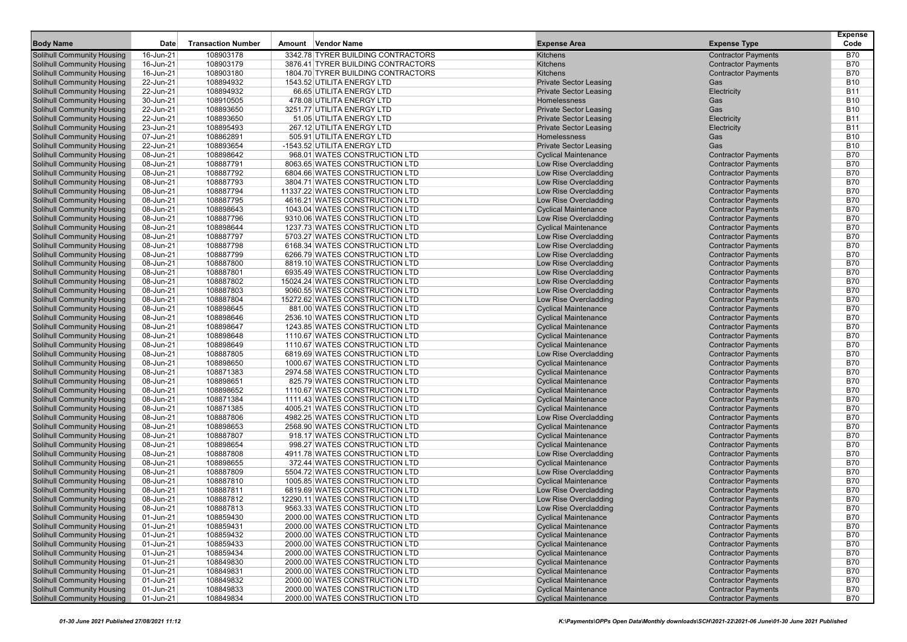| Body Name | Date | Transaction Number | Amount | Vendor Name | Expense Area | Expense Type | Expense Code |
|---|---|---|---|---|---|---|---|
| Solihull Community Housing | 16-Jun-21 | 108903178 | 3342.78 | TYRER BUILDING CONTRACTORS | Kitchens | Contractor Payments | B70 |
| Solihull Community Housing | 16-Jun-21 | 108903179 | 3876.41 | TYRER BUILDING CONTRACTORS | Kitchens | Contractor Payments | B70 |
| Solihull Community Housing | 16-Jun-21 | 108903180 | 1804.70 | TYRER BUILDING CONTRACTORS | Kitchens | Contractor Payments | B70 |
| Solihull Community Housing | 22-Jun-21 | 108894932 | 1543.52 | UTILITA ENERGY LTD | Private Sector Leasing | Gas | B10 |
| Solihull Community Housing | 22-Jun-21 | 108894932 | 66.65 | UTILITA ENERGY LTD | Private Sector Leasing | Electricity | B11 |
| Solihull Community Housing | 30-Jun-21 | 108910505 | 478.08 | UTILITA ENERGY LTD | Homelessness | Gas | B10 |
| Solihull Community Housing | 22-Jun-21 | 108893650 | 3251.77 | UTILITA ENERGY LTD | Private Sector Leasing | Gas | B10 |
| Solihull Community Housing | 22-Jun-21 | 108893650 | 51.05 | UTILITA ENERGY LTD | Private Sector Leasing | Electricity | B11 |
| Solihull Community Housing | 23-Jun-21 | 108895493 | 267.12 | UTILITA ENERGY LTD | Private Sector Leasing | Electricity | B11 |
| Solihull Community Housing | 07-Jun-21 | 108862891 | 505.91 | UTILITA ENERGY LTD | Homelessness | Gas | B10 |
| Solihull Community Housing | 22-Jun-21 | 108893654 | -1543.52 | UTILITA ENERGY LTD | Private Sector Leasing | Gas | B10 |
| Solihull Community Housing | 08-Jun-21 | 108898642 | 968.01 | WATES CONSTRUCTION LTD | Cyclical Maintenance | Contractor Payments | B70 |
| Solihull Community Housing | 08-Jun-21 | 108887791 | 8063.65 | WATES CONSTRUCTION LTD | Low Rise Overcladding | Contractor Payments | B70 |
| Solihull Community Housing | 08-Jun-21 | 108887792 | 6804.66 | WATES CONSTRUCTION LTD | Low Rise Overcladding | Contractor Payments | B70 |
| Solihull Community Housing | 08-Jun-21 | 108887793 | 3804.71 | WATES CONSTRUCTION LTD | Low Rise Overcladding | Contractor Payments | B70 |
| Solihull Community Housing | 08-Jun-21 | 108887794 | 11337.22 | WATES CONSTRUCTION LTD | Low Rise Overcladding | Contractor Payments | B70 |
| Solihull Community Housing | 08-Jun-21 | 108887795 | 4616.21 | WATES CONSTRUCTION LTD | Low Rise Overcladding | Contractor Payments | B70 |
| Solihull Community Housing | 08-Jun-21 | 108898643 | 1043.04 | WATES CONSTRUCTION LTD | Cyclical Maintenance | Contractor Payments | B70 |
| Solihull Community Housing | 08-Jun-21 | 108887796 | 9310.06 | WATES CONSTRUCTION LTD | Low Rise Overcladding | Contractor Payments | B70 |
| Solihull Community Housing | 08-Jun-21 | 108898644 | 1237.73 | WATES CONSTRUCTION LTD | Cyclical Maintenance | Contractor Payments | B70 |
| Solihull Community Housing | 08-Jun-21 | 108887797 | 5703.27 | WATES CONSTRUCTION LTD | Low Rise Overcladding | Contractor Payments | B70 |
| Solihull Community Housing | 08-Jun-21 | 108887798 | 6168.34 | WATES CONSTRUCTION LTD | Low Rise Overcladding | Contractor Payments | B70 |
| Solihull Community Housing | 08-Jun-21 | 108887799 | 6266.79 | WATES CONSTRUCTION LTD | Low Rise Overcladding | Contractor Payments | B70 |
| Solihull Community Housing | 08-Jun-21 | 108887800 | 8819.10 | WATES CONSTRUCTION LTD | Low Rise Overcladding | Contractor Payments | B70 |
| Solihull Community Housing | 08-Jun-21 | 108887801 | 6935.49 | WATES CONSTRUCTION LTD | Low Rise Overcladding | Contractor Payments | B70 |
| Solihull Community Housing | 08-Jun-21 | 108887802 | 15024.24 | WATES CONSTRUCTION LTD | Low Rise Overcladding | Contractor Payments | B70 |
| Solihull Community Housing | 08-Jun-21 | 108887803 | 9060.55 | WATES CONSTRUCTION LTD | Low Rise Overcladding | Contractor Payments | B70 |
| Solihull Community Housing | 08-Jun-21 | 108887804 | 15272.62 | WATES CONSTRUCTION LTD | Low Rise Overcladding | Contractor Payments | B70 |
| Solihull Community Housing | 08-Jun-21 | 108898645 | 881.00 | WATES CONSTRUCTION LTD | Cyclical Maintenance | Contractor Payments | B70 |
| Solihull Community Housing | 08-Jun-21 | 108898646 | 2536.10 | WATES CONSTRUCTION LTD | Cyclical Maintenance | Contractor Payments | B70 |
| Solihull Community Housing | 08-Jun-21 | 108898647 | 1243.85 | WATES CONSTRUCTION LTD | Cyclical Maintenance | Contractor Payments | B70 |
| Solihull Community Housing | 08-Jun-21 | 108898648 | 1110.67 | WATES CONSTRUCTION LTD | Cyclical Maintenance | Contractor Payments | B70 |
| Solihull Community Housing | 08-Jun-21 | 108898649 | 1110.67 | WATES CONSTRUCTION LTD | Cyclical Maintenance | Contractor Payments | B70 |
| Solihull Community Housing | 08-Jun-21 | 108887805 | 6819.69 | WATES CONSTRUCTION LTD | Low Rise Overcladding | Contractor Payments | B70 |
| Solihull Community Housing | 08-Jun-21 | 108898650 | 1000.67 | WATES CONSTRUCTION LTD | Cyclical Maintenance | Contractor Payments | B70 |
| Solihull Community Housing | 08-Jun-21 | 108871383 | 2974.58 | WATES CONSTRUCTION LTD | Cyclical Maintenance | Contractor Payments | B70 |
| Solihull Community Housing | 08-Jun-21 | 108898651 | 825.79 | WATES CONSTRUCTION LTD | Cyclical Maintenance | Contractor Payments | B70 |
| Solihull Community Housing | 08-Jun-21 | 108898652 | 1110.67 | WATES CONSTRUCTION LTD | Cyclical Maintenance | Contractor Payments | B70 |
| Solihull Community Housing | 08-Jun-21 | 108871384 | 1111.43 | WATES CONSTRUCTION LTD | Cyclical Maintenance | Contractor Payments | B70 |
| Solihull Community Housing | 08-Jun-21 | 108871385 | 4005.21 | WATES CONSTRUCTION LTD | Cyclical Maintenance | Contractor Payments | B70 |
| Solihull Community Housing | 08-Jun-21 | 108887806 | 4982.25 | WATES CONSTRUCTION LTD | Low Rise Overcladding | Contractor Payments | B70 |
| Solihull Community Housing | 08-Jun-21 | 108898653 | 2568.90 | WATES CONSTRUCTION LTD | Cyclical Maintenance | Contractor Payments | B70 |
| Solihull Community Housing | 08-Jun-21 | 108887807 | 918.17 | WATES CONSTRUCTION LTD | Cyclical Maintenance | Contractor Payments | B70 |
| Solihull Community Housing | 08-Jun-21 | 108898654 | 998.27 | WATES CONSTRUCTION LTD | Cyclical Maintenance | Contractor Payments | B70 |
| Solihull Community Housing | 08-Jun-21 | 108887808 | 4911.78 | WATES CONSTRUCTION LTD | Low Rise Overcladding | Contractor Payments | B70 |
| Solihull Community Housing | 08-Jun-21 | 108898655 | 372.44 | WATES CONSTRUCTION LTD | Cyclical Maintenance | Contractor Payments | B70 |
| Solihull Community Housing | 08-Jun-21 | 108887809 | 5504.72 | WATES CONSTRUCTION LTD | Low Rise Overcladding | Contractor Payments | B70 |
| Solihull Community Housing | 08-Jun-21 | 108887810 | 1005.85 | WATES CONSTRUCTION LTD | Cyclical Maintenance | Contractor Payments | B70 |
| Solihull Community Housing | 08-Jun-21 | 108887811 | 6819.69 | WATES CONSTRUCTION LTD | Low Rise Overcladding | Contractor Payments | B70 |
| Solihull Community Housing | 08-Jun-21 | 108887812 | 12290.11 | WATES CONSTRUCTION LTD | Low Rise Overcladding | Contractor Payments | B70 |
| Solihull Community Housing | 08-Jun-21 | 108887813 | 9563.33 | WATES CONSTRUCTION LTD | Low Rise Overcladding | Contractor Payments | B70 |
| Solihull Community Housing | 01-Jun-21 | 108859430 | 2000.00 | WATES CONSTRUCTION LTD | Cyclical Maintenance | Contractor Payments | B70 |
| Solihull Community Housing | 01-Jun-21 | 108859431 | 2000.00 | WATES CONSTRUCTION LTD | Cyclical Maintenance | Contractor Payments | B70 |
| Solihull Community Housing | 01-Jun-21 | 108859432 | 2000.00 | WATES CONSTRUCTION LTD | Cyclical Maintenance | Contractor Payments | B70 |
| Solihull Community Housing | 01-Jun-21 | 108859433 | 2000.00 | WATES CONSTRUCTION LTD | Cyclical Maintenance | Contractor Payments | B70 |
| Solihull Community Housing | 01-Jun-21 | 108859434 | 2000.00 | WATES CONSTRUCTION LTD | Cyclical Maintenance | Contractor Payments | B70 |
| Solihull Community Housing | 01-Jun-21 | 108849830 | 2000.00 | WATES CONSTRUCTION LTD | Cyclical Maintenance | Contractor Payments | B70 |
| Solihull Community Housing | 01-Jun-21 | 108849831 | 2000.00 | WATES CONSTRUCTION LTD | Cyclical Maintenance | Contractor Payments | B70 |
| Solihull Community Housing | 01-Jun-21 | 108849832 | 2000.00 | WATES CONSTRUCTION LTD | Cyclical Maintenance | Contractor Payments | B70 |
| Solihull Community Housing | 01-Jun-21 | 108849833 | 2000.00 | WATES CONSTRUCTION LTD | Cyclical Maintenance | Contractor Payments | B70 |
| Solihull Community Housing | 01-Jun-21 | 108849834 | 2000.00 | WATES CONSTRUCTION LTD | Cyclical Maintenance | Contractor Payments | B70 |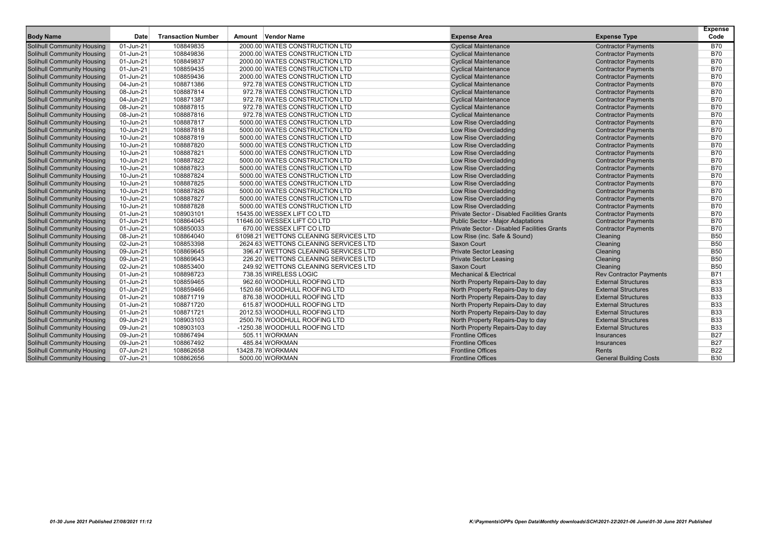| Body Name | Date | Transaction Number | Amount | Vendor Name | Expense Area | Expense Type | Expense Code |
|---|---|---|---|---|---|---|---|
| Solihull Community Housing | 01-Jun-21 | 108849835 | 2000.00 | WATES CONSTRUCTION LTD | Cyclical Maintenance | Contractor Payments | B70 |
| Solihull Community Housing | 01-Jun-21 | 108849836 | 2000.00 | WATES CONSTRUCTION LTD | Cyclical Maintenance | Contractor Payments | B70 |
| Solihull Community Housing | 01-Jun-21 | 108849837 | 2000.00 | WATES CONSTRUCTION LTD | Cyclical Maintenance | Contractor Payments | B70 |
| Solihull Community Housing | 01-Jun-21 | 108859435 | 2000.00 | WATES CONSTRUCTION LTD | Cyclical Maintenance | Contractor Payments | B70 |
| Solihull Community Housing | 01-Jun-21 | 108859436 | 2000.00 | WATES CONSTRUCTION LTD | Cyclical Maintenance | Contractor Payments | B70 |
| Solihull Community Housing | 04-Jun-21 | 108871386 | 972.78 | WATES CONSTRUCTION LTD | Cyclical Maintenance | Contractor Payments | B70 |
| Solihull Community Housing | 08-Jun-21 | 108887814 | 972.78 | WATES CONSTRUCTION LTD | Cyclical Maintenance | Contractor Payments | B70 |
| Solihull Community Housing | 04-Jun-21 | 108871387 | 972.78 | WATES CONSTRUCTION LTD | Cyclical Maintenance | Contractor Payments | B70 |
| Solihull Community Housing | 08-Jun-21 | 108887815 | 972.78 | WATES CONSTRUCTION LTD | Cyclical Maintenance | Contractor Payments | B70 |
| Solihull Community Housing | 08-Jun-21 | 108887816 | 972.78 | WATES CONSTRUCTION LTD | Cyclical Maintenance | Contractor Payments | B70 |
| Solihull Community Housing | 10-Jun-21 | 108887817 | 5000.00 | WATES CONSTRUCTION LTD | Low Rise Overcladding | Contractor Payments | B70 |
| Solihull Community Housing | 10-Jun-21 | 108887818 | 5000.00 | WATES CONSTRUCTION LTD | Low Rise Overcladding | Contractor Payments | B70 |
| Solihull Community Housing | 10-Jun-21 | 108887819 | 5000.00 | WATES CONSTRUCTION LTD | Low Rise Overcladding | Contractor Payments | B70 |
| Solihull Community Housing | 10-Jun-21 | 108887820 | 5000.00 | WATES CONSTRUCTION LTD | Low Rise Overcladding | Contractor Payments | B70 |
| Solihull Community Housing | 10-Jun-21 | 108887821 | 5000.00 | WATES CONSTRUCTION LTD | Low Rise Overcladding | Contractor Payments | B70 |
| Solihull Community Housing | 10-Jun-21 | 108887822 | 5000.00 | WATES CONSTRUCTION LTD | Low Rise Overcladding | Contractor Payments | B70 |
| Solihull Community Housing | 10-Jun-21 | 108887823 | 5000.00 | WATES CONSTRUCTION LTD | Low Rise Overcladding | Contractor Payments | B70 |
| Solihull Community Housing | 10-Jun-21 | 108887824 | 5000.00 | WATES CONSTRUCTION LTD | Low Rise Overcladding | Contractor Payments | B70 |
| Solihull Community Housing | 10-Jun-21 | 108887825 | 5000.00 | WATES CONSTRUCTION LTD | Low Rise Overcladding | Contractor Payments | B70 |
| Solihull Community Housing | 10-Jun-21 | 108887826 | 5000.00 | WATES CONSTRUCTION LTD | Low Rise Overcladding | Contractor Payments | B70 |
| Solihull Community Housing | 10-Jun-21 | 108887827 | 5000.00 | WATES CONSTRUCTION LTD | Low Rise Overcladding | Contractor Payments | B70 |
| Solihull Community Housing | 10-Jun-21 | 108887828 | 5000.00 | WATES CONSTRUCTION LTD | Low Rise Overcladding | Contractor Payments | B70 |
| Solihull Community Housing | 01-Jun-21 | 108903101 | 15435.00 | WESSEX LIFT CO LTD | Private Sector - Disabled Facilities Grants | Contractor Payments | B70 |
| Solihull Community Housing | 01-Jun-21 | 108864045 | 11646.00 | WESSEX LIFT CO LTD | Public Sector - Major Adaptations | Contractor Payments | B70 |
| Solihull Community Housing | 01-Jun-21 | 108850033 | 670.00 | WESSEX LIFT CO LTD | Private Sector - Disabled Facilities Grants | Contractor Payments | B70 |
| Solihull Community Housing | 08-Jun-21 | 108864040 | 61098.21 | WETTONS CLEANING SERVICES LTD | Low Rise (inc. Safe & Sound) | Cleaning | B50 |
| Solihull Community Housing | 02-Jun-21 | 108853398 | 2624.63 | WETTONS CLEANING SERVICES LTD | Saxon Court | Cleaning | B50 |
| Solihull Community Housing | 09-Jun-21 | 108869645 | 396.47 | WETTONS CLEANING SERVICES LTD | Private Sector Leasing | Cleaning | B50 |
| Solihull Community Housing | 09-Jun-21 | 108869643 | 226.20 | WETTONS CLEANING SERVICES LTD | Private Sector Leasing | Cleaning | B50 |
| Solihull Community Housing | 02-Jun-21 | 108853400 | 249.92 | WETTONS CLEANING SERVICES LTD | Saxon Court | Cleaning | B50 |
| Solihull Community Housing | 01-Jun-21 | 108898723 | 738.35 | WIRELESS LOGIC | Mechanical & Electrical | Rev Contractor Payments | B71 |
| Solihull Community Housing | 01-Jun-21 | 108859465 | 962.60 | WOODHULL ROOFING LTD | North Property Repairs-Day to day | External Structures | B33 |
| Solihull Community Housing | 01-Jun-21 | 108859466 | 1520.68 | WOODHULL ROOFING LTD | North Property Repairs-Day to day | External Structures | B33 |
| Solihull Community Housing | 01-Jun-21 | 108871719 | 876.38 | WOODHULL ROOFING LTD | North Property Repairs-Day to day | External Structures | B33 |
| Solihull Community Housing | 01-Jun-21 | 108871720 | 615.87 | WOODHULL ROOFING LTD | North Property Repairs-Day to day | External Structures | B33 |
| Solihull Community Housing | 01-Jun-21 | 108871721 | 2012.53 | WOODHULL ROOFING LTD | North Property Repairs-Day to day | External Structures | B33 |
| Solihull Community Housing | 09-Jun-21 | 108903103 | 2500.76 | WOODHULL ROOFING LTD | North Property Repairs-Day to day | External Structures | B33 |
| Solihull Community Housing | 09-Jun-21 | 108903103 | -1250.38 | WOODHULL ROOFING LTD | North Property Repairs-Day to day | External Structures | B33 |
| Solihull Community Housing | 09-Jun-21 | 108867494 | 505.11 | WORKMAN | Frontline Offices | Insurances | B27 |
| Solihull Community Housing | 09-Jun-21 | 108867492 | 485.84 | WORKMAN | Frontline Offices | Insurances | B27 |
| Solihull Community Housing | 07-Jun-21 | 108862658 | 13428.78 | WORKMAN | Frontline Offices | Rents | B22 |
| Solihull Community Housing | 07-Jun-21 | 108862656 | 5000.00 | WORKMAN | Frontline Offices | General Building Costs | B30 |

*01-30 June 2021 Published 27/08/2021 11:12*

*K:\Payments\OPPs Open Data\Monthly downloads\SCH\2021-22\2021-06 June\01-30 June 2021 Published*